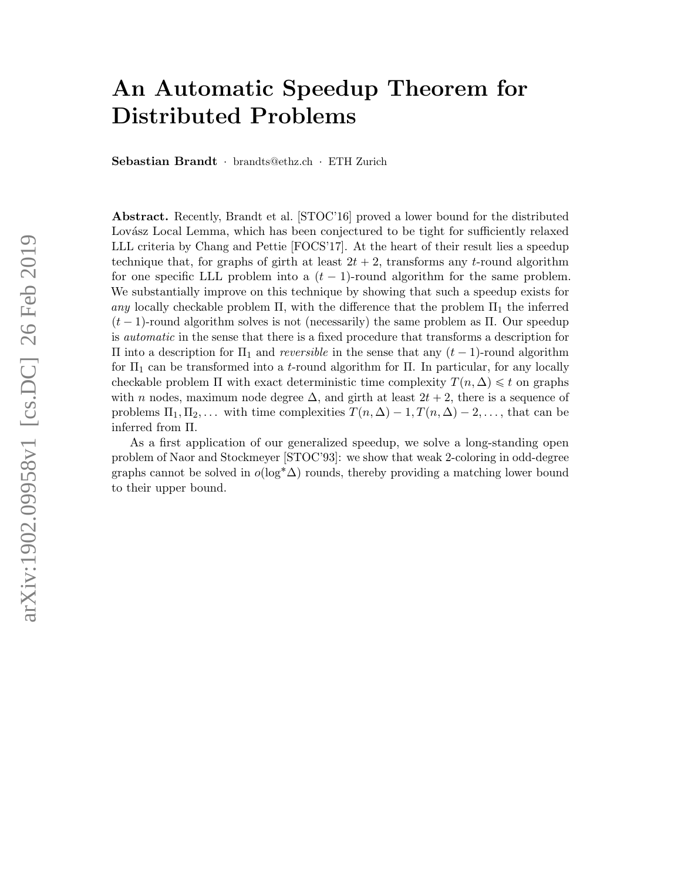# An Automatic Speedup Theorem for Distributed Problems

**Sebastian Brandt** · brandts@ethz.ch · ETH Zurich

**Abstract.** Recently, Brandt et al. [STOC'16] proved a lower bound for the distributed Lovász Local Lemma, which has been conjectured to be tight for sufficiently relaxed LLL criteria by Chang and Pettie [FOCS'17]. At the heart of their result lies a speedup technique that, for graphs of girth at least $2t + 2$, transforms any $t$-round algorithm for one specific LLL problem into a $(t-1)$-round algorithm for the same problem. We substantially improve on this technique by showing that such a speedup exists for *any* locally checkable problem $\Pi$, with the difference that the problem $\Pi_1$ the inferred $(t-1)$-round algorithm solves is not (necessarily) the same problem as $\Pi$. Our speedup is *automatic* in the sense that there is a fixed procedure that transforms a description for $\Pi$ into a description for $\Pi_1$ and *reversible* in the sense that any $(t-1)$-round algorithm for $\Pi_1$ can be transformed into a $t$-round algorithm for $\Pi$. In particular, for any locally checkable problem $\Pi$ with exact deterministic time complexity $T(n, \Delta) \leqslant t$ on graphs with $n$ nodes, maximum node degree $\Delta$, and girth at least $2t + 2$, there is a sequence of problems $\Pi_1, \Pi_2, \ldots$ with time complexities $T(n, \Delta) - 1, T(n, \Delta) - 2, \ldots$, that can be inferred from $\Pi$.

As a first application of our generalized speedup, we solve a long-standing open problem of Naor and Stockmeyer [STOC'93]: we show that weak 2-coloring in odd-degree graphs cannot be solved in $o(\log^* \Delta)$ rounds, thereby providing a matching lower bound to their upper bound.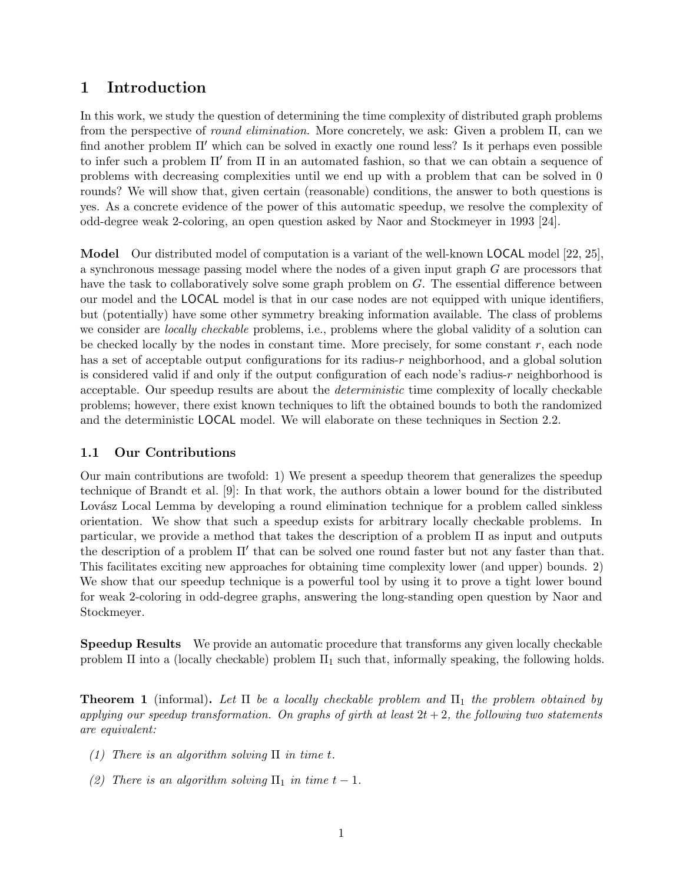# 1 Introduction

In this work, we study the question of determining the time complexity of distributed graph problems from the perspective of *round elimination*. More concretely, we ask: Given a problem $\Pi$, can we find another problem $\Pi'$ which can be solved in exactly one round less? Is it perhaps even possible to infer such a problem $\Pi'$ from $\Pi$ in an automated fashion, so that we can obtain a sequence of problems with decreasing complexities until we end up with a problem that can be solved in 0 rounds? We will show that, given certain (reasonable) conditions, the answer to both questions is yes. As a concrete evidence of the power of this automatic speedup, we resolve the complexity of odd-degree weak 2-coloring, an open question asked by Naor and Stockmeyer in 1993 [24].

**Model** Our distributed model of computation is a variant of the well-known LOCAL model [22, 25], a synchronous message passing model where the nodes of a given input graph $G$ are processors that have the task to collaboratively solve some graph problem on $G$. The essential difference between our model and the LOCAL model is that in our case nodes are not equipped with unique identifiers, but (potentially) have some other symmetry breaking information available. The class of problems we consider are *locally checkable* problems, i.e., problems where the global validity of a solution can be checked locally by the nodes in constant time. More precisely, for some constant $r$, each node has a set of acceptable output configurations for its radius-$r$ neighborhood, and a global solution is considered valid if and only if the output configuration of each node's radius-$r$ neighborhood is acceptable. Our speedup results are about the *deterministic* time complexity of locally checkable problems; however, there exist known techniques to lift the obtained bounds to both the randomized and the deterministic LOCAL model. We will elaborate on these techniques in Section 2.2.

## 1.1 Our Contributions

Our main contributions are twofold: 1) We present a speedup theorem that generalizes the speedup technique of Brandt et al. [9]: In that work, the authors obtain a lower bound for the distributed Lovász Local Lemma by developing a round elimination technique for a problem called sinkless orientation. We show that such a speedup exists for arbitrary locally checkable problems. In particular, we provide a method that takes the description of a problem $\Pi$ as input and outputs the description of a problem $\Pi'$ that can be solved one round faster but not any faster than that. This facilitates exciting new approaches for obtaining time complexity lower (and upper) bounds. 2) We show that our speedup technique is a powerful tool by using it to prove a tight lower bound for weak 2-coloring in odd-degree graphs, answering the long-standing open question by Naor and Stockmeyer.

**Speedup Results** We provide an automatic procedure that transforms any given locally checkable problem $\Pi$ into a (locally checkable) problem $\Pi_1$ such that, informally speaking, the following holds.

**Theorem 1** (informal)**.** *Let $\Pi$ be a locally checkable problem and $\Pi_1$ the problem obtained by applying our speedup transformation. On graphs of girth at least $2t + 2$, the following two statements are equivalent:*

*(1) There is an algorithm solving $\Pi$ in time $t$.*

*(2) There is an algorithm solving $\Pi_1$ in time $t - 1$.*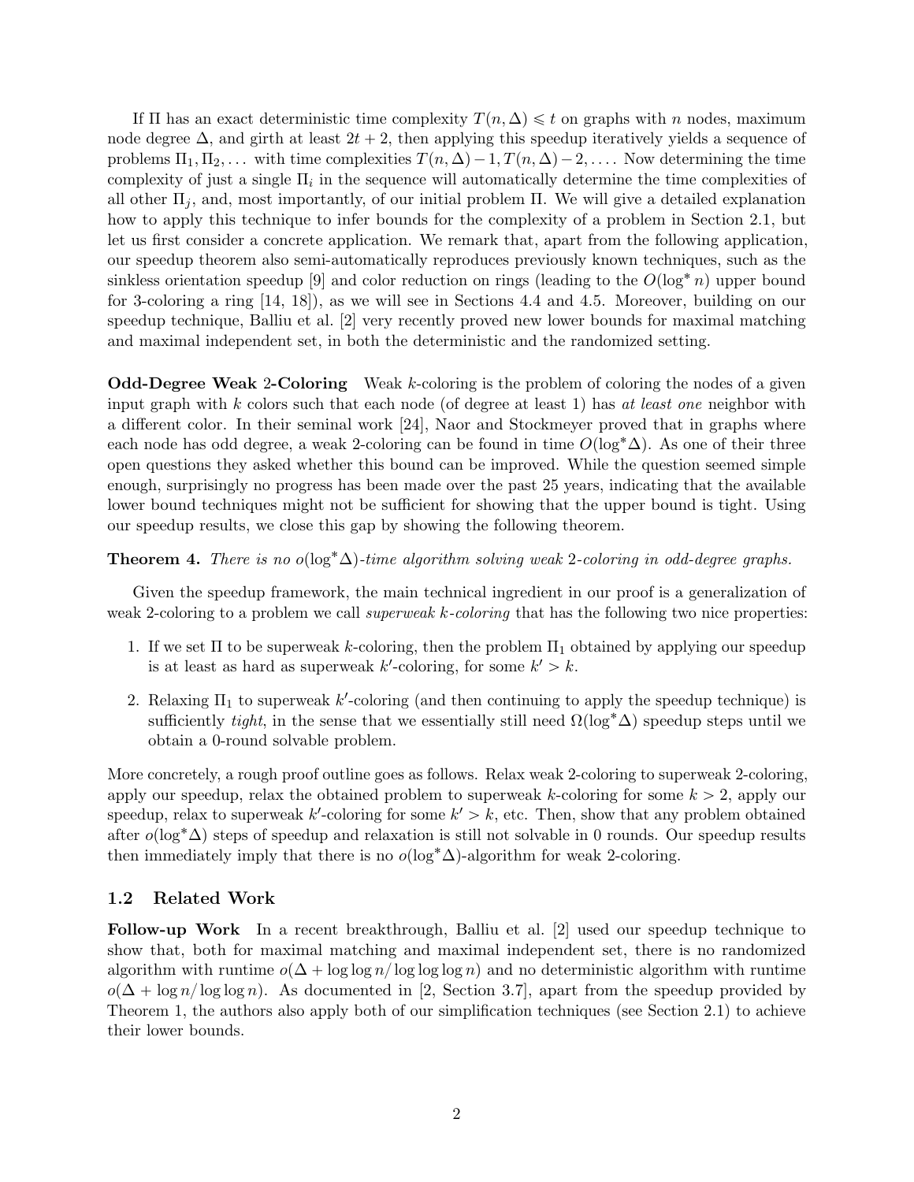If $\Pi$ has an exact deterministic time complexity $T(n, \Delta) \leqslant t$ on graphs with $n$ nodes, maximum node degree $\Delta$, and girth at least $2t+2$, then applying this speedup iteratively yields a sequence of problems $\Pi_1, \Pi_2, \ldots$ with time complexities $T(n, \Delta) - 1, T(n, \Delta) - 2, \ldots$. Now determining the time complexity of just a single $\Pi_i$ in the sequence will automatically determine the time complexities of all other $\Pi_j$, and, most importantly, of our initial problem $\Pi$. We will give a detailed explanation how to apply this technique to infer bounds for the complexity of a problem in Section 2.1, but let us first consider a concrete application. We remark that, apart from the following application, our speedup theorem also semi-automatically reproduces previously known techniques, such as the sinkless orientation speedup [9] and color reduction on rings (leading to the $O(\log^* n)$ upper bound for 3-coloring a ring [14, 18]), as we will see in Sections 4.4 and 4.5. Moreover, building on our speedup technique, Balliu et al. [2] very recently proved new lower bounds for maximal matching and maximal independent set, in both the deterministic and the randomized setting.

**Odd-Degree Weak 2-Coloring** Weak $k$-coloring is the problem of coloring the nodes of a given input graph with $k$ colors such that each node (of degree at least 1) has *at least one* neighbor with a different color. In their seminal work [24], Naor and Stockmeyer proved that in graphs where each node has odd degree, a weak 2-coloring can be found in time $O(\log^* \Delta)$. As one of their three open questions they asked whether this bound can be improved. While the question seemed simple enough, surprisingly no progress has been made over the past 25 years, indicating that the available lower bound techniques might not be sufficient for showing that the upper bound is tight. Using our speedup results, we close this gap by showing the following theorem.

**Theorem 4.** *There is no $o(\log^* \Delta)$-time algorithm solving weak 2-coloring in odd-degree graphs.*

Given the speedup framework, the main technical ingredient in our proof is a generalization of weak 2-coloring to a problem we call *superweak $k$-coloring* that has the following two nice properties:

1. If we set $\Pi$ to be superweak $k$-coloring, then the problem $\Pi_1$ obtained by applying our speedup is at least as hard as superweak $k'$-coloring, for some $k' > k$.
2. Relaxing $\Pi_1$ to superweak $k'$-coloring (and then continuing to apply the speedup technique) is sufficiently *tight*, in the sense that we essentially still need $\Omega(\log^* \Delta)$ speedup steps until we obtain a 0-round solvable problem.

More concretely, a rough proof outline goes as follows. Relax weak 2-coloring to superweak 2-coloring, apply our speedup, relax the obtained problem to superweak $k$-coloring for some $k > 2$, apply our speedup, relax to superweak $k'$-coloring for some $k' > k$, etc. Then, show that any problem obtained after $o(\log^* \Delta)$ steps of speedup and relaxation is still not solvable in 0 rounds. Our speedup results then immediately imply that there is no $o(\log^* \Delta)$-algorithm for weak 2-coloring.

## 1.2 Related Work

**Follow-up Work** In a recent breakthrough, Balliu et al. [2] used our speedup technique to show that, both for maximal matching and maximal independent set, there is no randomized algorithm with runtime $o(\Delta + \log \log n / \log \log \log n)$ and no deterministic algorithm with runtime $o(\Delta + \log n / \log \log n)$. As documented in [2, Section 3.7], apart from the speedup provided by Theorem 1, the authors also apply both of our simplification techniques (see Section 2.1) to achieve their lower bounds.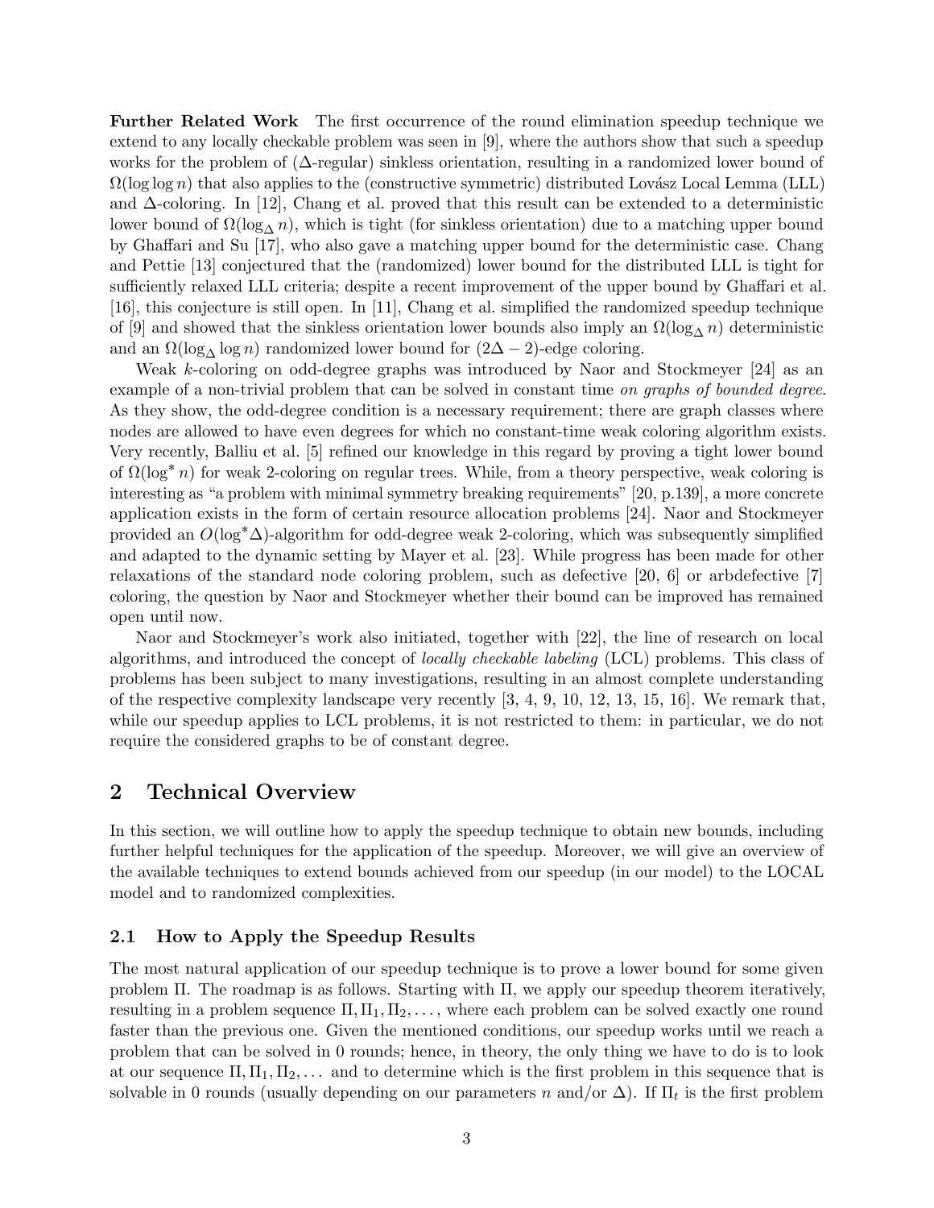**Further Related Work** The first occurrence of the round elimination speedup technique we extend to any locally checkable problem was seen in [9], where the authors show that such a speedup works for the problem of ($\Delta$-regular) sinkless orientation, resulting in a randomized lower bound of $\Omega(\log \log n)$ that also applies to the (constructive symmetric) distributed Lovász Local Lemma (LLL) and $\Delta$-coloring. In [12], Chang et al. proved that this result can be extended to a deterministic lower bound of $\Omega(\log_\Delta n)$, which is tight (for sinkless orientation) due to a matching upper bound by Ghaffari and Su [17], who also gave a matching upper bound for the deterministic case. Chang and Pettie [13] conjectured that the (randomized) lower bound for the distributed LLL is tight for sufficiently relaxed LLL criteria; despite a recent improvement of the upper bound by Ghaffari et al. [16], this conjecture is still open. In [11], Chang et al. simplified the randomized speedup technique of [9] and showed that the sinkless orientation lower bounds also imply an $\Omega(\log_\Delta n)$ deterministic and an $\Omega(\log_\Delta \log n)$ randomized lower bound for $(2\Delta - 2)$-edge coloring.

Weak $k$-coloring on odd-degree graphs was introduced by Naor and Stockmeyer [24] as an example of a non-trivial problem that can be solved in constant time *on graphs of bounded degree*. As they show, the odd-degree condition is a necessary requirement; there are graph classes where nodes are allowed to have even degrees for which no constant-time weak coloring algorithm exists. Very recently, Balliu et al. [5] refined our knowledge in this regard by proving a tight lower bound of $\Omega(\log^* n)$ for weak 2-coloring on regular trees. While, from a theory perspective, weak coloring is interesting as "a problem with minimal symmetry breaking requirements" [20, p.139], a more concrete application exists in the form of certain resource allocation problems [24]. Naor and Stockmeyer provided an $O(\log^* \Delta)$-algorithm for odd-degree weak 2-coloring, which was subsequently simplified and adapted to the dynamic setting by Mayer et al. [23]. While progress has been made for other relaxations of the standard node coloring problem, such as defective [20, 6] or arbdefective [7] coloring, the question by Naor and Stockmeyer whether their bound can be improved has remained open until now.

Naor and Stockmeyer's work also initiated, together with [22], the line of research on local algorithms, and introduced the concept of *locally checkable labeling* (LCL) problems. This class of problems has been subject to many investigations, resulting in an almost complete understanding of the respective complexity landscape very recently [3, 4, 9, 10, 12, 13, 15, 16]. We remark that, while our speedup applies to LCL problems, it is not restricted to them: in particular, we do not require the considered graphs to be of constant degree.

## 2 Technical Overview

In this section, we will outline how to apply the speedup technique to obtain new bounds, including further helpful techniques for the application of the speedup. Moreover, we will give an overview of the available techniques to extend bounds achieved from our speedup (in our model) to the LOCAL model and to randomized complexities.

### 2.1 How to Apply the Speedup Results

The most natural application of our speedup technique is to prove a lower bound for some given problem $\Pi$. The roadmap is as follows. Starting with $\Pi$, we apply our speedup theorem iteratively, resulting in a problem sequence $\Pi, \Pi_1, \Pi_2, \dots$, where each problem can be solved exactly one round faster than the previous one. Given the mentioned conditions, our speedup works until we reach a problem that can be solved in 0 rounds; hence, in theory, the only thing we have to do is to look at our sequence $\Pi, \Pi_1, \Pi_2, \dots$ and to determine which is the first problem in this sequence that is solvable in 0 rounds (usually depending on our parameters $n$ and/or $\Delta$). If $\Pi_t$ is the first problem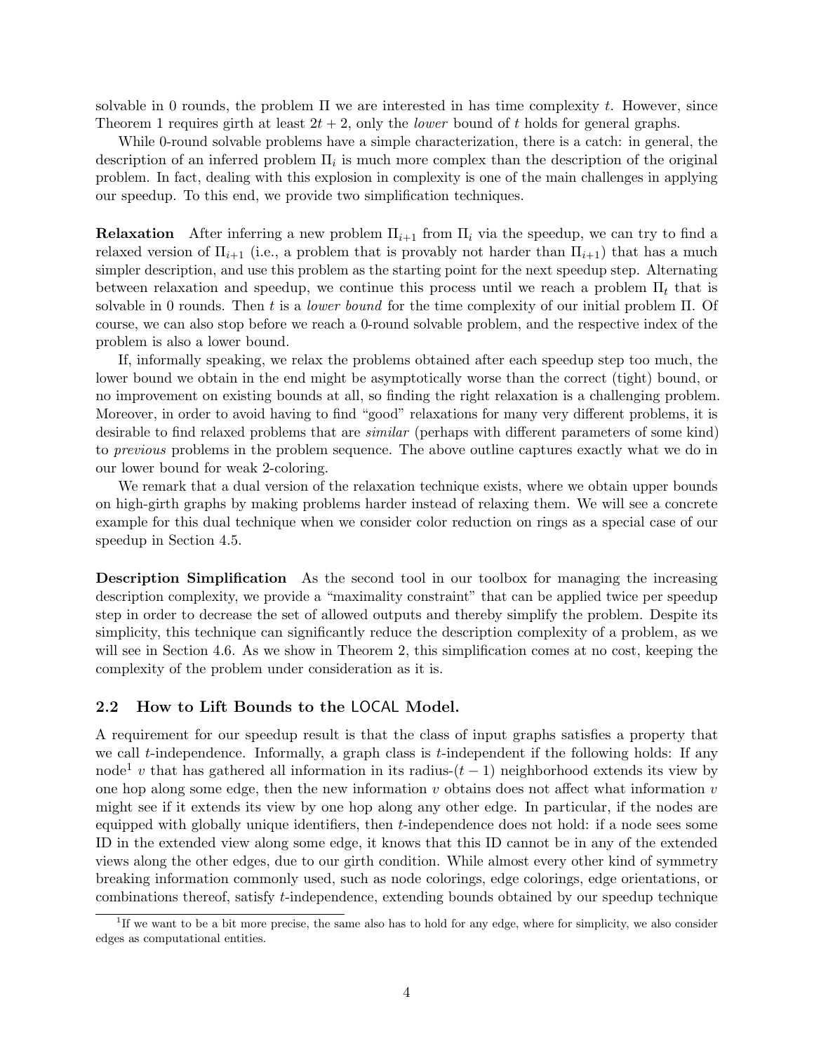solvable in 0 rounds, the problem $\Pi$ we are interested in has time complexity $t$. However, since Theorem 1 requires girth at least $2t + 2$, only the *lower* bound of $t$ holds for general graphs.

While 0-round solvable problems have a simple characterization, there is a catch: in general, the description of an inferred problem $\Pi_i$ is much more complex than the description of the original problem. In fact, dealing with this explosion in complexity is one of the main challenges in applying our speedup. To this end, we provide two simplification techniques.

**Relaxation** After inferring a new problem $\Pi_{i+1}$ from $\Pi_i$ via the speedup, we can try to find a relaxed version of $\Pi_{i+1}$ (i.e., a problem that is provably not harder than $\Pi_{i+1}$) that has a much simpler description, and use this problem as the starting point for the next speedup step. Alternating between relaxation and speedup, we continue this process until we reach a problem $\Pi_t$ that is solvable in 0 rounds. Then $t$ is a *lower bound* for the time complexity of our initial problem $\Pi$. Of course, we can also stop before we reach a 0-round solvable problem, and the respective index of the problem is also a lower bound.

If, informally speaking, we relax the problems obtained after each speedup step too much, the lower bound we obtain in the end might be asymptotically worse than the correct (tight) bound, or no improvement on existing bounds at all, so finding the right relaxation is a challenging problem. Moreover, in order to avoid having to find "good" relaxations for many very different problems, it is desirable to find relaxed problems that are *similar* (perhaps with different parameters of some kind) to *previous* problems in the problem sequence. The above outline captures exactly what we do in our lower bound for weak 2-coloring.

We remark that a dual version of the relaxation technique exists, where we obtain upper bounds on high-girth graphs by making problems harder instead of relaxing them. We will see a concrete example for this dual technique when we consider color reduction on rings as a special case of our speedup in Section 4.5.

**Description Simplification** As the second tool in our toolbox for managing the increasing description complexity, we provide a "maximality constraint" that can be applied twice per speedup step in order to decrease the set of allowed outputs and thereby simplify the problem. Despite its simplicity, this technique can significantly reduce the description complexity of a problem, as we will see in Section 4.6. As we show in Theorem 2, this simplification comes at no cost, keeping the complexity of the problem under consideration as it is.

### 2.2 How to Lift Bounds to the LOCAL Model.

A requirement for our speedup result is that the class of input graphs satisfies a property that we call $t$-independence. Informally, a graph class is $t$-independent if the following holds: If any node[1] $v$ that has gathered all information in its radius-$(t-1)$ neighborhood extends its view by one hop along some edge, then the new information $v$ obtains does not affect what information $v$ might see if it extends its view by one hop along any other edge. In particular, if the nodes are equipped with globally unique identifiers, then $t$-independence does not hold: if a node sees some ID in the extended view along some edge, it knows that this ID cannot be in any of the extended views along the other edges, due to our girth condition. While almost every other kind of symmetry breaking information commonly used, such as node colorings, edge colorings, edge orientations, or combinations thereof, satisfy $t$-independence, extending bounds obtained by our speedup technique

[1] If we want to be a bit more precise, the same also has to hold for any edge, where for simplicity, we also consider edges as computational entities.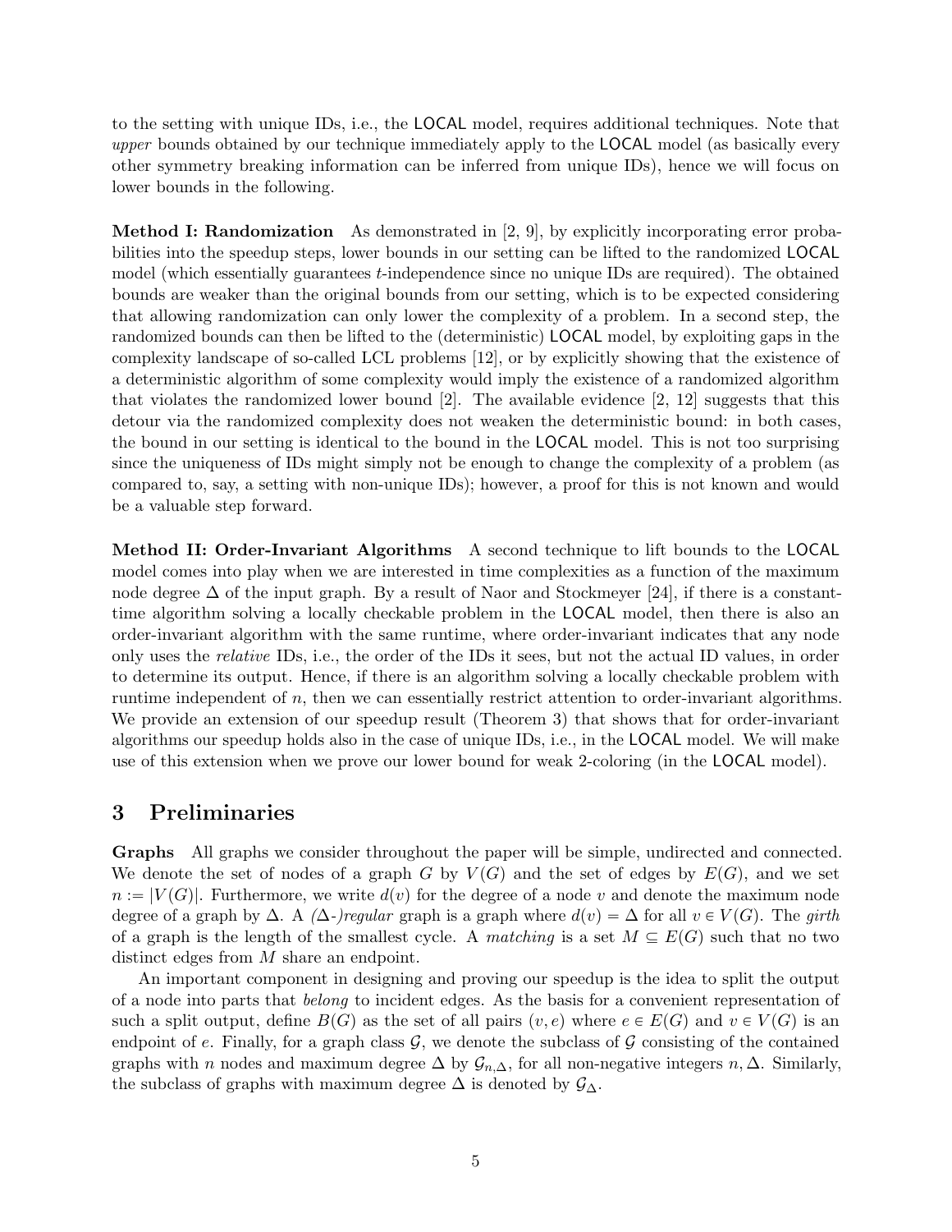to the setting with unique IDs, i.e., the LOCAL model, requires additional techniques. Note that *upper* bounds obtained by our technique immediately apply to the LOCAL model (as basically every other symmetry breaking information can be inferred from unique IDs), hence we will focus on lower bounds in the following.

**Method I: Randomization** As demonstrated in [2, 9], by explicitly incorporating error probabilities into the speedup steps, lower bounds in our setting can be lifted to the randomized LOCAL model (which essentially guarantees $t$-independence since no unique IDs are required). The obtained bounds are weaker than the original bounds from our setting, which is to be expected considering that allowing randomization can only lower the complexity of a problem. In a second step, the randomized bounds can then be lifted to the (deterministic) LOCAL model, by exploiting gaps in the complexity landscape of so-called LCL problems [12], or by explicitly showing that the existence of a deterministic algorithm of some complexity would imply the existence of a randomized algorithm that violates the randomized lower bound [2]. The available evidence [2, 12] suggests that this detour via the randomized complexity does not weaken the deterministic bound: in both cases, the bound in our setting is identical to the bound in the LOCAL model. This is not too surprising since the uniqueness of IDs might simply not be enough to change the complexity of a problem (as compared to, say, a setting with non-unique IDs); however, a proof for this is not known and would be a valuable step forward.

**Method II: Order-Invariant Algorithms** A second technique to lift bounds to the LOCAL model comes into play when we are interested in time complexities as a function of the maximum node degree $\Delta$ of the input graph. By a result of Naor and Stockmeyer [24], if there is a constant-time algorithm solving a locally checkable problem in the LOCAL model, then there is also an order-invariant algorithm with the same runtime, where order-invariant indicates that any node only uses the *relative* IDs, i.e., the order of the IDs it sees, but not the actual ID values, in order to determine its output. Hence, if there is an algorithm solving a locally checkable problem with runtime independent of $n$, then we can essentially restrict attention to order-invariant algorithms. We provide an extension of our speedup result (Theorem 3) that shows that for order-invariant algorithms our speedup holds also in the case of unique IDs, i.e., in the LOCAL model. We will make use of this extension when we prove our lower bound for weak 2-coloring (in the LOCAL model).

# 3 Preliminaries

**Graphs** All graphs we consider throughout the paper will be simple, undirected and connected. We denote the set of nodes of a graph $G$ by $V(G)$ and the set of edges by $E(G)$, and we set $n := |V(G)|$. Furthermore, we write $d(v)$ for the degree of a node $v$ and denote the maximum node degree of a graph by $\Delta$. A *($\Delta$-)regular* graph is a graph where $d(v) = \Delta$ for all $v \in V(G)$. The *girth* of a graph is the length of the smallest cycle. A *matching* is a set $M \subseteq E(G)$ such that no two distinct edges from $M$ share an endpoint.

An important component in designing and proving our speedup is the idea to split the output of a node into parts that *belong* to incident edges. As the basis for a convenient representation of such a split output, define $B(G)$ as the set of all pairs $(v, e)$ where $e \in E(G)$ and $v \in V(G)$ is an endpoint of $e$. Finally, for a graph class $\mathcal{G}$, we denote the subclass of $\mathcal{G}$ consisting of the contained graphs with $n$ nodes and maximum degree $\Delta$ by $\mathcal{G}_{n,\Delta}$, for all non-negative integers $n, \Delta$. Similarly, the subclass of graphs with maximum degree $\Delta$ is denoted by $\mathcal{G}_{\Delta}$.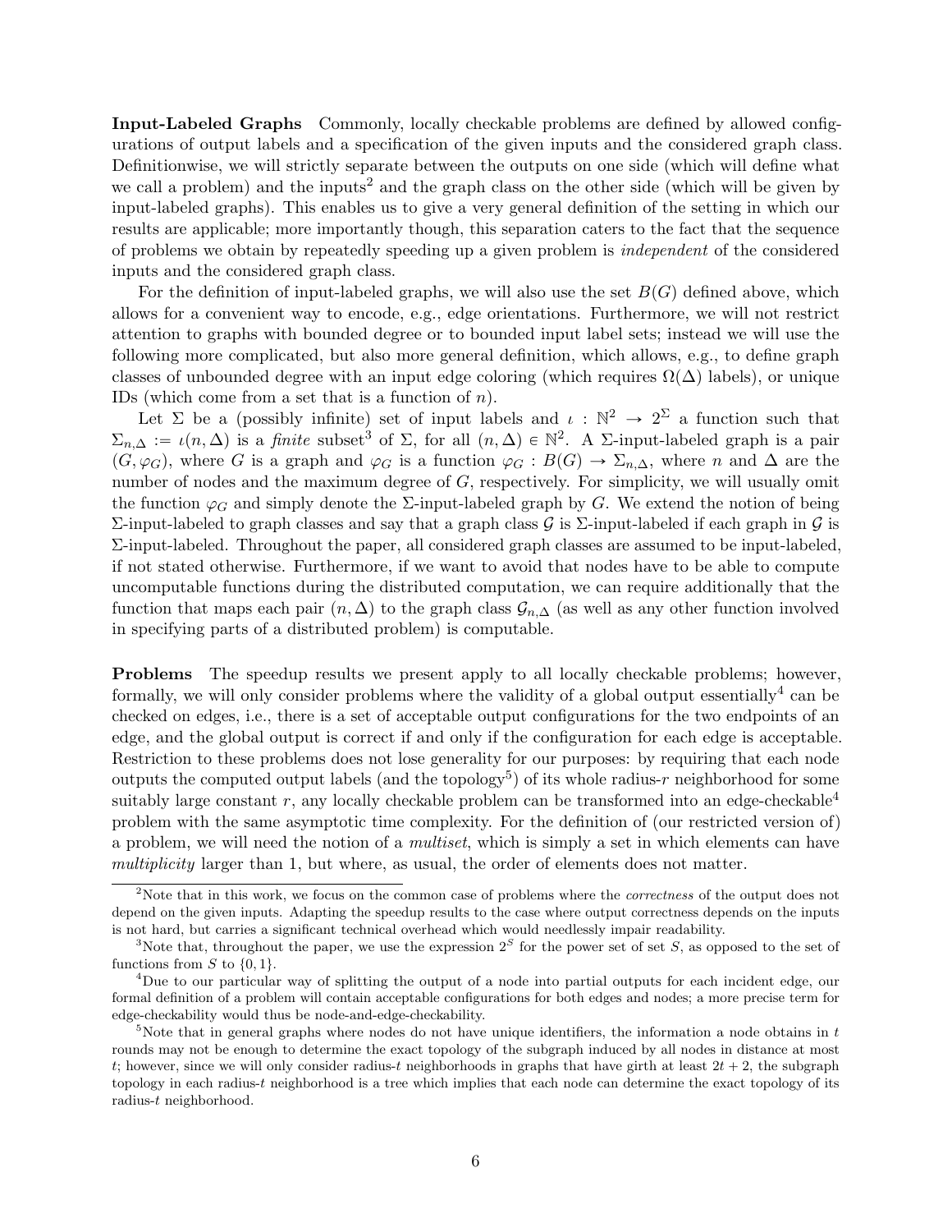**Input-Labeled Graphs** Commonly, locally checkable problems are defined by allowed configurations of output labels and a specification of the given inputs and the considered graph class. Definitionwise, we will strictly separate between the outputs on one side (which will define what we call a problem) and the inputs[2] and the graph class on the other side (which will be given by input-labeled graphs). This enables us to give a very general definition of the setting in which our results are applicable; more importantly though, this separation caters to the fact that the sequence of problems we obtain by repeatedly speeding up a given problem is *independent* of the considered inputs and the considered graph class.

For the definition of input-labeled graphs, we will also use the set $B(G)$ defined above, which allows for a convenient way to encode, e.g., edge orientations. Furthermore, we will not restrict attention to graphs with bounded degree or to bounded input label sets; instead we will use the following more complicated, but also more general definition, which allows, e.g., to define graph classes of unbounded degree with an input edge coloring (which requires $\Omega(\Delta)$ labels), or unique IDs (which come from a set that is a function of $n$).

Let $\Sigma$ be a (possibly infinite) set of input labels and $\iota : \mathbb{N}^2 \to 2^\Sigma$ a function such that $\Sigma_{n,\Delta} := \iota(n, \Delta)$ is a *finite* subset[3] of $\Sigma$, for all $(n, \Delta) \in \mathbb{N}^2$. A $\Sigma$-input-labeled graph is a pair $(G, \varphi_G)$, where $G$ is a graph and $\varphi_G$ is a function $\varphi_G : B(G) \to \Sigma_{n,\Delta}$, where $n$ and $\Delta$ are the number of nodes and the maximum degree of $G$, respectively. For simplicity, we will usually omit the function $\varphi_G$ and simply denote the $\Sigma$-input-labeled graph by $G$. We extend the notion of being $\Sigma$-input-labeled to graph classes and say that a graph class $\mathcal{G}$ is $\Sigma$-input-labeled if each graph in $\mathcal{G}$ is $\Sigma$-input-labeled. Throughout the paper, all considered graph classes are assumed to be input-labeled, if not stated otherwise. Furthermore, if we want to avoid that nodes have to be able to compute uncomputable functions during the distributed computation, we can require additionally that the function that maps each pair $(n, \Delta)$ to the graph class $\mathcal{G}_{n,\Delta}$ (as well as any other function involved in specifying parts of a distributed problem) is computable.

**Problems** The speedup results we present apply to all locally checkable problems; however, formally, we will only consider problems where the validity of a global output essentially[4] can be checked on edges, i.e., there is a set of acceptable output configurations for the two endpoints of an edge, and the global output is correct if and only if the configuration for each edge is acceptable. Restriction to these problems does not lose generality for our purposes: by requiring that each node outputs the computed output labels (and the topology[5]) of its whole radius-$r$ neighborhood for some suitably large constant $r$, any locally checkable problem can be transformed into an edge-checkable[4] problem with the same asymptotic time complexity. For the definition of (our restricted version of) a problem, we will need the notion of a *multiset*, which is simply a set in which elements can have *multiplicity* larger than 1, but where, as usual, the order of elements does not matter.

[2]Note that in this work, we focus on the common case of problems where the *correctness* of the output does not depend on the given inputs. Adapting the speedup results to the case where output correctness depends on the inputs is not hard, but carries a significant technical overhead which would needlessly impair readability.

[3]Note that, throughout the paper, we use the expression $2^S$ for the power set of set $S$, as opposed to the set of functions from $S$ to $\{0, 1\}$.

[4]Due to our particular way of splitting the output of a node into partial outputs for each incident edge, our formal definition of a problem will contain acceptable configurations for both edges and nodes; a more precise term for edge-checkability would thus be node-and-edge-checkability.

[5]Note that in general graphs where nodes do not have unique identifiers, the information a node obtains in $t$ rounds may not be enough to determine the exact topology of the subgraph induced by all nodes in distance at most $t$; however, since we will only consider radius-$t$ neighborhoods in graphs that have girth at least $2t + 2$, the subgraph topology in each radius-$t$ neighborhood is a tree which implies that each node can determine the exact topology of its radius-$t$ neighborhood.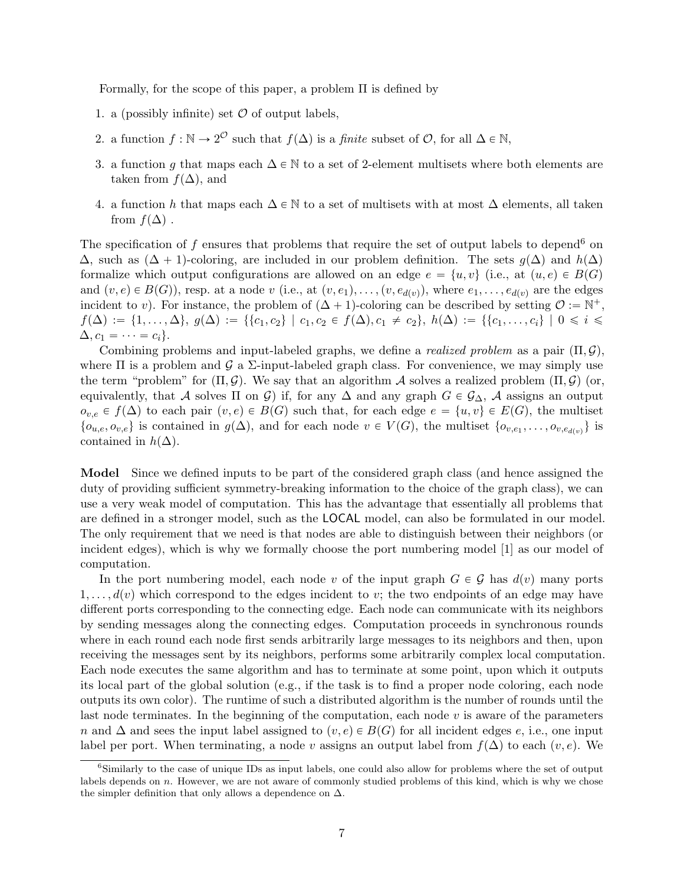Formally, for the scope of this paper, a problem $\Pi$ is defined by

1. a (possibly infinite) set $\mathcal{O}$ of output labels,
2. a function $f : \mathbb{N} \to 2^{\mathcal{O}}$ such that $f(\Delta)$ is a *finite* subset of $\mathcal{O}$, for all $\Delta \in \mathbb{N}$,
3. a function $g$ that maps each $\Delta \in \mathbb{N}$ to a set of 2-element multisets where both elements are taken from $f(\Delta)$, and
4. a function $h$ that maps each $\Delta \in \mathbb{N}$ to a set of multisets with at most $\Delta$ elements, all taken from $f(\Delta)$ .

The specification of $f$ ensures that problems that require the set of output labels to depend[6] on $\Delta$, such as $(\Delta + 1)$-coloring, are included in our problem definition. The sets $g(\Delta)$ and $h(\Delta)$ formalize which output configurations are allowed on an edge $e = \{u, v\}$ (i.e., at $(u, e) \in B(G)$ and $(v, e) \in B(G)$), resp. at a node $v$ (i.e., at $(v, e_1), \ldots, (v, e_{d(v)})$, where $e_1, \ldots, e_{d(v)}$ are the edges incident to $v$). For instance, the problem of $(\Delta + 1)$-coloring can be described by setting $\mathcal{O} := \mathbb{N}^+$, $f(\Delta) := \{1, \ldots, \Delta\}$, $g(\Delta) := \{\{c_1, c_2\} \mid c_1, c_2 \in f(\Delta), c_1 \neq c_2\}$, $h(\Delta) := \{\{c_1, \ldots, c_i\} \mid 0 \leqslant i \leqslant \Delta, c_1 = \cdots = c_i\}$.

Combining problems and input-labeled graphs, we define a *realized problem* as a pair $(\Pi, \mathcal{G})$, where $\Pi$ is a problem and $\mathcal{G}$ a $\Sigma$-input-labeled graph class. For convenience, we may simply use the term "problem" for $(\Pi, \mathcal{G})$. We say that an algorithm $\mathcal{A}$ solves a realized problem $(\Pi, \mathcal{G})$ (or, equivalently, that $\mathcal{A}$ solves $\Pi$ on $\mathcal{G}$) if, for any $\Delta$ and any graph $G \in \mathcal{G}_\Delta$, $\mathcal{A}$ assigns an output $o_{v,e} \in f(\Delta)$ to each pair $(v, e) \in B(G)$ such that, for each edge $e = \{u, v\} \in E(G)$, the multiset $\{o_{u,e}, o_{v,e}\}$ is contained in $g(\Delta)$, and for each node $v \in V(G)$, the multiset $\{o_{v,e_1}, \ldots, o_{v,e_{d(v)}}\}$ is contained in $h(\Delta)$.

**Model** Since we defined inputs to be part of the considered graph class (and hence assigned the duty of providing sufficient symmetry-breaking information to the choice of the graph class), we can use a very weak model of computation. This has the advantage that essentially all problems that are defined in a stronger model, such as the LOCAL model, can also be formulated in our model. The only requirement that we need is that nodes are able to distinguish between their neighbors (or incident edges), which is why we formally choose the port numbering model [1] as our model of computation.

In the port numbering model, each node $v$ of the input graph $G \in \mathcal{G}$ has $d(v)$ many ports $1, \ldots, d(v)$ which correspond to the edges incident to $v$; the two endpoints of an edge may have different ports corresponding to the connecting edge. Each node can communicate with its neighbors by sending messages along the connecting edges. Computation proceeds in synchronous rounds where in each round each node first sends arbitrarily large messages to its neighbors and then, upon receiving the messages sent by its neighbors, performs some arbitrarily complex local computation. Each node executes the same algorithm and has to terminate at some point, upon which it outputs its local part of the global solution (e.g., if the task is to find a proper node coloring, each node outputs its own color). The runtime of such a distributed algorithm is the number of rounds until the last node terminates. In the beginning of the computation, each node $v$ is aware of the parameters $n$ and $\Delta$ and sees the input label assigned to $(v, e) \in B(G)$ for all incident edges $e$, i.e., one input label per port. When terminating, a node $v$ assigns an output label from $f(\Delta)$ to each $(v, e)$. We

[6] Similarly to the case of unique IDs as input labels, one could also allow for problems where the set of output labels depends on $n$. However, we are not aware of commonly studied problems of this kind, which is why we chose the simpler definition that only allows a dependence on $\Delta$.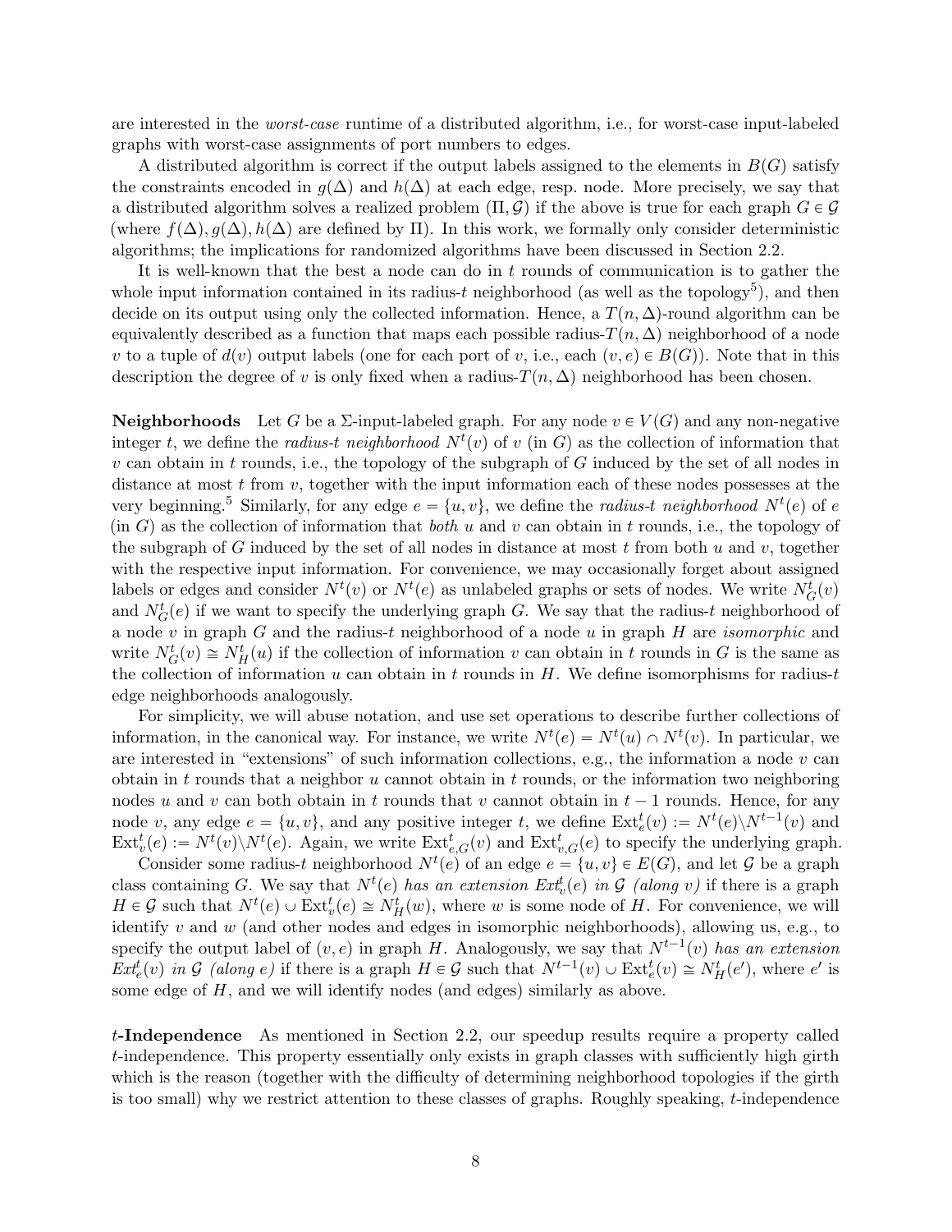are interested in the *worst-case* runtime of a distributed algorithm, i.e., for worst-case input-labeled graphs with worst-case assignments of port numbers to edges.

A distributed algorithm is correct if the output labels assigned to the elements in $B(G)$ satisfy the constraints encoded in $g(\Delta)$ and $h(\Delta)$ at each edge, resp. node. More precisely, we say that a distributed algorithm solves a realized problem $(\Pi, \mathcal{G})$ if the above is true for each graph $G \in \mathcal{G}$ (where $f(\Delta), g(\Delta), h(\Delta)$ are defined by $\Pi$). In this work, we formally only consider deterministic algorithms; the implications for randomized algorithms have been discussed in Section 2.2.

It is well-known that the best a node can do in $t$ rounds of communication is to gather the whole input information contained in its radius-$t$ neighborhood (as well as the topology[5]), and then decide on its output using only the collected information. Hence, a $T(n, \Delta)$-round algorithm can be equivalently described as a function that maps each possible radius-$T(n, \Delta)$ neighborhood of a node $v$ to a tuple of $d(v)$ output labels (one for each port of $v$, i.e., each $(v, e) \in B(G)$). Note that in this description the degree of $v$ is only fixed when a radius-$T(n, \Delta)$ neighborhood has been chosen.

**Neighborhoods** Let $G$ be a $\Sigma$-input-labeled graph. For any node $v \in V(G)$ and any non-negative integer $t$, we define the *radius-$t$ neighborhood* $N^t(v)$ of $v$ (in $G$) as the collection of information that $v$ can obtain in $t$ rounds, i.e., the topology of the subgraph of $G$ induced by the set of all nodes in distance at most $t$ from $v$, together with the input information each of these nodes possesses at the very beginning.[5] Similarly, for any edge $e = \{u, v\}$, we define the *radius-$t$ neighborhood* $N^t(e)$ of $e$ (in $G$) as the collection of information that *both* $u$ and $v$ can obtain in $t$ rounds, i.e., the topology of the subgraph of $G$ induced by the set of all nodes in distance at most $t$ from both $u$ and $v$, together with the respective input information. For convenience, we may occasionally forget about assigned labels or edges and consider $N^t(v)$ or $N^t(e)$ as unlabeled graphs or sets of nodes. We write $N^t_G(v)$ and $N^t_G(e)$ if we want to specify the underlying graph $G$. We say that the radius-$t$ neighborhood of a node $v$ in graph $G$ and the radius-$t$ neighborhood of a node $u$ in graph $H$ are *isomorphic* and write $N^t_G(v) \cong N^t_H(u)$ if the collection of information $v$ can obtain in $t$ rounds in $G$ is the same as the collection of information $u$ can obtain in $t$ rounds in $H$. We define isomorphisms for radius-$t$ edge neighborhoods analogously.

For simplicity, we will abuse notation, and use set operations to describe further collections of information, in the canonical way. For instance, we write $N^t(e) = N^t(u) \cap N^t(v)$. In particular, we are interested in "extensions" of such information collections, e.g., the information a node $v$ can obtain in $t$ rounds that a neighbor $u$ cannot obtain in $t$ rounds, or the information two neighboring nodes $u$ and $v$ can both obtain in $t$ rounds that $v$ cannot obtain in $t-1$ rounds. Hence, for any node $v$, any edge $e = \{u, v\}$, and any positive integer $t$, we define $\mathrm{Ext}^t_e(v) := N^t(e) \backslash N^{t-1}(v)$ and $\mathrm{Ext}^t_v(e) := N^t(v) \backslash N^t(e)$. Again, we write $\mathrm{Ext}^t_{e,G}(v)$ and $\mathrm{Ext}^t_{v,G}(e)$ to specify the underlying graph.

Consider some radius-$t$ neighborhood $N^t(e)$ of an edge $e = \{u, v\} \in E(G)$, and let $\mathcal{G}$ be a graph class containing $G$. We say that $N^t(e)$ *has an extension $Ext^t_v(e)$ in $\mathcal{G}$ (along $v$)* if there is a graph $H \in \mathcal{G}$ such that $N^t(e) \cup \mathrm{Ext}^t_v(e) \cong N^t_H(w)$, where $w$ is some node of $H$. For convenience, we will identify $v$ and $w$ (and other nodes and edges in isomorphic neighborhoods), allowing us, e.g., to specify the output label of $(v, e)$ in graph $H$. Analogously, we say that $N^{t-1}(v)$ *has an extension $Ext^t_e(v)$ in $\mathcal{G}$ (along $e$)* if there is a graph $H \in \mathcal{G}$ such that $N^{t-1}(v) \cup \mathrm{Ext}^t_e(v) \cong N^t_H(e')$, where $e'$ is some edge of $H$, and we will identify nodes (and edges) similarly as above.

***t*-Independence** As mentioned in Section 2.2, our speedup results require a property called $t$-independence. This property essentially only exists in graph classes with sufficiently high girth which is the reason (together with the difficulty of determining neighborhood topologies if the girth is too small) why we restrict attention to these classes of graphs. Roughly speaking, $t$-independence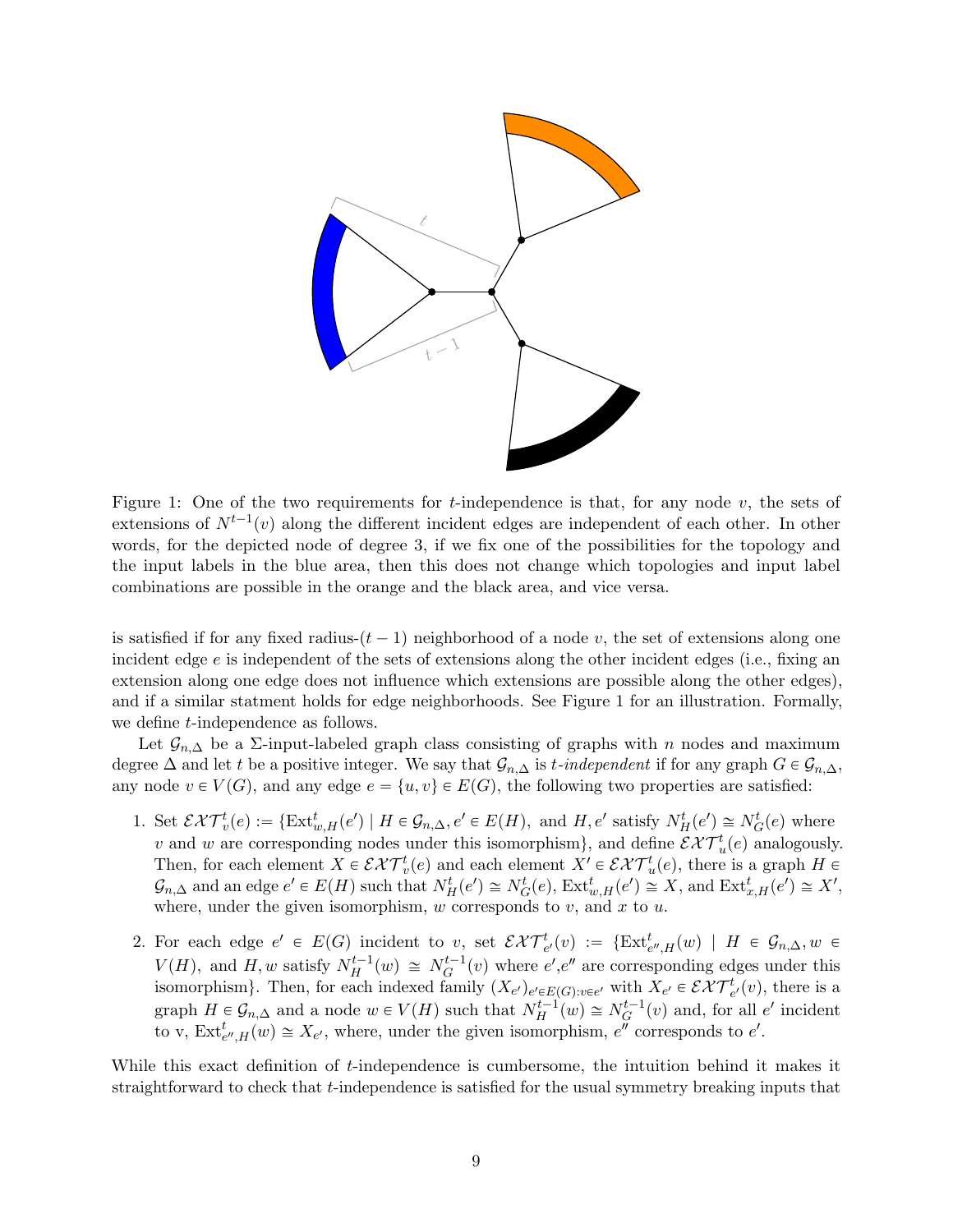Figure 1: One of the two requirements for $t$-independence is that, for any node $v$, the sets of extensions of $N^{t-1}(v)$ along the different incident edges are independent of each other. In other words, for the depicted node of degree 3, if we fix one of the possibilities for the topology and the input labels in the blue area, then this does not change which topologies and input label combinations are possible in the orange and the black area, and vice versa.

is satisfied if for any fixed radius-$(t-1)$ neighborhood of a node $v$, the set of extensions along one incident edge $e$ is independent of the sets of extensions along the other incident edges (i.e., fixing an extension along one edge does not influence which extensions are possible along the other edges), and if a similar statment holds for edge neighborhoods. See Figure 1 for an illustration. Formally, we define $t$-independence as follows.

Let $\mathcal{G}_{n,\Delta}$ be a $\Sigma$-input-labeled graph class consisting of graphs with $n$ nodes and maximum degree $\Delta$ and let $t$ be a positive integer. We say that $\mathcal{G}_{n,\Delta}$ is *$t$-independent* if for any graph $G \in \mathcal{G}_{n,\Delta}$, any node $v \in V(G)$, and any edge $e = \{u,v\} \in E(G)$, the following two properties are satisfied:

1. Set $\mathcal{EXT}^t_v(e) := \{\mathrm{Ext}^t_{w,H}(e') \mid H \in \mathcal{G}_{n,\Delta}, e' \in E(H),$ and $H, e'$ satisfy $N^t_H(e') \cong N^t_G(e)$ where $v$ and $w$ are corresponding nodes under this isomorphism$\}$, and define $\mathcal{EXT}^t_u(e)$ analogously. Then, for each element $X \in \mathcal{EXT}^t_v(e)$ and each element $X' \in \mathcal{EXT}^t_u(e)$, there is a graph $H \in \mathcal{G}_{n,\Delta}$ and an edge $e' \in E(H)$ such that $N^t_H(e') \cong N^t_G(e)$, $\mathrm{Ext}^t_{w,H}(e') \cong X$, and $\mathrm{Ext}^t_{x,H}(e') \cong X'$, where, under the given isomorphism, $w$ corresponds to $v$, and $x$ to $u$.

2. For each edge $e' \in E(G)$ incident to $v$, set $\mathcal{EXT}^t_{e'}(v) := \{\mathrm{Ext}^t_{e'',H}(w) \mid H \in \mathcal{G}_{n,\Delta}, w \in V(H),$ and $H, w$ satisfy $N^{t-1}_H(w) \cong N^{t-1}_G(v)$ where $e', e''$ are corresponding edges under this isomorphism$\}$. Then, for each indexed family $(X_{e'})_{e' \in E(G): v \in e'}$ with $X_{e'} \in \mathcal{EXT}^t_{e'}(v)$, there is a graph $H \in \mathcal{G}_{n,\Delta}$ and a node $w \in V(H)$ such that $N^{t-1}_H(w) \cong N^{t-1}_G(v)$ and, for all $e'$ incident to v, $\mathrm{Ext}^t_{e'',H}(w) \cong X_{e'}$, where, under the given isomorphism, $e''$ corresponds to $e'$.

While this exact definition of $t$-independence is cumbersome, the intuition behind it makes it straightforward to check that $t$-independence is satisfied for the usual symmetry breaking inputs that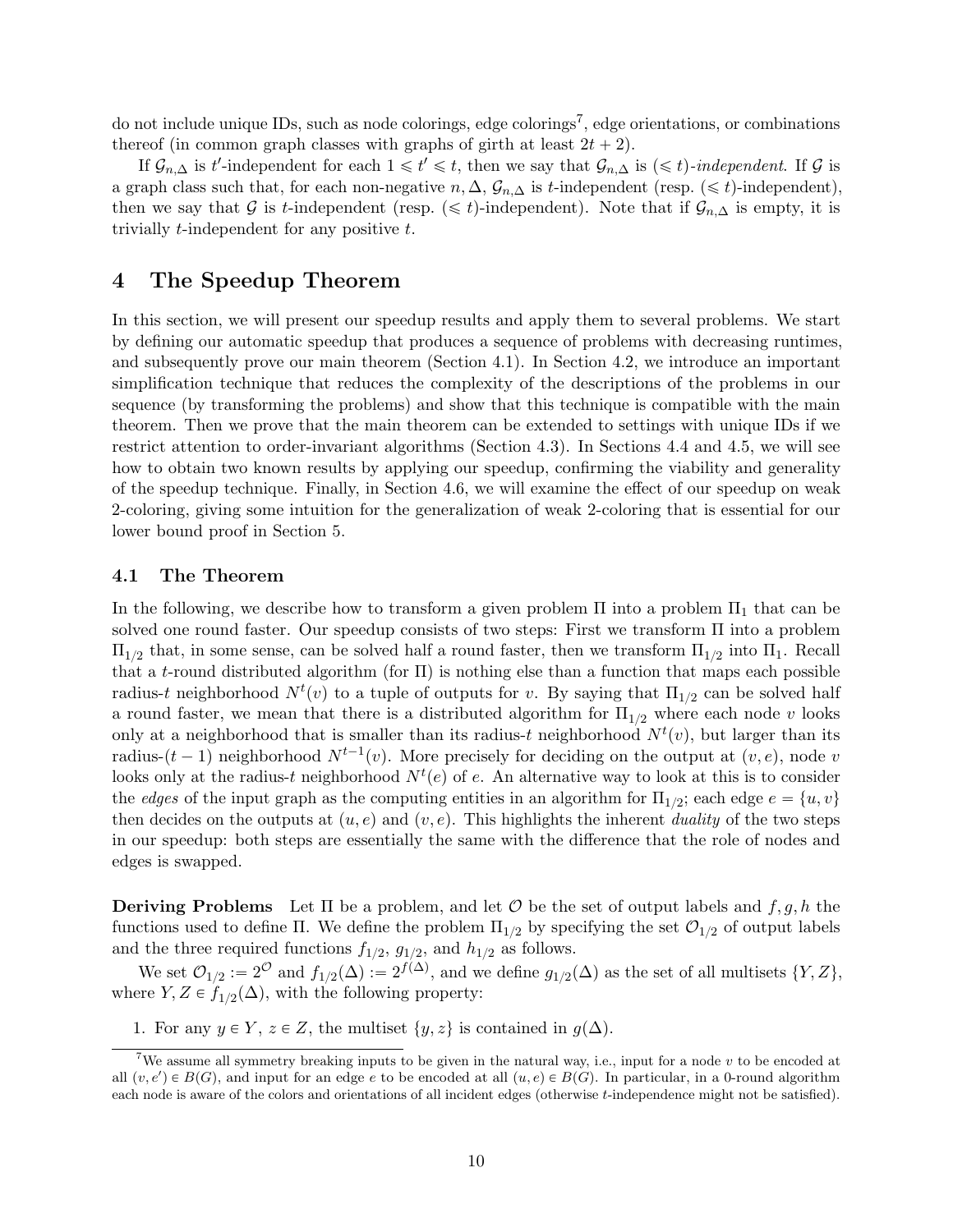do not include unique IDs, such as node colorings, edge colorings[7], edge orientations, or combinations thereof (in common graph classes with graphs of girth at least $2t+2$).

If $\mathcal{G}_{n,\Delta}$ is $t'$-independent for each $1 \leqslant t' \leqslant t$, then we say that $\mathcal{G}_{n,\Delta}$ is $(\leqslant t)$-*independent*. If $\mathcal{G}$ is a graph class such that, for each non-negative $n, \Delta$, $\mathcal{G}_{n,\Delta}$ is $t$-independent (resp. $(\leqslant t)$-independent), then we say that $\mathcal{G}$ is $t$-independent (resp. $(\leqslant t)$-independent). Note that if $\mathcal{G}_{n,\Delta}$ is empty, it is trivially $t$-independent for any positive $t$.

# 4 The Speedup Theorem

In this section, we will present our speedup results and apply them to several problems. We start by defining our automatic speedup that produces a sequence of problems with decreasing runtimes, and subsequently prove our main theorem (Section 4.1). In Section 4.2, we introduce an important simplification technique that reduces the complexity of the descriptions of the problems in our sequence (by transforming the problems) and show that this technique is compatible with the main theorem. Then we prove that the main theorem can be extended to settings with unique IDs if we restrict attention to order-invariant algorithms (Section 4.3). In Sections 4.4 and 4.5, we will see how to obtain two known results by applying our speedup, confirming the viability and generality of the speedup technique. Finally, in Section 4.6, we will examine the effect of our speedup on weak 2-coloring, giving some intuition for the generalization of weak 2-coloring that is essential for our lower bound proof in Section 5.

## 4.1 The Theorem

In the following, we describe how to transform a given problem $\Pi$ into a problem $\Pi_1$ that can be solved one round faster. Our speedup consists of two steps: First we transform $\Pi$ into a problem $\Pi_{1/2}$ that, in some sense, can be solved half a round faster, then we transform $\Pi_{1/2}$ into $\Pi_1$. Recall that a $t$-round distributed algorithm (for $\Pi$) is nothing else than a function that maps each possible radius-$t$ neighborhood $N^t(v)$ to a tuple of outputs for $v$. By saying that $\Pi_{1/2}$ can be solved half a round faster, we mean that there is a distributed algorithm for $\Pi_{1/2}$ where each node $v$ looks only at a neighborhood that is smaller than its radius-$t$ neighborhood $N^t(v)$, but larger than its radius-$(t-1)$ neighborhood $N^{t-1}(v)$. More precisely for deciding on the output at $(v, e)$, node $v$ looks only at the radius-$t$ neighborhood $N^t(e)$ of $e$. An alternative way to look at this is to consider the *edges* of the input graph as the computing entities in an algorithm for $\Pi_{1/2}$; each edge $e = \{u, v\}$ then decides on the outputs at $(u, e)$ and $(v, e)$. This highlights the inherent *duality* of the two steps in our speedup: both steps are essentially the same with the difference that the role of nodes and edges is swapped.

**Deriving Problems** Let $\Pi$ be a problem, and let $\mathcal{O}$ be the set of output labels and $f, g, h$ the functions used to define $\Pi$. We define the problem $\Pi_{1/2}$ by specifying the set $\mathcal{O}_{1/2}$ of output labels and the three required functions $f_{1/2}$, $g_{1/2}$, and $h_{1/2}$ as follows.

We set $\mathcal{O}_{1/2} := 2^{\mathcal{O}}$ and $f_{1/2}(\Delta) := 2^{f(\Delta)}$, and we define $g_{1/2}(\Delta)$ as the set of all multisets $\{Y, Z\}$, where $Y, Z \in f_{1/2}(\Delta)$, with the following property:

1. For any $y \in Y$, $z \in Z$, the multiset $\{y, z\}$ is contained in $g(\Delta)$.

[7] We assume all symmetry breaking inputs to be given in the natural way, i.e., input for a node $v$ to be encoded at all $(v, e') \in B(G)$, and input for an edge $e$ to be encoded at all $(u, e) \in B(G)$. In particular, in a 0-round algorithm each node is aware of the colors and orientations of all incident edges (otherwise $t$-independence might not be satisfied).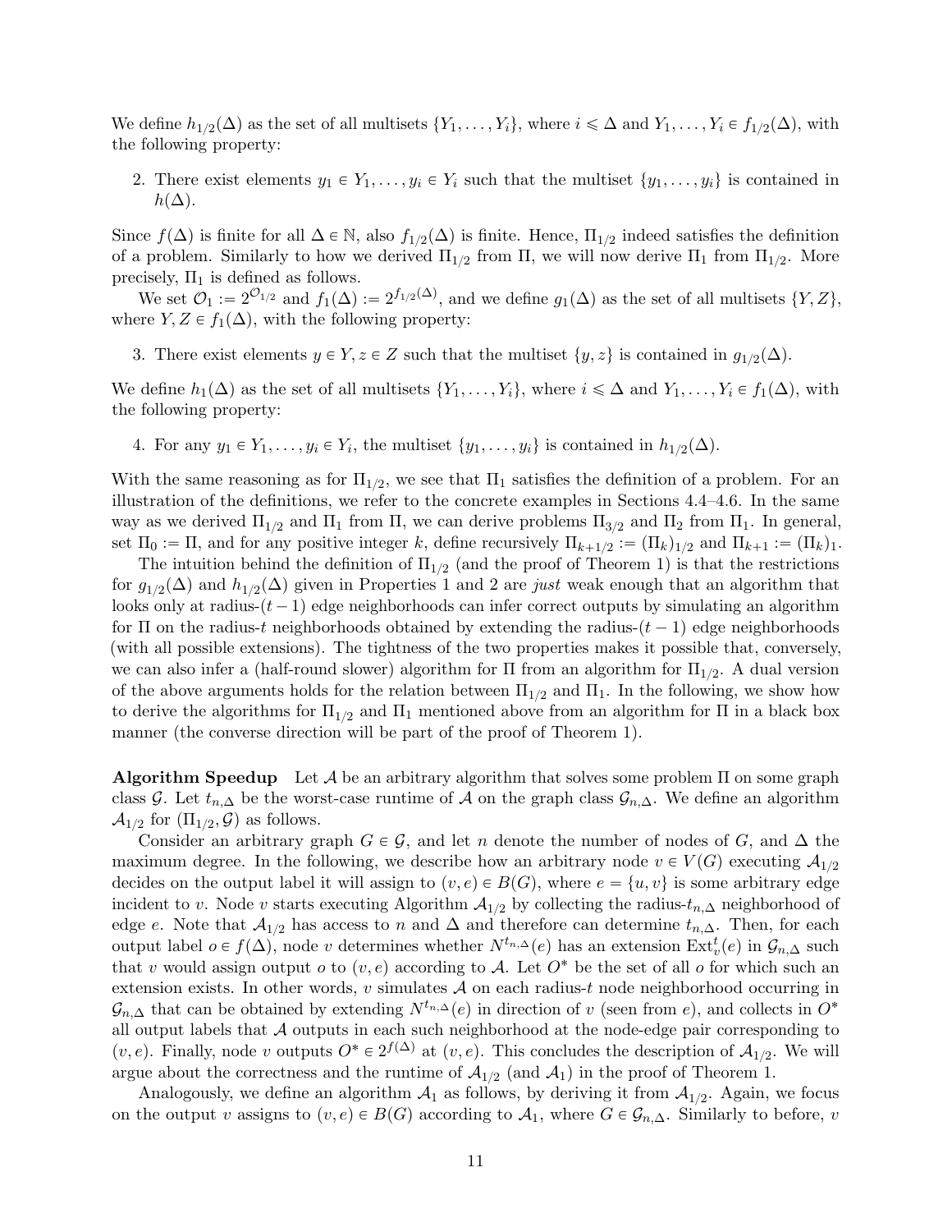We define $h_{1/2}(\Delta)$ as the set of all multisets $\{Y_1, \ldots, Y_i\}$, where $i \leqslant \Delta$ and $Y_1, \ldots, Y_i \in f_{1/2}(\Delta)$, with the following property:

2. There exist elements $y_1 \in Y_1, \ldots, y_i \in Y_i$ such that the multiset $\{y_1, \ldots, y_i\}$ is contained in $h(\Delta)$.

Since $f(\Delta)$ is finite for all $\Delta \in \mathbb{N}$, also $f_{1/2}(\Delta)$ is finite. Hence, $\Pi_{1/2}$ indeed satisfies the definition of a problem. Similarly to how we derived $\Pi_{1/2}$ from $\Pi$, we will now derive $\Pi_1$ from $\Pi_{1/2}$. More precisely, $\Pi_1$ is defined as follows.

We set $\mathcal{O}_1 := 2^{\mathcal{O}_{1/2}}$ and $f_1(\Delta) := 2^{f_{1/2}(\Delta)}$, and we define $g_1(\Delta)$ as the set of all multisets $\{Y, Z\}$, where $Y, Z \in f_1(\Delta)$, with the following property:

3. There exist elements $y \in Y, z \in Z$ such that the multiset $\{y, z\}$ is contained in $g_{1/2}(\Delta)$.

We define $h_1(\Delta)$ as the set of all multisets $\{Y_1, \ldots, Y_i\}$, where $i \leqslant \Delta$ and $Y_1, \ldots, Y_i \in f_1(\Delta)$, with the following property:

4. For any $y_1 \in Y_1, \ldots, y_i \in Y_i$, the multiset $\{y_1, \ldots, y_i\}$ is contained in $h_{1/2}(\Delta)$.

With the same reasoning as for $\Pi_{1/2}$, we see that $\Pi_1$ satisfies the definition of a problem. For an illustration of the definitions, we refer to the concrete examples in Sections 4.4–4.6. In the same way as we derived $\Pi_{1/2}$ and $\Pi_1$ from $\Pi$, we can derive problems $\Pi_{3/2}$ and $\Pi_2$ from $\Pi_1$. In general, set $\Pi_0 := \Pi$, and for any positive integer $k$, define recursively $\Pi_{k+1/2} := (\Pi_k)_{1/2}$ and $\Pi_{k+1} := (\Pi_k)_1$.

The intuition behind the definition of $\Pi_{1/2}$ (and the proof of Theorem 1) is that the restrictions for $g_{1/2}(\Delta)$ and $h_{1/2}(\Delta)$ given in Properties 1 and 2 are *just* weak enough that an algorithm that looks only at radius-$(t-1)$ edge neighborhoods can infer correct outputs by simulating an algorithm for $\Pi$ on the radius-$t$ neighborhoods obtained by extending the radius-$(t-1)$ edge neighborhoods (with all possible extensions). The tightness of the two properties makes it possible that, conversely, we can also infer a (half-round slower) algorithm for $\Pi$ from an algorithm for $\Pi_{1/2}$. A dual version of the above arguments holds for the relation between $\Pi_{1/2}$ and $\Pi_1$. In the following, we show how to derive the algorithms for $\Pi_{1/2}$ and $\Pi_1$ mentioned above from an algorithm for $\Pi$ in a black box manner (the converse direction will be part of the proof of Theorem 1).

**Algorithm Speedup** Let $\mathcal{A}$ be an arbitrary algorithm that solves some problem $\Pi$ on some graph class $\mathcal{G}$. Let $t_{n,\Delta}$ be the worst-case runtime of $\mathcal{A}$ on the graph class $\mathcal{G}_{n,\Delta}$. We define an algorithm $\mathcal{A}_{1/2}$ for $(\Pi_{1/2}, \mathcal{G})$ as follows.

Consider an arbitrary graph $G \in \mathcal{G}$, and let $n$ denote the number of nodes of $G$, and $\Delta$ the maximum degree. In the following, we describe how an arbitrary node $v \in V(G)$ executing $\mathcal{A}_{1/2}$ decides on the output label it will assign to $(v, e) \in B(G)$, where $e = \{u, v\}$ is some arbitrary edge incident to $v$. Node $v$ starts executing Algorithm $\mathcal{A}_{1/2}$ by collecting the radius-$t_{n,\Delta}$ neighborhood of edge $e$. Note that $\mathcal{A}_{1/2}$ has access to $n$ and $\Delta$ and therefore can determine $t_{n,\Delta}$. Then, for each output label $o \in f(\Delta)$, node $v$ determines whether $N^{t_{n,\Delta}}(e)$ has an extension $\mathrm{Ext}^t_v(e)$ in $\mathcal{G}_{n,\Delta}$ such that $v$ would assign output $o$ to $(v, e)$ according to $\mathcal{A}$. Let $O^*$ be the set of all $o$ for which such an extension exists. In other words, $v$ simulates $\mathcal{A}$ on each radius-$t$ node neighborhood occurring in $\mathcal{G}_{n,\Delta}$ that can be obtained by extending $N^{t_{n,\Delta}}(e)$ in direction of $v$ (seen from $e$), and collects in $O^*$ all output labels that $\mathcal{A}$ outputs in each such neighborhood at the node-edge pair corresponding to $(v, e)$. Finally, node $v$ outputs $O^* \in 2^{f(\Delta)}$ at $(v, e)$. This concludes the description of $\mathcal{A}_{1/2}$. We will argue about the correctness and the runtime of $\mathcal{A}_{1/2}$ (and $\mathcal{A}_1$) in the proof of Theorem 1.

Analogously, we define an algorithm $\mathcal{A}_1$ as follows, by deriving it from $\mathcal{A}_{1/2}$. Again, we focus on the output $v$ assigns to $(v, e) \in B(G)$ according to $\mathcal{A}_1$, where $G \in \mathcal{G}_{n,\Delta}$. Similarly to before, $v$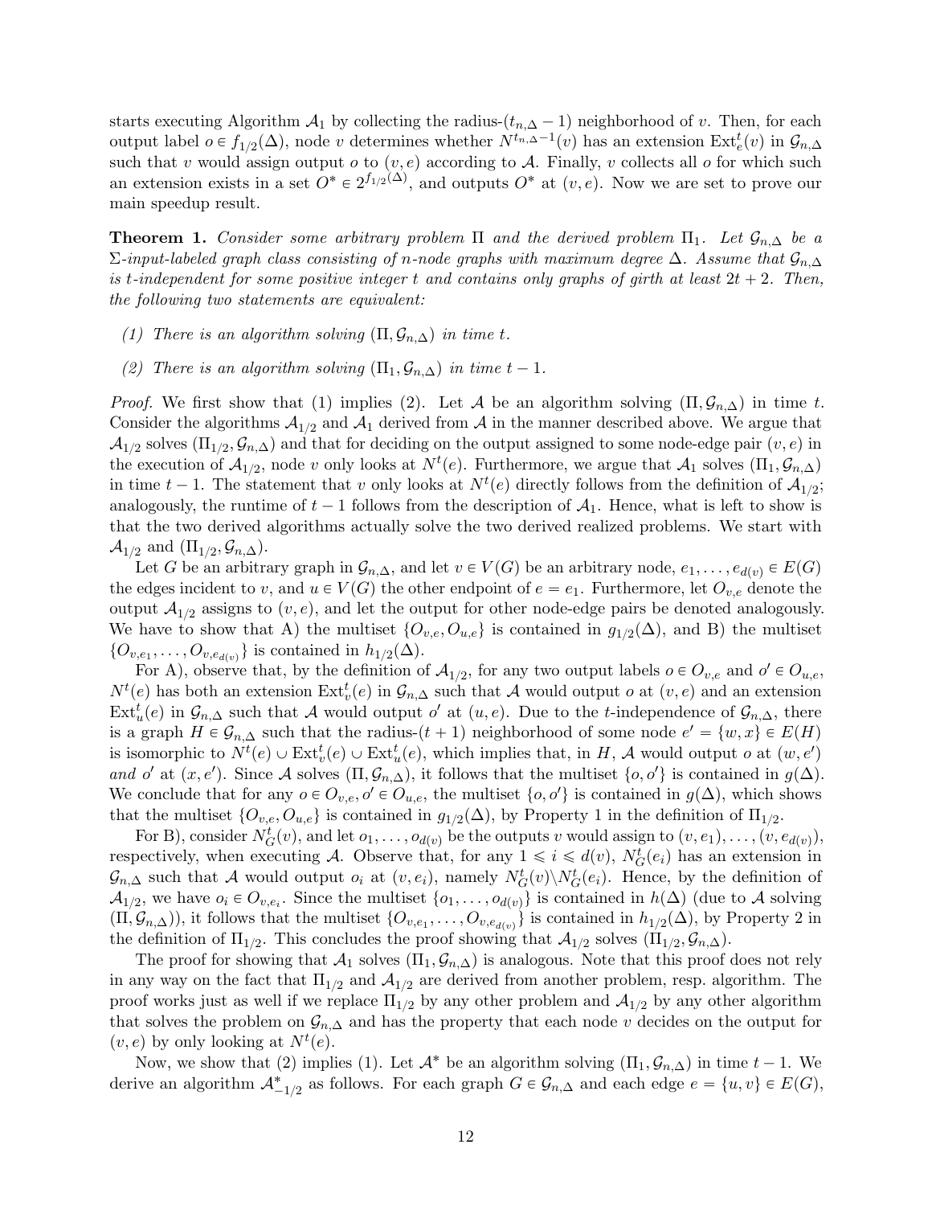starts executing Algorithm $\mathcal{A}_1$ by collecting the radius-$(t_{n,\Delta}-1)$ neighborhood of $v$. Then, for each output label $o \in f_{1/2}(\Delta)$, node $v$ determines whether $N^{t_{n,\Delta}-1}(v)$ has an extension $\mathrm{Ext}^t_e(v)$ in $\mathcal{G}_{n,\Delta}$ such that $v$ would assign output $o$ to $(v,e)$ according to $\mathcal{A}$. Finally, $v$ collects all $o$ for which such an extension exists in a set $O^* \in 2^{f_{1/2}(\Delta)}$, and outputs $O^*$ at $(v,e)$. Now we are set to prove our main speedup result.

**Theorem 1.** *Consider some arbitrary problem $\Pi$ and the derived problem $\Pi_1$. Let $\mathcal{G}_{n,\Delta}$ be a $\Sigma$-input-labeled graph class consisting of $n$-node graphs with maximum degree $\Delta$. Assume that $\mathcal{G}_{n,\Delta}$ is $t$-independent for some positive integer $t$ and contains only graphs of girth at least $2t+2$. Then, the following two statements are equivalent:*

*(1) There is an algorithm solving $(\Pi, \mathcal{G}_{n,\Delta})$ in time $t$.*

*(2) There is an algorithm solving $(\Pi_1, \mathcal{G}_{n,\Delta})$ in time $t-1$.*

*Proof.* We first show that (1) implies (2). Let $\mathcal{A}$ be an algorithm solving $(\Pi, \mathcal{G}_{n,\Delta})$ in time $t$. Consider the algorithms $\mathcal{A}_{1/2}$ and $\mathcal{A}_1$ derived from $\mathcal{A}$ in the manner described above. We argue that $\mathcal{A}_{1/2}$ solves $(\Pi_{1/2}, \mathcal{G}_{n,\Delta})$ and that for deciding on the output assigned to some node-edge pair $(v,e)$ in the execution of $\mathcal{A}_{1/2}$, node $v$ only looks at $N^t(e)$. Furthermore, we argue that $\mathcal{A}_1$ solves $(\Pi_1, \mathcal{G}_{n,\Delta})$ in time $t-1$. The statement that $v$ only looks at $N^t(e)$ directly follows from the definition of $\mathcal{A}_{1/2}$; analogously, the runtime of $t-1$ follows from the description of $\mathcal{A}_1$. Hence, what is left to show is that the two derived algorithms actually solve the two derived realized problems. We start with $\mathcal{A}_{1/2}$ and $(\Pi_{1/2}, \mathcal{G}_{n,\Delta})$.

Let $G$ be an arbitrary graph in $\mathcal{G}_{n,\Delta}$, and let $v \in V(G)$ be an arbitrary node, $e_1, \ldots, e_{d(v)} \in E(G)$ the edges incident to $v$, and $u \in V(G)$ the other endpoint of $e = e_1$. Furthermore, let $O_{v,e}$ denote the output $\mathcal{A}_{1/2}$ assigns to $(v,e)$, and let the output for other node-edge pairs be denoted analogously. We have to show that A) the multiset $\{O_{v,e}, O_{u,e}\}$ is contained in $g_{1/2}(\Delta)$, and B) the multiset $\{O_{v,e_1}, \ldots, O_{v,e_{d(v)}}\}$ is contained in $h_{1/2}(\Delta)$.

For A), observe that, by the definition of $\mathcal{A}_{1/2}$, for any two output labels $o \in O_{v,e}$ and $o' \in O_{u,e}$, $N^t(e)$ has both an extension $\mathrm{Ext}^t_v(e)$ in $\mathcal{G}_{n,\Delta}$ such that $\mathcal{A}$ would output $o$ at $(v,e)$ and an extension $\mathrm{Ext}^t_u(e)$ in $\mathcal{G}_{n,\Delta}$ such that $\mathcal{A}$ would output $o'$ at $(u,e)$. Due to the $t$-independence of $\mathcal{G}_{n,\Delta}$, there is a graph $H \in \mathcal{G}_{n,\Delta}$ such that the radius-$(t+1)$ neighborhood of some node $e' = \{w,x\} \in E(H)$ is isomorphic to $N^t(e) \cup \mathrm{Ext}^t_v(e) \cup \mathrm{Ext}^t_u(e)$, which implies that, in $H$, $\mathcal{A}$ would output $o$ at $(w,e')$ *and* $o'$ at $(x,e')$. Since $\mathcal{A}$ solves $(\Pi, \mathcal{G}_{n,\Delta})$, it follows that the multiset $\{o,o'\}$ is contained in $g(\Delta)$. We conclude that for any $o \in O_{v,e}, o' \in O_{u,e}$, the multiset $\{o,o'\}$ is contained in $g(\Delta)$, which shows that the multiset $\{O_{v,e}, O_{u,e}\}$ is contained in $g_{1/2}(\Delta)$, by Property 1 in the definition of $\Pi_{1/2}$.

For B), consider $N^t_G(v)$, and let $o_1, \ldots, o_{d(v)}$ be the outputs $v$ would assign to $(v,e_1), \ldots, (v,e_{d(v)})$, respectively, when executing $\mathcal{A}$. Observe that, for any $1 \leqslant i \leqslant d(v)$, $N^t_G(e_i)$ has an extension in $\mathcal{G}_{n,\Delta}$ such that $\mathcal{A}$ would output $o_i$ at $(v,e_i)$, namely $N^t_G(v) \backslash N^t_G(e_i)$. Hence, by the definition of $\mathcal{A}_{1/2}$, we have $o_i \in O_{v,e_i}$. Since the multiset $\{o_1, \ldots, o_{d(v)}\}$ is contained in $h(\Delta)$ (due to $\mathcal{A}$ solving $(\Pi, \mathcal{G}_{n,\Delta})$), it follows that the multiset $\{O_{v,e_1}, \ldots, O_{v,e_{d(v)}}\}$ is contained in $h_{1/2}(\Delta)$, by Property 2 in the definition of $\Pi_{1/2}$. This concludes the proof showing that $\mathcal{A}_{1/2}$ solves $(\Pi_{1/2}, \mathcal{G}_{n,\Delta})$.

The proof for showing that $\mathcal{A}_1$ solves $(\Pi_1, \mathcal{G}_{n,\Delta})$ is analogous. Note that this proof does not rely in any way on the fact that $\Pi_{1/2}$ and $\mathcal{A}_{1/2}$ are derived from another problem, resp. algorithm. The proof works just as well if we replace $\Pi_{1/2}$ by any other problem and $\mathcal{A}_{1/2}$ by any other algorithm that solves the problem on $\mathcal{G}_{n,\Delta}$ and has the property that each node $v$ decides on the output for $(v,e)$ by only looking at $N^t(e)$.

Now, we show that (2) implies (1). Let $\mathcal{A}^*$ be an algorithm solving $(\Pi_1, \mathcal{G}_{n,\Delta})$ in time $t-1$. We derive an algorithm $\mathcal{A}^*_{-1/2}$ as follows. For each graph $G \in \mathcal{G}_{n,\Delta}$ and each edge $e = \{u,v\} \in E(G)$,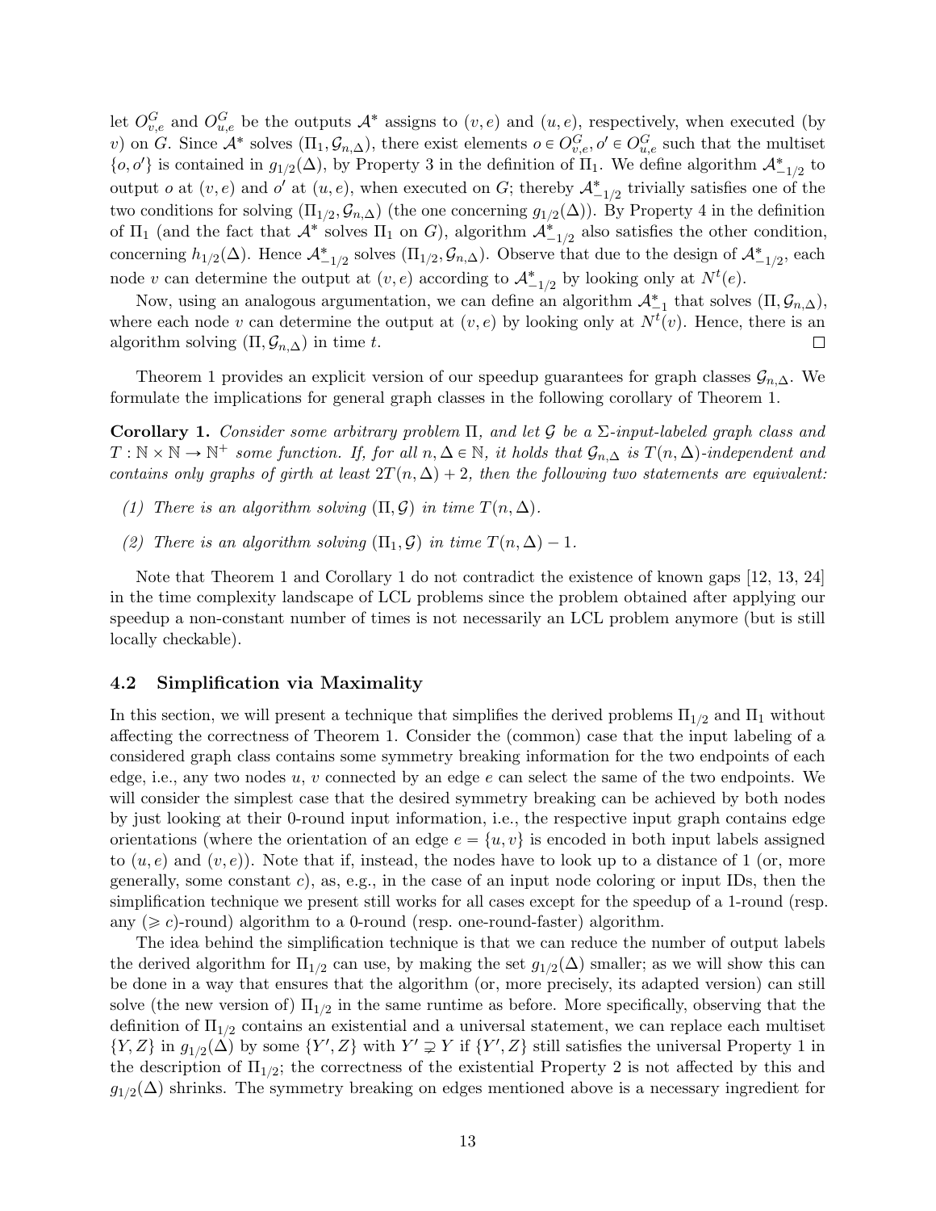let $O^G_{v,e}$ and $O^G_{u,e}$ be the outputs $\mathcal{A}^*$ assigns to $(v,e)$ and $(u,e)$, respectively, when executed (by $v$) on $G$. Since $\mathcal{A}^*$ solves $(\Pi_1, \mathcal{G}_{n,\Delta})$, there exist elements $o \in O^G_{v,e}, o' \in O^G_{u,e}$ such that the multiset $\{o, o'\}$ is contained in $g_{1/2}(\Delta)$, by Property 3 in the definition of $\Pi_1$. We define algorithm $\mathcal{A}^*_{-1/2}$ to output $o$ at $(v,e)$ and $o'$ at $(u,e)$, when executed on $G$; thereby $\mathcal{A}^*_{-1/2}$ trivially satisfies one of the two conditions for solving $(\Pi_{1/2}, \mathcal{G}_{n,\Delta})$ (the one concerning $g_{1/2}(\Delta)$). By Property 4 in the definition of $\Pi_1$ (and the fact that $\mathcal{A}^*$ solves $\Pi_1$ on $G$), algorithm $\mathcal{A}^*_{-1/2}$ also satisfies the other condition, concerning $h_{1/2}(\Delta)$. Hence $\mathcal{A}^*_{-1/2}$ solves $(\Pi_{1/2}, \mathcal{G}_{n,\Delta})$. Observe that due to the design of $\mathcal{A}^*_{-1/2}$, each node $v$ can determine the output at $(v,e)$ according to $\mathcal{A}^*_{-1/2}$ by looking only at $N^t(e)$.

Now, using an analogous argumentation, we can define an algorithm $\mathcal{A}^*_{-1}$ that solves $(\Pi, \mathcal{G}_{n,\Delta})$, where each node $v$ can determine the output at $(v,e)$ by looking only at $N^t(v)$. Hence, there is an algorithm solving $(\Pi, \mathcal{G}_{n,\Delta})$ in time $t$. □

Theorem 1 provides an explicit version of our speedup guarantees for graph classes $\mathcal{G}_{n,\Delta}$. We formulate the implications for general graph classes in the following corollary of Theorem 1.

**Corollary 1.** *Consider some arbitrary problem $\Pi$, and let $\mathcal{G}$ be a $\Sigma$-input-labeled graph class and $T : \mathbb{N} \times \mathbb{N} \to \mathbb{N}^+$ some function. If, for all $n, \Delta \in \mathbb{N}$, it holds that $\mathcal{G}_{n,\Delta}$ is $T(n,\Delta)$-independent and contains only graphs of girth at least $2T(n,\Delta)+2$, then the following two statements are equivalent:*

*(1) There is an algorithm solving $(\Pi, \mathcal{G})$ in time $T(n,\Delta)$.*

*(2) There is an algorithm solving $(\Pi_1, \mathcal{G})$ in time $T(n,\Delta) - 1$.*

Note that Theorem 1 and Corollary 1 do not contradict the existence of known gaps [12, 13, 24] in the time complexity landscape of LCL problems since the problem obtained after applying our speedup a non-constant number of times is not necessarily an LCL problem anymore (but is still locally checkable).

### 4.2 Simplification via Maximality

In this section, we will present a technique that simplifies the derived problems $\Pi_{1/2}$ and $\Pi_1$ without affecting the correctness of Theorem 1. Consider the (common) case that the input labeling of a considered graph class contains some symmetry breaking information for the two endpoints of each edge, i.e., any two nodes $u$, $v$ connected by an edge $e$ can select the same of the two endpoints. We will consider the simplest case that the desired symmetry breaking can be achieved by both nodes by just looking at their 0-round input information, i.e., the respective input graph contains edge orientations (where the orientation of an edge $e = \{u,v\}$ is encoded in both input labels assigned to $(u,e)$ and $(v,e)$). Note that if, instead, the nodes have to look up to a distance of 1 (or, more generally, some constant $c$), as, e.g., in the case of an input node coloring or input IDs, then the simplification technique we present still works for all cases except for the speedup of a 1-round (resp. any ($\geqslant c$)-round) algorithm to a 0-round (resp. one-round-faster) algorithm.

The idea behind the simplification technique is that we can reduce the number of output labels the derived algorithm for $\Pi_{1/2}$ can use, by making the set $g_{1/2}(\Delta)$ smaller; as we will show this can be done in a way that ensures that the algorithm (or, more precisely, its adapted version) can still solve (the new version of) $\Pi_{1/2}$ in the same runtime as before. More specifically, observing that the definition of $\Pi_{1/2}$ contains an existential and a universal statement, we can replace each multiset $\{Y, Z\}$ in $g_{1/2}(\Delta)$ by some $\{Y', Z\}$ with $Y' \supsetneq Y$ if $\{Y', Z\}$ still satisfies the universal Property 1 in the description of $\Pi_{1/2}$; the correctness of the existential Property 2 is not affected by this and $g_{1/2}(\Delta)$ shrinks. The symmetry breaking on edges mentioned above is a necessary ingredient for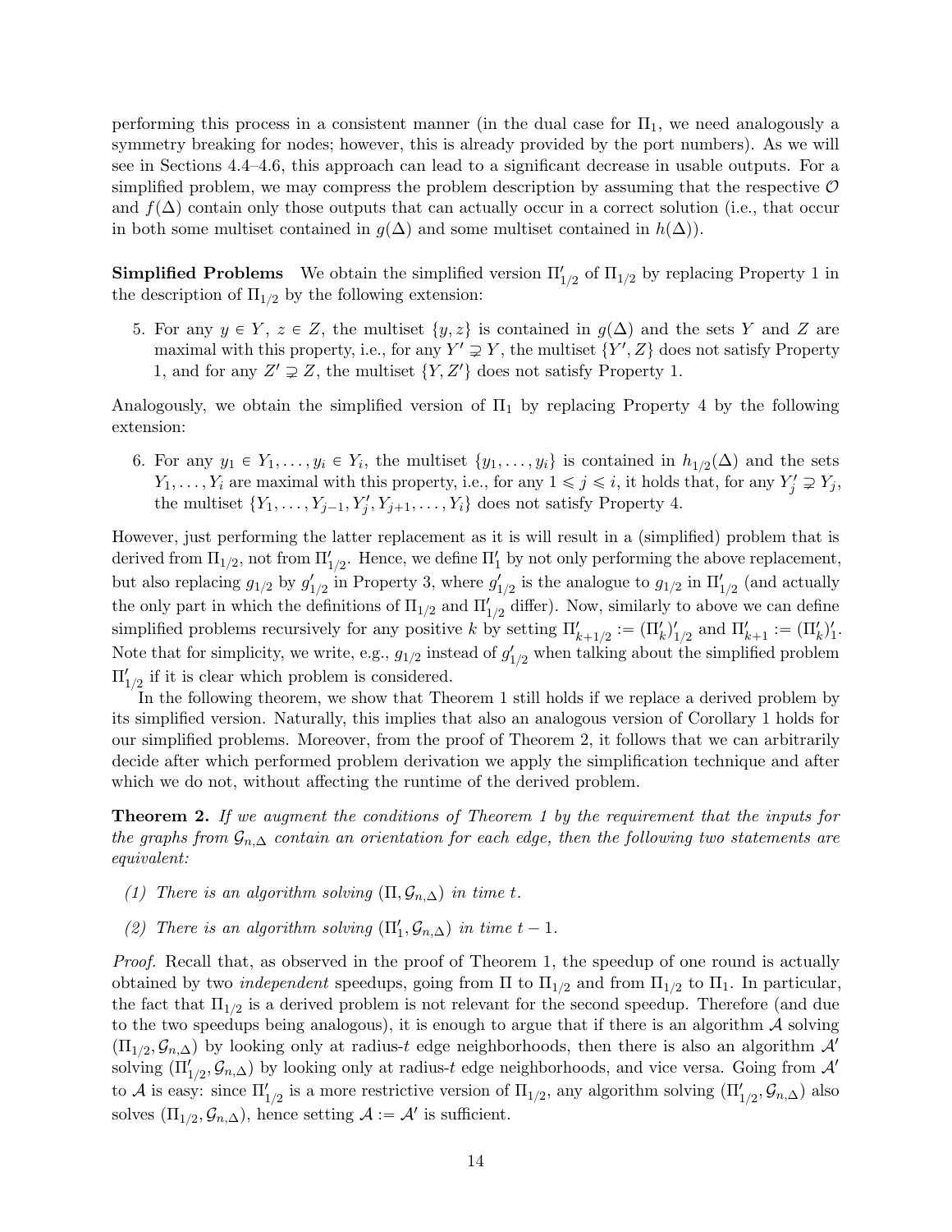performing this process in a consistent manner (in the dual case for $\Pi_1$, we need analogously a symmetry breaking for nodes; however, this is already provided by the port numbers). As we will see in Sections 4.4–4.6, this approach can lead to a significant decrease in usable outputs. For a simplified problem, we may compress the problem description by assuming that the respective $\mathcal{O}$ and $f(\Delta)$ contain only those outputs that can actually occur in a correct solution (i.e., that occur in both some multiset contained in $g(\Delta)$ and some multiset contained in $h(\Delta)$).

**Simplified Problems** We obtain the simplified version $\Pi'_{1/2}$ of $\Pi_{1/2}$ by replacing Property 1 in the description of $\Pi_{1/2}$ by the following extension:

5. For any $y \in Y$, $z \in Z$, the multiset $\{y, z\}$ is contained in $g(\Delta)$ and the sets $Y$ and $Z$ are maximal with this property, i.e., for any $Y' \supsetneq Y$, the multiset $\{Y', Z\}$ does not satisfy Property 1, and for any $Z' \supsetneq Z$, the multiset $\{Y, Z'\}$ does not satisfy Property 1.

Analogously, we obtain the simplified version of $\Pi_1$ by replacing Property 4 by the following extension:

6. For any $y_1 \in Y_1, \ldots, y_i \in Y_i$, the multiset $\{y_1, \ldots, y_i\}$ is contained in $h_{1/2}(\Delta)$ and the sets $Y_1, \ldots, Y_i$ are maximal with this property, i.e., for any $1 \leqslant j \leqslant i$, it holds that, for any $Y'_j \supsetneq Y_j$, the multiset $\{Y_1, \ldots, Y_{j-1}, Y'_j, Y_{j+1}, \ldots, Y_i\}$ does not satisfy Property 4.

However, just performing the latter replacement as it is will result in a (simplified) problem that is derived from $\Pi_{1/2}$, not from $\Pi'_{1/2}$. Hence, we define $\Pi'_1$ by not only performing the above replacement, but also replacing $g_{1/2}$ by $g'_{1/2}$ in Property 3, where $g'_{1/2}$ is the analogue to $g_{1/2}$ in $\Pi'_{1/2}$ (and actually the only part in which the definitions of $\Pi_{1/2}$ and $\Pi'_{1/2}$ differ). Now, similarly to above we can define simplified problems recursively for any positive $k$ by setting $\Pi'_{k+1/2} := (\Pi'_k)'_{1/2}$ and $\Pi'_{k+1} := (\Pi'_k)'_1$. Note that for simplicity, we write, e.g., $g_{1/2}$ instead of $g'_{1/2}$ when talking about the simplified problem $\Pi'_{1/2}$ if it is clear which problem is considered.

In the following theorem, we show that Theorem 1 still holds if we replace a derived problem by its simplified version. Naturally, this implies that also an analogous version of Corollary 1 holds for our simplified problems. Moreover, from the proof of Theorem 2, it follows that we can arbitrarily decide after which performed problem derivation we apply the simplification technique and after which we do not, without affecting the runtime of the derived problem.

**Theorem 2.** *If we augment the conditions of Theorem 1 by the requirement that the inputs for the graphs from $\mathcal{G}_{n,\Delta}$ contain an orientation for each edge, then the following two statements are equivalent:*

*(1) There is an algorithm solving $(\Pi, \mathcal{G}_{n,\Delta})$ in time $t$.*

*(2) There is an algorithm solving $(\Pi'_1, \mathcal{G}_{n,\Delta})$ in time $t-1$.*

*Proof.* Recall that, as observed in the proof of Theorem 1, the speedup of one round is actually obtained by two *independent* speedups, going from $\Pi$ to $\Pi_{1/2}$ and from $\Pi_{1/2}$ to $\Pi_1$. In particular, the fact that $\Pi_{1/2}$ is a derived problem is not relevant for the second speedup. Therefore (and due to the two speedups being analogous), it is enough to argue that if there is an algorithm $\mathcal{A}$ solving $(\Pi_{1/2}, \mathcal{G}_{n,\Delta})$ by looking only at radius-$t$ edge neighborhoods, then there is also an algorithm $\mathcal{A}'$ solving $(\Pi'_{1/2}, \mathcal{G}_{n,\Delta})$ by looking only at radius-$t$ edge neighborhoods, and vice versa. Going from $\mathcal{A}'$ to $\mathcal{A}$ is easy: since $\Pi'_{1/2}$ is a more restrictive version of $\Pi_{1/2}$, any algorithm solving $(\Pi'_{1/2}, \mathcal{G}_{n,\Delta})$ also solves $(\Pi_{1/2}, \mathcal{G}_{n,\Delta})$, hence setting $\mathcal{A} := \mathcal{A}'$ is sufficient.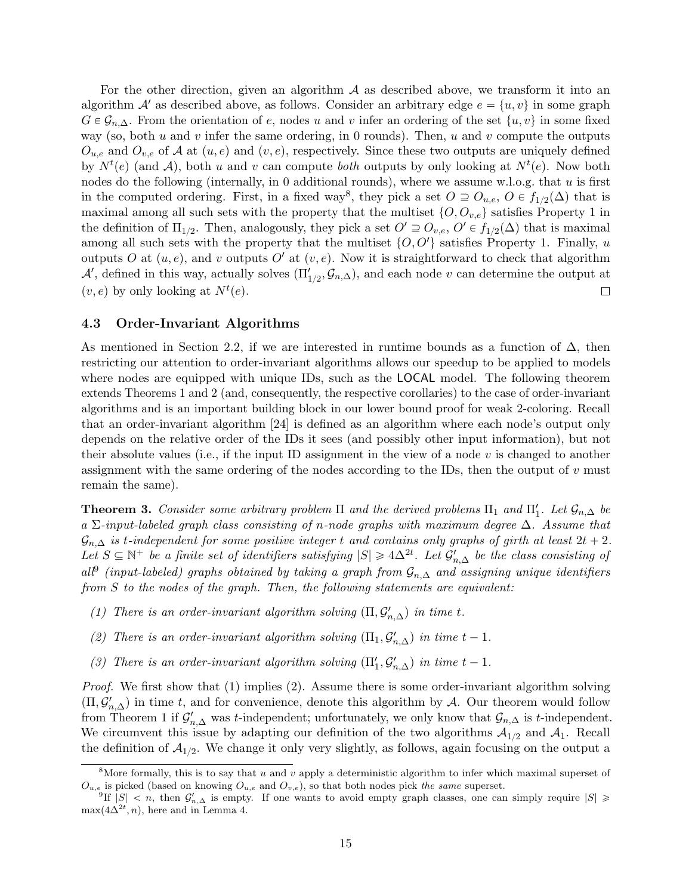For the other direction, given an algorithm $\mathcal{A}$ as described above, we transform it into an algorithm $\mathcal{A}'$ as described above, as follows. Consider an arbitrary edge $e = \{u, v\}$ in some graph $G \in \mathcal{G}_{n,\Delta}$. From the orientation of $e$, nodes $u$ and $v$ infer an ordering of the set $\{u, v\}$ in some fixed way (so, both $u$ and $v$ infer the same ordering, in 0 rounds). Then, $u$ and $v$ compute the outputs $O_{u,e}$ and $O_{v,e}$ of $\mathcal{A}$ at $(u, e)$ and $(v, e)$, respectively. Since these two outputs are uniquely defined by $N^t(e)$ (and $\mathcal{A}$), both $u$ and $v$ can compute *both* outputs by only looking at $N^t(e)$. Now both nodes do the following (internally, in 0 additional rounds), where we assume w.l.o.g. that $u$ is first in the computed ordering. First, in a fixed way[8], they pick a set $O \supseteq O_{u,e}$, $O \in f_{1/2}(\Delta)$ that is maximal among all such sets with the property that the multiset $\{O, O_{v,e}\}$ satisfies Property 1 in the definition of $\Pi_{1/2}$. Then, analogously, they pick a set $O' \supseteq O_{v,e}$, $O' \in f_{1/2}(\Delta)$ that is maximal among all such sets with the property that the multiset $\{O, O'\}$ satisfies Property 1. Finally, $u$ outputs $O$ at $(u, e)$, and $v$ outputs $O'$ at $(v, e)$. Now it is straightforward to check that algorithm $\mathcal{A}'$, defined in this way, actually solves $(\Pi'_{1/2}, \mathcal{G}_{n,\Delta})$, and each node $v$ can determine the output at $(v, e)$ by only looking at $N^t(e)$. □

### 4.3 Order-Invariant Algorithms

As mentioned in Section 2.2, if we are interested in runtime bounds as a function of $\Delta$, then restricting our attention to order-invariant algorithms allows our speedup to be applied to models where nodes are equipped with unique IDs, such as the LOCAL model. The following theorem extends Theorems 1 and 2 (and, consequently, the respective corollaries) to the case of order-invariant algorithms and is an important building block in our lower bound proof for weak 2-coloring. Recall that an order-invariant algorithm [24] is defined as an algorithm where each node's output only depends on the relative order of the IDs it sees (and possibly other input information), but not their absolute values (i.e., if the input ID assignment in the view of a node $v$ is changed to another assignment with the same ordering of the nodes according to the IDs, then the output of $v$ must remain the same).

**Theorem 3.** *Consider some arbitrary problem $\Pi$ and the derived problems $\Pi_1$ and $\Pi'_1$. Let $\mathcal{G}_{n,\Delta}$ be a $\Sigma$-input-labeled graph class consisting of $n$-node graphs with maximum degree $\Delta$. Assume that $\mathcal{G}_{n,\Delta}$ is $t$-independent for some positive integer $t$ and contains only graphs of girth at least $2t + 2$. Let $S \subseteq \mathbb{N}^+$ be a finite set of identifiers satisfying $|S| \geqslant 4\Delta^{2t}$. Let $\mathcal{G}'_{n,\Delta}$ be the class consisting of all[9] (input-labeled) graphs obtained by taking a graph from $\mathcal{G}_{n,\Delta}$ and assigning unique identifiers from $S$ to the nodes of the graph. Then, the following statements are equivalent:*

*(1) There is an order-invariant algorithm solving $(\Pi, \mathcal{G}'_{n,\Delta})$ in time $t$.*

*(2) There is an order-invariant algorithm solving $(\Pi_1, \mathcal{G}'_{n,\Delta})$ in time $t - 1$.*

*(3) There is an order-invariant algorithm solving $(\Pi'_1, \mathcal{G}'_{n,\Delta})$ in time $t - 1$.*

*Proof.* We first show that (1) implies (2). Assume there is some order-invariant algorithm solving $(\Pi, \mathcal{G}'_{n,\Delta})$ in time $t$, and for convenience, denote this algorithm by $\mathcal{A}$. Our theorem would follow from Theorem 1 if $\mathcal{G}'_{n,\Delta}$ was $t$-independent; unfortunately, we only know that $\mathcal{G}_{n,\Delta}$ is $t$-independent. We circumvent this issue by adapting our definition of the two algorithms $\mathcal{A}_{1/2}$ and $\mathcal{A}_1$. Recall the definition of $\mathcal{A}_{1/2}$. We change it only very slightly, as follows, again focusing on the output a

[8] More formally, this is to say that $u$ and $v$ apply a deterministic algorithm to infer which maximal superset of $O_{u,e}$ is picked (based on knowing $O_{u,e}$ and $O_{v,e}$), so that both nodes pick *the same* superset.

[9] If $|S| < n$, then $\mathcal{G}'_{n,\Delta}$ is empty. If one wants to avoid empty graph classes, one can simply require $|S| \geqslant \max(4\Delta^{2t}, n)$, here and in Lemma 4.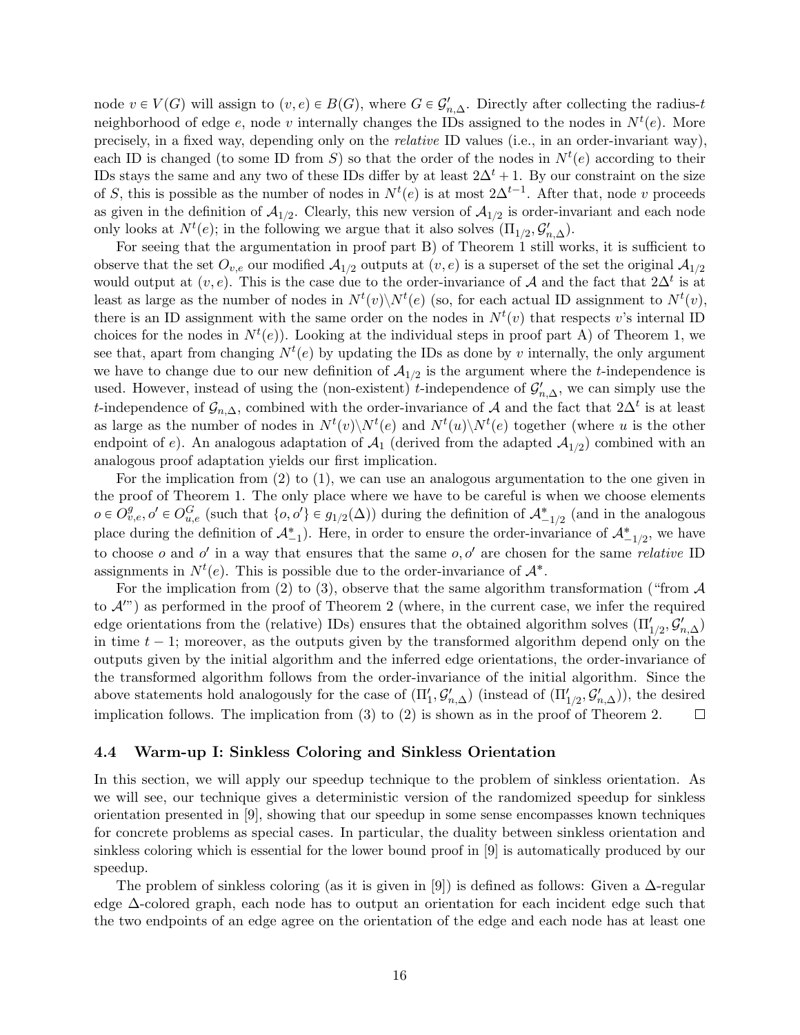node $v \in V(G)$ will assign to $(v, e) \in B(G)$, where $G \in \mathcal{G}'_{n,\Delta}$. Directly after collecting the radius-$t$ neighborhood of edge $e$, node $v$ internally changes the IDs assigned to the nodes in $N^t(e)$. More precisely, in a fixed way, depending only on the *relative* ID values (i.e., in an order-invariant way), each ID is changed (to some ID from $S$) so that the order of the nodes in $N^t(e)$ according to their IDs stays the same and any two of these IDs differ by at least $2\Delta^t + 1$. By our constraint on the size of $S$, this is possible as the number of nodes in $N^t(e)$ is at most $2\Delta^{t-1}$. After that, node $v$ proceeds as given in the definition of $\mathcal{A}_{1/2}$. Clearly, this new version of $\mathcal{A}_{1/2}$ is order-invariant and each node only looks at $N^t(e)$; in the following we argue that it also solves $(\Pi_{1/2}, \mathcal{G}'_{n,\Delta})$.

For seeing that the argumentation in proof part B) of Theorem 1 still works, it is sufficient to observe that the set $O_{v,e}$ our modified $\mathcal{A}_{1/2}$ outputs at $(v, e)$ is a superset of the set the original $\mathcal{A}_{1/2}$ would output at $(v, e)$. This is the case due to the order-invariance of $\mathcal{A}$ and the fact that $2\Delta^t$ is at least as large as the number of nodes in $N^t(v) \backslash N^t(e)$ (so, for each actual ID assignment to $N^t(v)$, there is an ID assignment with the same order on the nodes in $N^t(v)$ that respects $v$'s internal ID choices for the nodes in $N^t(e)$). Looking at the individual steps in proof part A) of Theorem 1, we see that, apart from changing $N^t(e)$ by updating the IDs as done by $v$ internally, the only argument we have to change due to our new definition of $\mathcal{A}_{1/2}$ is the argument where the $t$-independence is used. However, instead of using the (non-existent) $t$-independence of $\mathcal{G}'_{n,\Delta}$, we can simply use the $t$-independence of $\mathcal{G}_{n,\Delta}$, combined with the order-invariance of $\mathcal{A}$ and the fact that $2\Delta^t$ is at least as large as the number of nodes in $N^t(v) \backslash N^t(e)$ and $N^t(u) \backslash N^t(e)$ together (where $u$ is the other endpoint of $e$). An analogous adaptation of $\mathcal{A}_1$ (derived from the adapted $\mathcal{A}_{1/2}$) combined with an analogous proof adaptation yields our first implication.

For the implication from (2) to (1), we can use an analogous argumentation to the one given in the proof of Theorem 1. The only place where we have to be careful is when we choose elements $o \in O^g_{v,e}, o' \in O^G_{u,e}$ (such that $\{o, o'\} \in g_{1/2}(\Delta)$) during the definition of $\mathcal{A}^*_{-1/2}$ (and in the analogous place during the definition of $\mathcal{A}^*_{-1}$). Here, in order to ensure the order-invariance of $\mathcal{A}^*_{-1/2}$, we have to choose $o$ and $o'$ in a way that ensures that the same $o, o'$ are chosen for the same *relative* ID assignments in $N^t(e)$. This is possible due to the order-invariance of $\mathcal{A}^*$.

For the implication from (2) to (3), observe that the same algorithm transformation ("from $\mathcal{A}$ to $\mathcal{A}'$") as performed in the proof of Theorem 2 (where, in the current case, we infer the required edge orientations from the (relative) IDs) ensures that the obtained algorithm solves $(\Pi'_{1/2}, \mathcal{G}'_{n,\Delta})$ in time $t - 1$; moreover, as the outputs given by the transformed algorithm depend only on the outputs given by the initial algorithm and the inferred edge orientations, the order-invariance of the transformed algorithm follows from the order-invariance of the initial algorithm. Since the above statements hold analogously for the case of $(\Pi'_1, \mathcal{G}'_{n,\Delta})$ (instead of $(\Pi'_{1/2}, \mathcal{G}'_{n,\Delta})$), the desired implication follows. The implication from (3) to (2) is shown as in the proof of Theorem 2. $\square$

### 4.4 Warm-up I: Sinkless Coloring and Sinkless Orientation

In this section, we will apply our speedup technique to the problem of sinkless orientation. As we will see, our technique gives a deterministic version of the randomized speedup for sinkless orientation presented in [9], showing that our speedup in some sense encompasses known techniques for concrete problems as special cases. In particular, the duality between sinkless orientation and sinkless coloring which is essential for the lower bound proof in [9] is automatically produced by our speedup.

The problem of sinkless coloring (as it is given in [9]) is defined as follows: Given a $\Delta$-regular edge $\Delta$-colored graph, each node has to output an orientation for each incident edge such that the two endpoints of an edge agree on the orientation of the edge and each node has at least one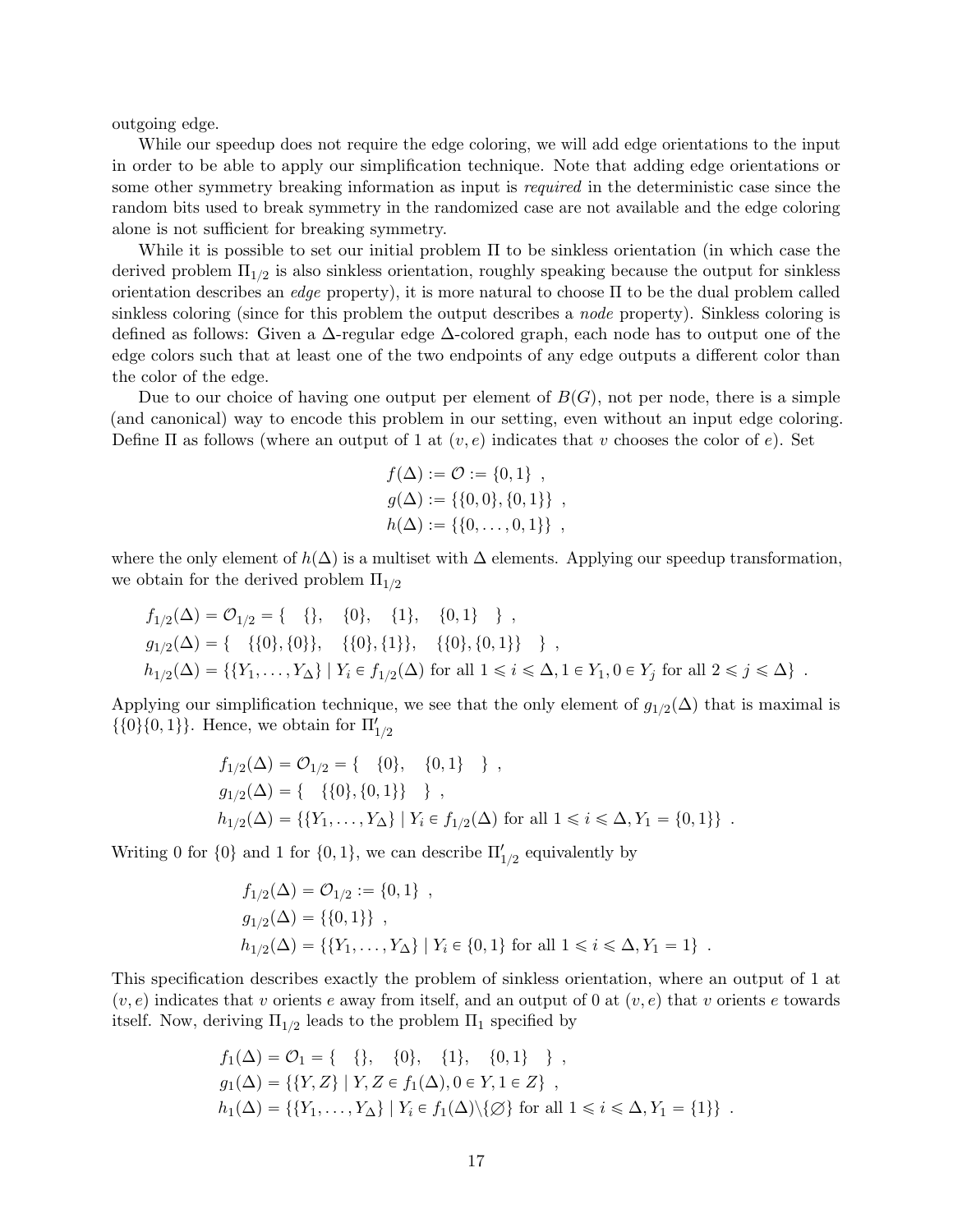outgoing edge.

While our speedup does not require the edge coloring, we will add edge orientations to the input in order to be able to apply our simplification technique. Note that adding edge orientations or some other symmetry breaking information as input is *required* in the deterministic case since the random bits used to break symmetry in the randomized case are not available and the edge coloring alone is not sufficient for breaking symmetry.

While it is possible to set our initial problem $\Pi$ to be sinkless orientation (in which case the derived problem $\Pi_{1/2}$ is also sinkless orientation, roughly speaking because the output for sinkless orientation describes an *edge* property), it is more natural to choose $\Pi$ to be the dual problem called sinkless coloring (since for this problem the output describes a *node* property). Sinkless coloring is defined as follows: Given a $\Delta$-regular edge $\Delta$-colored graph, each node has to output one of the edge colors such that at least one of the two endpoints of any edge outputs a different color than the color of the edge.

Due to our choice of having one output per element of $B(G)$, not per node, there is a simple (and canonical) way to encode this problem in our setting, even without an input edge coloring. Define $\Pi$ as follows (where an output of 1 at $(v, e)$ indicates that $v$ chooses the color of $e$). Set

$$
\begin{aligned}
f(\Delta) &:= \mathcal{O} := \{0, 1\} \ , \\
g(\Delta) &:= \{\{0, 0\}, \{0, 1\}\} \ , \\
h(\Delta) &:= \{\{0, \dots, 0, 1\}\} \ ,
\end{aligned}
$$

where the only element of $h(\Delta)$ is a multiset with $\Delta$ elements. Applying our speedup transformation, we obtain for the derived problem $\Pi_{1/2}$

$$
\begin{aligned}
f_{1/2}(\Delta) &= \mathcal{O}_{1/2} = \{ \quad \{\}, \quad \{0\}, \quad \{1\}, \quad \{0,1\} \quad \} \ , \\
g_{1/2}(\Delta) &= \{ \quad \{\{0\}, \{0\}\}, \quad \{\{0\}, \{1\}\}, \quad \{\{0\}, \{0,1\}\} \quad \} \ , \\
h_{1/2}(\Delta) &= \{\{Y_1, \dots, Y_\Delta\} \mid Y_i \in f_{1/2}(\Delta) \text{ for all } 1 \leqslant i \leqslant \Delta, 1 \in Y_1, 0 \in Y_j \text{ for all } 2 \leqslant j \leqslant \Delta\} \ .
\end{aligned}
$$

Applying our simplification technique, we see that the only element of $g_{1/2}(\Delta)$ that is maximal is $\{\{0\}\{0,1\}\}$. Hence, we obtain for $\Pi'_{1/2}$

$$
\begin{aligned}
f_{1/2}(\Delta) &= \mathcal{O}_{1/2} = \{ \quad \{0\}, \quad \{0,1\} \quad \} \ , \\
g_{1/2}(\Delta) &= \{ \quad \{\{0\}, \{0,1\}\} \quad \} \ , \\
h_{1/2}(\Delta) &= \{\{Y_1, \dots, Y_\Delta\} \mid Y_i \in f_{1/2}(\Delta) \text{ for all } 1 \leqslant i \leqslant \Delta, Y_1 = \{0,1\}\} \ .
\end{aligned}
$$

Writing 0 for $\{0\}$ and 1 for $\{0,1\}$, we can describe $\Pi'_{1/2}$ equivalently by

$$
\begin{aligned}
f_{1/2}(\Delta) &= \mathcal{O}_{1/2} := \{0, 1\} \ , \\
g_{1/2}(\Delta) &= \{\{0, 1\}\} \ , \\
h_{1/2}(\Delta) &= \{\{Y_1, \dots, Y_\Delta\} \mid Y_i \in \{0,1\} \text{ for all } 1 \leqslant i \leqslant \Delta, Y_1 = 1\} \ .
\end{aligned}
$$

This specification describes exactly the problem of sinkless orientation, where an output of 1 at $(v, e)$ indicates that $v$ orients $e$ away from itself, and an output of 0 at $(v, e)$ that $v$ orients $e$ towards itself. Now, deriving $\Pi_{1/2}$ leads to the problem $\Pi_1$ specified by

$$
\begin{aligned}
f_1(\Delta) &= \mathcal{O}_1 = \{ \quad \{\}, \quad \{0\}, \quad \{1\}, \quad \{0,1\} \quad \} \ , \\
g_1(\Delta) &= \{\{Y, Z\} \mid Y, Z \in f_1(\Delta), 0 \in Y, 1 \in Z\} \ , \\
h_1(\Delta) &= \{\{Y_1, \dots, Y_\Delta\} \mid Y_i \in f_1(\Delta) \backslash \{\varnothing\} \text{ for all } 1 \leqslant i \leqslant \Delta, Y_1 = \{1\}\} \ .
\end{aligned}
$$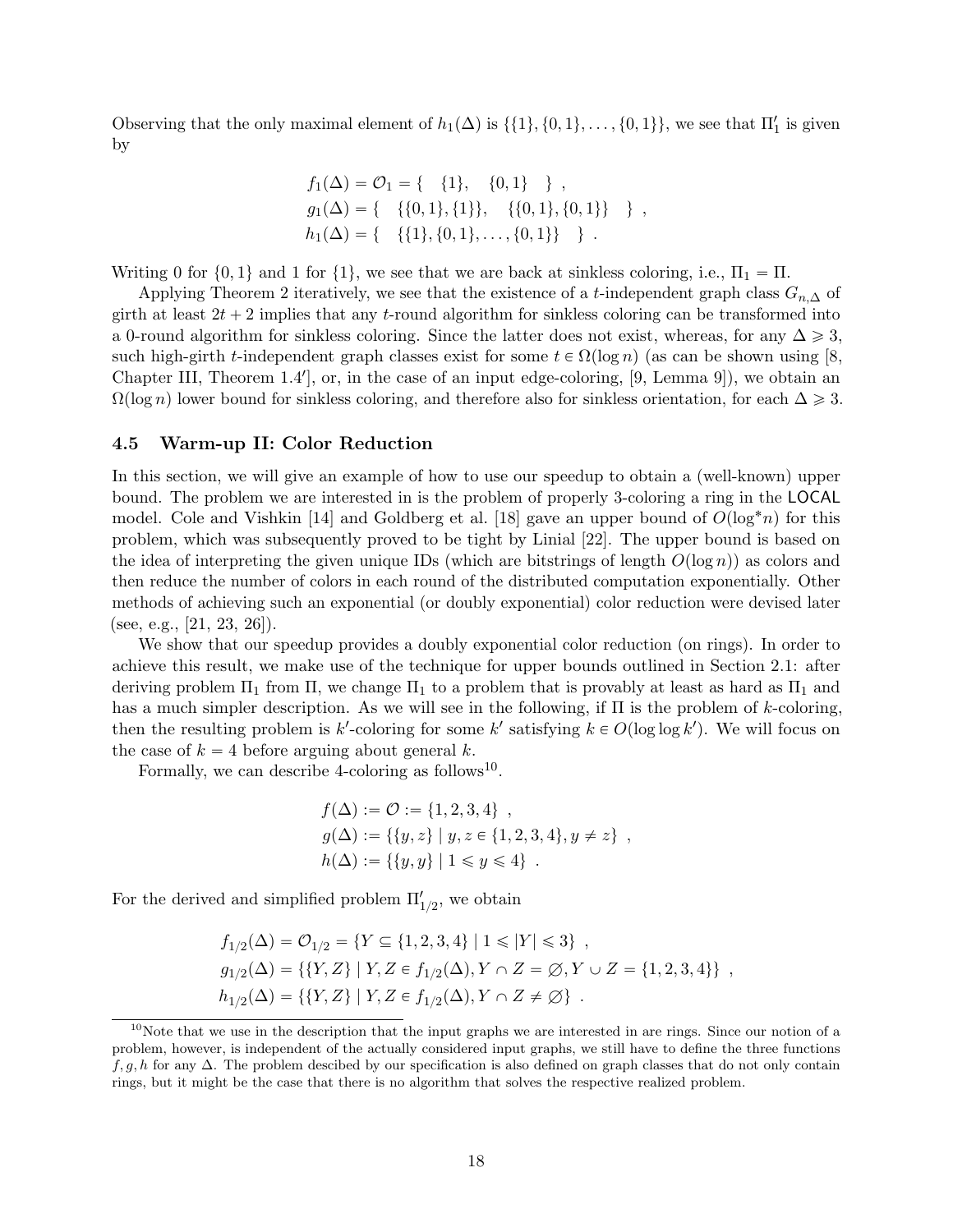Observing that the only maximal element of $h_1(\Delta)$ is $\{\{1\}, \{0,1\}, \ldots, \{0,1\}\}$, we see that $\Pi'_1$ is given by

$$
\begin{aligned}
f_1(\Delta) &= \mathcal{O}_1 = \{ \quad \{1\}, \quad \{0,1\} \quad \} \ , \\
g_1(\Delta) &= \{ \quad \{\{0,1\}, \{1\}\}, \quad \{\{0,1\}, \{0,1\}\} \quad \} \ , \\
h_1(\Delta) &= \{ \quad \{\{1\}, \{0,1\}, \ldots, \{0,1\}\} \quad \} \ .
\end{aligned}
$$

Writing 0 for $\{0,1\}$ and 1 for $\{1\}$, we see that we are back at sinkless coloring, i.e., $\Pi_1 = \Pi$.

Applying Theorem 2 iteratively, we see that the existence of a $t$-independent graph class $G_{n,\Delta}$ of girth at least $2t+2$ implies that any $t$-round algorithm for sinkless coloring can be transformed into a 0-round algorithm for sinkless coloring. Since the latter does not exist, whereas, for any $\Delta \geqslant 3$, such high-girth $t$-independent graph classes exist for some $t \in \Omega(\log n)$ (as can be shown using [8, Chapter III, Theorem 1.4′], or, in the case of an input edge-coloring, [9, Lemma 9]), we obtain an $\Omega(\log n)$ lower bound for sinkless coloring, and therefore also for sinkless orientation, for each $\Delta \geqslant 3$.

### 4.5 Warm-up II: Color Reduction

In this section, we will give an example of how to use our speedup to obtain a (well-known) upper bound. The problem we are interested in is the problem of properly 3-coloring a ring in the LOCAL model. Cole and Vishkin [14] and Goldberg et al. [18] gave an upper bound of $O(\log^* n)$ for this problem, which was subsequently proved to be tight by Linial [22]. The upper bound is based on the idea of interpreting the given unique IDs (which are bitstrings of length $O(\log n)$) as colors and then reduce the number of colors in each round of the distributed computation exponentially. Other methods of achieving such an exponential (or doubly exponential) color reduction were devised later (see, e.g., [21, 23, 26]).

We show that our speedup provides a doubly exponential color reduction (on rings). In order to achieve this result, we make use of the technique for upper bounds outlined in Section 2.1: after deriving problem $\Pi_1$ from $\Pi$, we change $\Pi_1$ to a problem that is provably at least as hard as $\Pi_1$ and has a much simpler description. As we will see in the following, if $\Pi$ is the problem of $k$-coloring, then the resulting problem is $k'$-coloring for some $k'$ satisfying $k \in O(\log \log k')$. We will focus on the case of $k = 4$ before arguing about general $k$.

Formally, we can describe 4-coloring as follows[10].

$$
\begin{aligned}
f(\Delta) &:= \mathcal{O} := \{1,2,3,4\} \ , \\
g(\Delta) &:= \{\{y,z\} \mid y,z \in \{1,2,3,4\}, y \neq z\} \ , \\
h(\Delta) &:= \{\{y,y\} \mid 1 \leqslant y \leqslant 4\} \ .
\end{aligned}
$$

For the derived and simplified problem $\Pi'_{1/2}$, we obtain

$$
\begin{aligned}
f_{1/2}(\Delta) &= \mathcal{O}_{1/2} = \{Y \subseteq \{1,2,3,4\} \mid 1 \leqslant |Y| \leqslant 3\} \ , \\
g_{1/2}(\Delta) &= \{\{Y,Z\} \mid Y,Z \in f_{1/2}(\Delta), Y \cap Z = \varnothing, Y \cup Z = \{1,2,3,4\}\} \ , \\
h_{1/2}(\Delta) &= \{\{Y,Z\} \mid Y,Z \in f_{1/2}(\Delta), Y \cap Z \neq \varnothing\} \ .
\end{aligned}
$$

[10] Note that we use in the description that the input graphs we are interested in are rings. Since our notion of a problem, however, is independent of the actually considered input graphs, we still have to define the three functions $f, g, h$ for any $\Delta$. The problem descibed by our specification is also defined on graph classes that do not only contain rings, but it might be the case that there is no algorithm that solves the respective realized problem.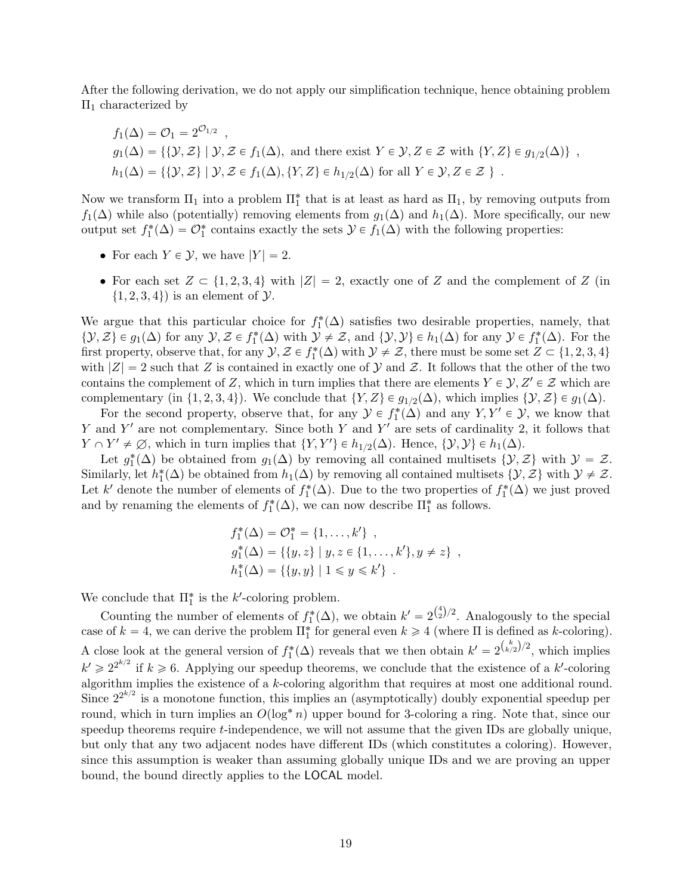After the following derivation, we do not apply our simplification technique, hence obtaining problem $\Pi_1$ characterized by

$$
\begin{aligned}
&f_1(\Delta) = \mathcal{O}_1 = 2^{\mathcal{O}_{1/2}} \ , \\
&g_1(\Delta) = \{\{\mathcal{Y}, \mathcal{Z}\} \mid \mathcal{Y}, \mathcal{Z} \in f_1(\Delta), \text{ and there exist } Y \in \mathcal{Y}, Z \in \mathcal{Z} \text{ with } \{Y, Z\} \in g_{1/2}(\Delta)\} \ , \\
&h_1(\Delta) = \{\{\mathcal{Y}, \mathcal{Z}\} \mid \mathcal{Y}, \mathcal{Z} \in f_1(\Delta), \{Y, Z\} \in h_{1/2}(\Delta) \text{ for all } Y \in \mathcal{Y}, Z \in \mathcal{Z} \ \} \ .
\end{aligned}
$$

Now we transform $\Pi_1$ into a problem $\Pi_1^*$ that is at least as hard as $\Pi_1$, by removing outputs from $f_1(\Delta)$ while also (potentially) removing elements from $g_1(\Delta)$ and $h_1(\Delta)$. More specifically, our new output set $f_1^*(\Delta) = \mathcal{O}_1^*$ contains exactly the sets $\mathcal{Y} \in f_1(\Delta)$ with the following properties:

- For each $Y \in \mathcal{Y}$, we have $|Y| = 2$.
- For each set $Z \subset \{1, 2, 3, 4\}$ with $|Z| = 2$, exactly one of $Z$ and the complement of $Z$ (in $\{1, 2, 3, 4\}$) is an element of $\mathcal{Y}$.

We argue that this particular choice for $f_1^*(\Delta)$ satisfies two desirable properties, namely, that $\{\mathcal{Y}, \mathcal{Z}\} \in g_1(\Delta)$ for any $\mathcal{Y}, \mathcal{Z} \in f_1^*(\Delta)$ with $\mathcal{Y} \neq \mathcal{Z}$, and $\{\mathcal{Y}, \mathcal{Y}\} \in h_1(\Delta)$ for any $\mathcal{Y} \in f_1^*(\Delta)$. For the first property, observe that, for any $\mathcal{Y}, \mathcal{Z} \in f_1^*(\Delta)$ with $\mathcal{Y} \neq \mathcal{Z}$, there must be some set $Z \subset \{1, 2, 3, 4\}$ with $|Z| = 2$ such that $Z$ is contained in exactly one of $\mathcal{Y}$ and $\mathcal{Z}$. It follows that the other of the two contains the complement of $Z$, which in turn implies that there are elements $Y \in \mathcal{Y}, Z' \in \mathcal{Z}$ which are complementary (in $\{1, 2, 3, 4\}$). We conclude that $\{Y, Z\} \in g_{1/2}(\Delta)$, which implies $\{\mathcal{Y}, \mathcal{Z}\} \in g_1(\Delta)$.

For the second property, observe that, for any $\mathcal{Y} \in f_1^*(\Delta)$ and any $Y, Y' \in \mathcal{Y}$, we know that $Y$ and $Y'$ are not complementary. Since both $Y$ and $Y'$ are sets of cardinality 2, it follows that $Y \cap Y' \neq \emptyset$, which in turn implies that $\{Y, Y'\} \in h_{1/2}(\Delta)$. Hence, $\{\mathcal{Y}, \mathcal{Y}\} \in h_1(\Delta)$.

Let $g_1^*(\Delta)$ be obtained from $g_1(\Delta)$ by removing all contained multisets $\{\mathcal{Y}, \mathcal{Z}\}$ with $\mathcal{Y} = \mathcal{Z}$. Similarly, let $h_1^*(\Delta)$ be obtained from $h_1(\Delta)$ by removing all contained multisets $\{\mathcal{Y}, \mathcal{Z}\}$ with $\mathcal{Y} \neq \mathcal{Z}$. Let $k'$ denote the number of elements of $f_1^*(\Delta)$. Due to the two properties of $f_1^*(\Delta)$ we just proved and by renaming the elements of $f_1^*(\Delta)$, we can now describe $\Pi_1^*$ as follows.

$$
\begin{aligned}
&f_1^*(\Delta) = \mathcal{O}_1^* = \{1, \ldots, k'\} \ , \\
&g_1^*(\Delta) = \{\{y, z\} \mid y, z \in \{1, \ldots, k'\}, y \neq z\} \ , \\
&h_1^*(\Delta) = \{\{y, y\} \mid 1 \leqslant y \leqslant k'\} \ .
\end{aligned}
$$

We conclude that $\Pi_1^*$ is the $k'$-coloring problem.

Counting the number of elements of $f_1^*(\Delta)$, we obtain $k' = 2^{\binom{4}{2}/2}$. Analogously to the special case of $k = 4$, we can derive the problem $\Pi_1^*$ for general even $k \geqslant 4$ (where $\Pi$ is defined as $k$-coloring). A close look at the general version of $f_1^*(\Delta)$ reveals that we then obtain $k' = 2^{\binom{k}{k/2}/2}$, which implies $k' \geqslant 2^{2^{k/2}}$ if $k \geqslant 6$. Applying our speedup theorems, we conclude that the existence of a $k'$-coloring algorithm implies the existence of a $k$-coloring algorithm that requires at most one additional round. Since $2^{2^{k/2}}$ is a monotone function, this implies an (asymptotically) doubly exponential speedup per round, which in turn implies an $O(\log^* n)$ upper bound for 3-coloring a ring. Note that, since our speedup theorems require $t$-independence, we will not assume that the given IDs are globally unique, but only that any two adjacent nodes have different IDs (which constitutes a coloring). However, since this assumption is weaker than assuming globally unique IDs and we are proving an upper bound, the bound directly applies to the LOCAL model.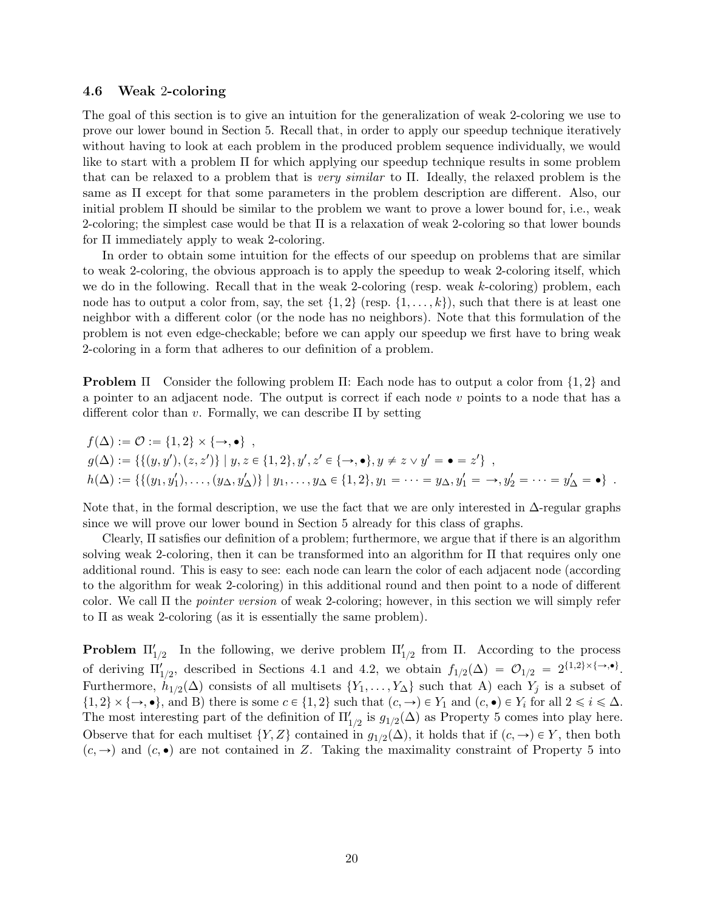### 4.6 Weak 2-coloring

The goal of this section is to give an intuition for the generalization of weak 2-coloring we use to prove our lower bound in Section 5. Recall that, in order to apply our speedup technique iteratively without having to look at each problem in the produced problem sequence individually, we would like to start with a problem $\Pi$ for which applying our speedup technique results in some problem that can be relaxed to a problem that is *very similar* to $\Pi$. Ideally, the relaxed problem is the same as $\Pi$ except for that some parameters in the problem description are different. Also, our initial problem $\Pi$ should be similar to the problem we want to prove a lower bound for, i.e., weak 2-coloring; the simplest case would be that $\Pi$ is a relaxation of weak 2-coloring so that lower bounds for $\Pi$ immediately apply to weak 2-coloring.

In order to obtain some intuition for the effects of our speedup on problems that are similar to weak 2-coloring, the obvious approach is to apply the speedup to weak 2-coloring itself, which we do in the following. Recall that in the weak 2-coloring (resp. weak $k$-coloring) problem, each node has to output a color from, say, the set $\{1, 2\}$ (resp. $\{1, \ldots, k\}$), such that there is at least one neighbor with a different color (or the node has no neighbors). Note that this formulation of the problem is not even edge-checkable; before we can apply our speedup we first have to bring weak 2-coloring in a form that adheres to our definition of a problem.

**Problem $\Pi$** Consider the following problem $\Pi$: Each node has to output a color from $\{1, 2\}$ and a pointer to an adjacent node. The output is correct if each node $v$ points to a node that has a different color than $v$. Formally, we can describe $\Pi$ by setting

$$
\begin{aligned}
&f(\Delta) := \mathcal{O} := \{1, 2\} \times \{\rightarrow, \bullet\} \ , \\
&g(\Delta) := \{\{(y, y'), (z, z')\} \mid y, z \in \{1, 2\}, y', z' \in \{\rightarrow, \bullet\}, y \neq z \vee y' = \bullet = z'\} \ , \\
&h(\Delta) := \{\{(y_1, y'_1), \ldots, (y_\Delta, y'_\Delta)\} \mid y_1, \ldots, y_\Delta \in \{1, 2\}, y_1 = \cdots = y_\Delta, y'_1 = \rightarrow, y'_2 = \cdots = y'_\Delta = \bullet\} \ .
\end{aligned}
$$

Note that, in the formal description, we use the fact that we are only interested in $\Delta$-regular graphs since we will prove our lower bound in Section 5 already for this class of graphs.

Clearly, $\Pi$ satisfies our definition of a problem; furthermore, we argue that if there is an algorithm solving weak 2-coloring, then it can be transformed into an algorithm for $\Pi$ that requires only one additional round. This is easy to see: each node can learn the color of each adjacent node (according to the algorithm for weak 2-coloring) in this additional round and then point to a node of different color. We call $\Pi$ the *pointer version* of weak 2-coloring; however, in this section we will simply refer to $\Pi$ as weak 2-coloring (as it is essentially the same problem).

**Problem $\Pi'_{1/2}$** In the following, we derive problem $\Pi'_{1/2}$ from $\Pi$. According to the process of deriving $\Pi'_{1/2}$, described in Sections 4.1 and 4.2, we obtain $f_{1/2}(\Delta) = \mathcal{O}_{1/2} = 2^{\{1,2\} \times \{\rightarrow, \bullet\}}$. Furthermore, $h_{1/2}(\Delta)$ consists of all multisets $\{Y_1, \ldots, Y_\Delta\}$ such that A) each $Y_j$ is a subset of $\{1, 2\} \times \{\rightarrow, \bullet\}$, and B) there is some $c \in \{1, 2\}$ such that $(c, \rightarrow) \in Y_1$ and $(c, \bullet) \in Y_i$ for all $2 \leqslant i \leqslant \Delta$. The most interesting part of the definition of $\Pi'_{1/2}$ is $g_{1/2}(\Delta)$ as Property 5 comes into play here. Observe that for each multiset $\{Y, Z\}$ contained in $g_{1/2}(\Delta)$, it holds that if $(c, \rightarrow) \in Y$, then both $(c, \rightarrow)$ and $(c, \bullet)$ are not contained in $Z$. Taking the maximality constraint of Property 5 into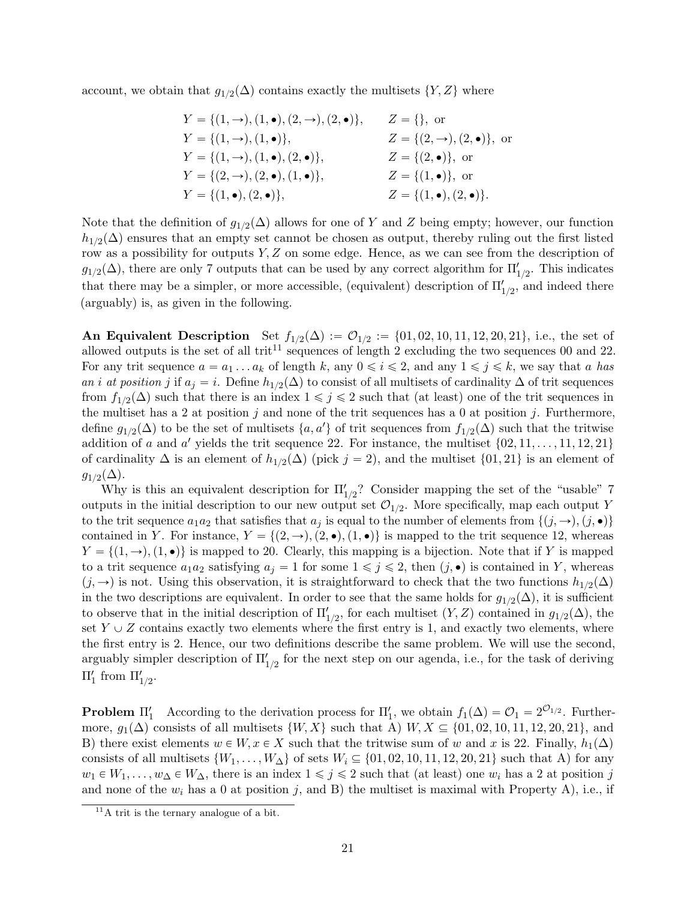account, we obtain that $g_{1/2}(\Delta)$ contains exactly the multisets $\{Y, Z\}$ where

$$
\begin{aligned}
&Y = \{(1,\rightarrow),(1,\bullet),(2,\rightarrow),(2,\bullet)\}, &&Z = \{\}, \text{ or}\\
&Y = \{(1,\rightarrow),(1,\bullet)\}, &&Z = \{(2,\rightarrow),(2,\bullet)\}, \text{ or}\\
&Y = \{(1,\rightarrow),(1,\bullet),(2,\bullet)\}, &&Z = \{(2,\bullet)\}, \text{ or}\\
&Y = \{(2,\rightarrow),(2,\bullet),(1,\bullet)\}, &&Z = \{(1,\bullet)\}, \text{ or}\\
&Y = \{(1,\bullet),(2,\bullet)\}, &&Z = \{(1,\bullet),(2,\bullet)\}.
\end{aligned}
$$

Note that the definition of $g_{1/2}(\Delta)$ allows for one of $Y$ and $Z$ being empty; however, our function $h_{1/2}(\Delta)$ ensures that an empty set cannot be chosen as output, thereby ruling out the first listed row as a possibility for outputs $Y, Z$ on some edge. Hence, as we can see from the description of $g_{1/2}(\Delta)$, there are only 7 outputs that can be used by any correct algorithm for $\Pi'_{1/2}$. This indicates that there may be a simpler, or more accessible, (equivalent) description of $\Pi'_{1/2}$, and indeed there (arguably) is, as given in the following.

**An Equivalent Description** Set $f_{1/2}(\Delta) := \mathcal{O}_{1/2} := \{01, 02, 10, 11, 12, 20, 21\}$, i.e., the set of allowed outputs is the set of all trit[11] sequences of length 2 excluding the two sequences 00 and 22. For any trit sequence $a = a_1 \dots a_k$ of length $k$, any $0 \leqslant i \leqslant 2$, and any $1 \leqslant j \leqslant k$, we say that *a has an i at position j* if $a_j = i$. Define $h_{1/2}(\Delta)$ to consist of all multisets of cardinality $\Delta$ of trit sequences from $f_{1/2}(\Delta)$ such that there is an index $1 \leqslant j \leqslant 2$ such that (at least) one of the trit sequences in the multiset has a 2 at position $j$ and none of the trit sequences has a 0 at position $j$. Furthermore, define $g_{1/2}(\Delta)$ to be the set of multisets $\{a, a'\}$ of trit sequences from $f_{1/2}(\Delta)$ such that the tritwise addition of $a$ and $a'$ yields the trit sequence 22. For instance, the multiset $\{02, 11, \dots, 11, 12, 21\}$ of cardinality $\Delta$ is an element of $h_{1/2}(\Delta)$ (pick $j = 2$), and the multiset $\{01, 21\}$ is an element of $g_{1/2}(\Delta)$.

Why is this an equivalent description for $\Pi'_{1/2}$? Consider mapping the set of the "usable" 7 outputs in the initial description to our new output set $\mathcal{O}_{1/2}$. More specifically, map each output $Y$ to the trit sequence $a_1 a_2$ that satisfies that $a_j$ is equal to the number of elements from $\{(j,\rightarrow),(j,\bullet)\}$ contained in $Y$. For instance, $Y = \{(2,\rightarrow),(2,\bullet),(1,\bullet)\}$ is mapped to the trit sequence 12, whereas $Y = \{(1,\rightarrow),(1,\bullet)\}$ is mapped to 20. Clearly, this mapping is a bijection. Note that if $Y$ is mapped to a trit sequence $a_1 a_2$ satisfying $a_j = 1$ for some $1 \leqslant j \leqslant 2$, then $(j,\bullet)$ is contained in $Y$, whereas $(j,\rightarrow)$ is not. Using this observation, it is straightforward to check that the two functions $h_{1/2}(\Delta)$ in the two descriptions are equivalent. In order to see that the same holds for $g_{1/2}(\Delta)$, it is sufficient to observe that in the initial description of $\Pi'_{1/2}$, for each multiset $(Y, Z)$ contained in $g_{1/2}(\Delta)$, the set $Y \cup Z$ contains exactly two elements where the first entry is 1, and exactly two elements, where the first entry is 2. Hence, our two definitions describe the same problem. We will use the second, arguably simpler description of $\Pi'_{1/2}$ for the next step on our agenda, i.e., for the task of deriving $\Pi'_1$ from $\Pi'_{1/2}$.

**Problem $\Pi'_1$** According to the derivation process for $\Pi'_1$, we obtain $f_1(\Delta) = \mathcal{O}_1 = 2^{\mathcal{O}_{1/2}}$. Furthermore, $g_1(\Delta)$ consists of all multisets $\{W, X\}$ such that A) $W, X \subseteq \{01, 02, 10, 11, 12, 20, 21\}$, and B) there exist elements $w \in W, x \in X$ such that the tritwise sum of $w$ and $x$ is 22. Finally, $h_1(\Delta)$ consists of all multisets $\{W_1, \dots, W_\Delta\}$ of sets $W_i \subseteq \{01, 02, 10, 11, 12, 20, 21\}$ such that A) for any $w_1 \in W_1, \dots, w_\Delta \in W_\Delta$, there is an index $1 \leqslant j \leqslant 2$ such that (at least) one $w_i$ has a 2 at position $j$ and none of the $w_i$ has a 0 at position $j$, and B) the multiset is maximal with Property A), i.e., if

[11] A trit is the ternary analogue of a bit.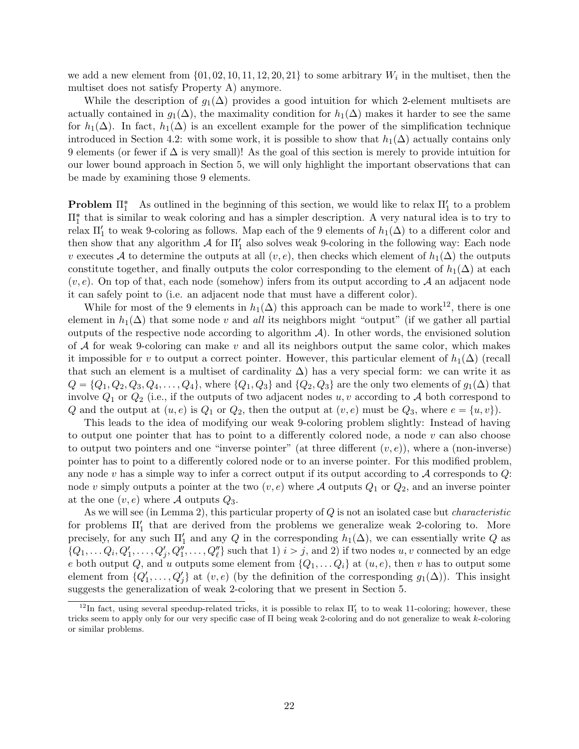we add a new element from $\{01, 02, 10, 11, 12, 20, 21\}$ to some arbitrary $W_i$ in the multiset, then the multiset does not satisfy Property A) anymore.

While the description of $g_1(\Delta)$ provides a good intuition for which 2-element multisets are actually contained in $g_1(\Delta)$, the maximality condition for $h_1(\Delta)$ makes it harder to see the same for $h_1(\Delta)$. In fact, $h_1(\Delta)$ is an excellent example for the power of the simplification technique introduced in Section 4.2: with some work, it is possible to show that $h_1(\Delta)$ actually contains only 9 elements (or fewer if $\Delta$ is very small)! As the goal of this section is merely to provide intuition for our lower bound approach in Section 5, we will only highlight the important observations that can be made by examining those 9 elements.

**Problem $\Pi_1^*$** As outlined in the beginning of this section, we would like to relax $\Pi_1'$ to a problem $\Pi_1^*$ that is similar to weak coloring and has a simpler description. A very natural idea is to try to relax $\Pi_1'$ to weak 9-coloring as follows. Map each of the 9 elements of $h_1(\Delta)$ to a different color and then show that any algorithm $\mathcal{A}$ for $\Pi_1'$ also solves weak 9-coloring in the following way: Each node $v$ executes $\mathcal{A}$ to determine the outputs at all $(v, e)$, then checks which element of $h_1(\Delta)$ the outputs constitute together, and finally outputs the color corresponding to the element of $h_1(\Delta)$ at each $(v, e)$. On top of that, each node (somehow) infers from its output according to $\mathcal{A}$ an adjacent node it can safely point to (i.e. an adjacent node that must have a different color).

While for most of the 9 elements in $h_1(\Delta)$ this approach can be made to work[12], there is one element in $h_1(\Delta)$ that some node $v$ and *all* its neighbors might "output" (if we gather all partial outputs of the respective node according to algorithm $\mathcal{A}$). In other words, the envisioned solution of $\mathcal{A}$ for weak 9-coloring can make $v$ and all its neighbors output the same color, which makes it impossible for $v$ to output a correct pointer. However, this particular element of $h_1(\Delta)$ (recall that such an element is a multiset of cardinality $\Delta$) has a very special form: we can write it as $Q = \{Q_1, Q_2, Q_3, Q_4, \ldots, Q_4\}$, where $\{Q_1, Q_3\}$ and $\{Q_2, Q_3\}$ are the only two elements of $g_1(\Delta)$ that involve $Q_1$ or $Q_2$ (i.e., if the outputs of two adjacent nodes $u, v$ according to $\mathcal{A}$ both correspond to $Q$ and the output at $(u, e)$ is $Q_1$ or $Q_2$, then the output at $(v, e)$ must be $Q_3$, where $e = \{u, v\}$).

This leads to the idea of modifying our weak 9-coloring problem slightly: Instead of having to output one pointer that has to point to a differently colored node, a node $v$ can also choose to output two pointers and one "inverse pointer" (at three different $(v, e)$), where a (non-inverse) pointer has to point to a differently colored node or to an inverse pointer. For this modified problem, any node $v$ has a simple way to infer a correct output if its output according to $\mathcal{A}$ corresponds to $Q$: node $v$ simply outputs a pointer at the two $(v, e)$ where $\mathcal{A}$ outputs $Q_1$ or $Q_2$, and an inverse pointer at the one $(v, e)$ where $\mathcal{A}$ outputs $Q_3$.

As we will see (in Lemma 2), this particular property of $Q$ is not an isolated case but *characteristic* for problems $\Pi_1'$ that are derived from the problems we generalize weak 2-coloring to. More precisely, for any such $\Pi_1'$ and any $Q$ in the corresponding $h_1(\Delta)$, we can essentially write $Q$ as $\{Q_1, \ldots Q_i, Q_1', \ldots, Q_j', Q_1'', \ldots, Q_\ell''\}$ such that 1) $i > j$, and 2) if two nodes $u, v$ connected by an edge $e$ both output $Q$, and $u$ outputs some element from $\{Q_1, \ldots Q_i\}$ at $(u, e)$, then $v$ has to output some element from $\{Q_1', \ldots, Q_j'\}$ at $(v, e)$ (by the definition of the corresponding $g_1(\Delta)$). This insight suggests the generalization of weak 2-coloring that we present in Section 5.

[12] In fact, using several speedup-related tricks, it is possible to relax $\Pi_1'$ to to weak 11-coloring; however, these tricks seem to apply only for our very specific case of $\Pi$ being weak 2-coloring and do not generalize to weak $k$-coloring or similar problems.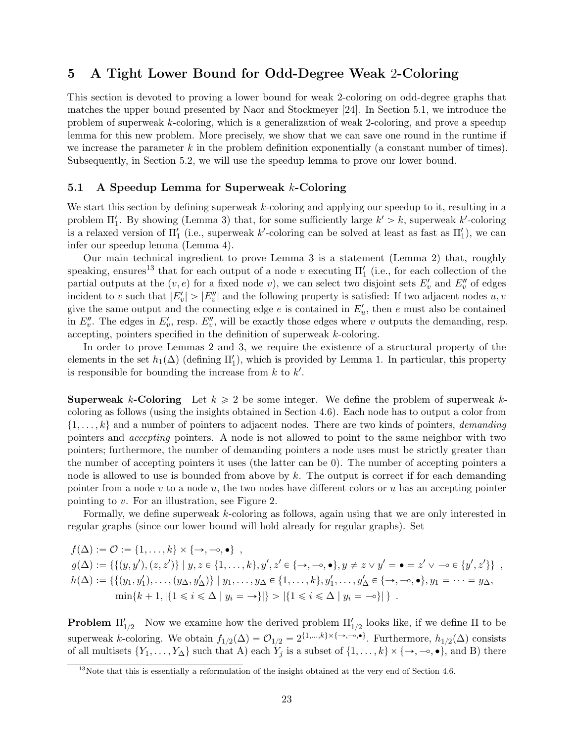## 5 A Tight Lower Bound for Odd-Degree Weak 2-Coloring

This section is devoted to proving a lower bound for weak 2-coloring on odd-degree graphs that matches the upper bound presented by Naor and Stockmeyer [24]. In Section 5.1, we introduce the problem of superweak $k$-coloring, which is a generalization of weak 2-coloring, and prove a speedup lemma for this new problem. More precisely, we show that we can save one round in the runtime if we increase the parameter $k$ in the problem definition exponentially (a constant number of times). Subsequently, in Section 5.2, we will use the speedup lemma to prove our lower bound.

### 5.1 A Speedup Lemma for Superweak $k$-Coloring

We start this section by defining superweak $k$-coloring and applying our speedup to it, resulting in a problem $\Pi'_1$. By showing (Lemma 3) that, for some sufficiently large $k' > k$, superweak $k'$-coloring is a relaxed version of $\Pi'_1$ (i.e., superweak $k'$-coloring can be solved at least as fast as $\Pi'_1$), we can infer our speedup lemma (Lemma 4).

Our main technical ingredient to prove Lemma 3 is a statement (Lemma 2) that, roughly speaking, ensures[13] that for each output of a node $v$ executing $\Pi'_1$ (i.e., for each collection of the partial outputs at the $(v, e)$ for a fixed node $v$), we can select two disjoint sets $E'_v$ and $E''_v$ of edges incident to $v$ such that $|E'_v| > |E''_v|$ and the following property is satisfied: If two adjacent nodes $u, v$ give the same output and the connecting edge $e$ is contained in $E'_u$, then $e$ must also be contained in $E''_v$. The edges in $E'_v$, resp. $E''_v$, will be exactly those edges where $v$ outputs the demanding, resp. accepting, pointers specified in the definition of superweak $k$-coloring.

In order to prove Lemmas 2 and 3, we require the existence of a structural property of the elements in the set $h_1(\Delta)$ (defining $\Pi'_1$), which is provided by Lemma 1. In particular, this property is responsible for bounding the increase from $k$ to $k'$.

**Superweak $k$-Coloring** Let $k \geqslant 2$ be some integer. We define the problem of superweak $k$-coloring as follows (using the insights obtained in Section 4.6). Each node has to output a color from $\{1, \ldots, k\}$ and a number of pointers to adjacent nodes. There are two kinds of pointers, *demanding* pointers and *accepting* pointers. A node is not allowed to point to the same neighbor with two pointers; furthermore, the number of demanding pointers a node uses must be strictly greater than the number of accepting pointers it uses (the latter can be 0). The number of accepting pointers a node is allowed to use is bounded from above by $k$. The output is correct if for each demanding pointer from a node $v$ to a node $u$, the two nodes have different colors or $u$ has an accepting pointer pointing to $v$. For an illustration, see Figure 2.

Formally, we define superweak $k$-coloring as follows, again using that we are only interested in regular graphs (since our lower bound will hold already for regular graphs). Set

$$
\begin{aligned}
f(\Delta) &:= \mathcal{O} := \{1, \ldots, k\} \times \{\rightarrow, \multimap, \bullet\} \ , \\
g(\Delta) &:= \{\{(y, y'), (z, z')\} \mid y, z \in \{1, \ldots, k\}, y', z' \in \{\rightarrow, \multimap, \bullet\}, y \neq z \vee y' = \bullet = z' \vee \multimap \in \{y', z'\}\} \ , \\
h(\Delta) &:= \{\{(y_1, y'_1), \ldots, (y_\Delta, y'_\Delta)\} \mid y_1, \ldots, y_\Delta \in \{1, \ldots, k\}, y'_1, \ldots, y'_\Delta \in \{\rightarrow, \multimap, \bullet\}, y_1 = \cdots = y_\Delta, \\
&\qquad \min\{k+1, |\{1 \leqslant i \leqslant \Delta \mid y_i = \rightarrow\}|\} > |\{1 \leqslant i \leqslant \Delta \mid y_i = \multimap\}| \} \ .
\end{aligned}
$$

**Problem $\Pi'_{1/2}$** Now we examine how the derived problem $\Pi'_{1/2}$ looks like, if we define $\Pi$ to be superweak $k$-coloring. We obtain $f_{1/2}(\Delta) = \mathcal{O}_{1/2} = 2^{\{1,\ldots,k\} \times \{\rightarrow, \multimap, \bullet\}}$. Furthermore, $h_{1/2}(\Delta)$ consists of all multisets $\{Y_1, \ldots, Y_\Delta\}$ such that A) each $Y_j$ is a subset of $\{1, \ldots, k\} \times \{\rightarrow, \multimap, \bullet\}$, and B) there

[13] Note that this is essentially a reformulation of the insight obtained at the very end of Section 4.6.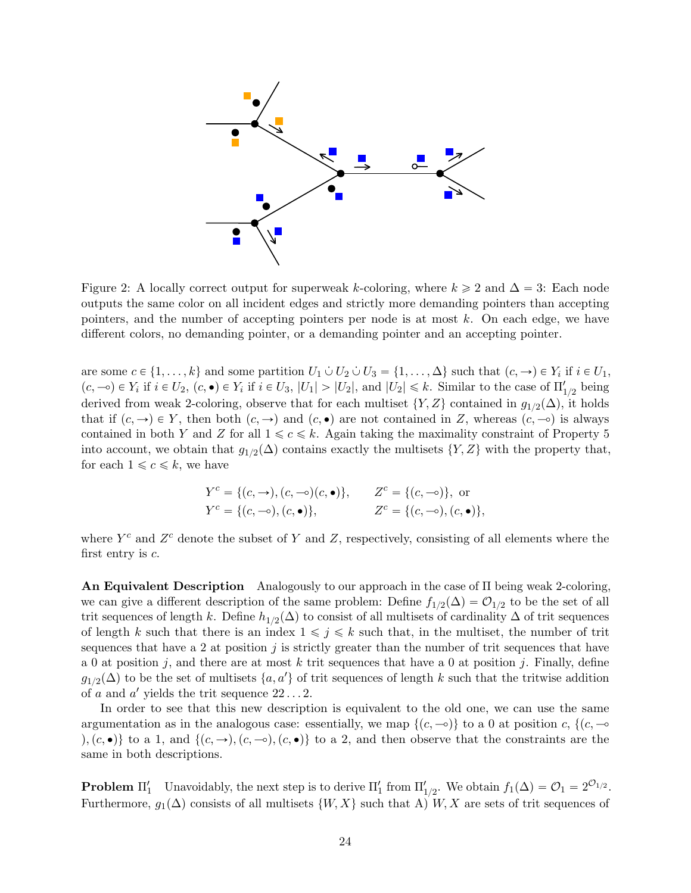Figure 2: A locally correct output for superweak $k$-coloring, where $k \geqslant 2$ and $\Delta = 3$: Each node outputs the same color on all incident edges and strictly more demanding pointers than accepting pointers, and the number of accepting pointers per node is at most $k$. On each edge, we have different colors, no demanding pointer, or a demanding pointer and an accepting pointer.

are some $c \in \{1, \ldots, k\}$ and some partition $U_1 \dot\cup U_2 \dot\cup U_3 = \{1, \ldots, \Delta\}$ such that $(c, \rightarrow) \in Y_i$ if $i \in U_1$, $(c, \multimap) \in Y_i$ if $i \in U_2$, $(c, \bullet) \in Y_i$ if $i \in U_3$, $|U_1| > |U_2|$, and $|U_2| \leqslant k$. Similar to the case of $\Pi'_{1/2}$ being derived from weak 2-coloring, observe that for each multiset $\{Y, Z\}$ contained in $g_{1/2}(\Delta)$, it holds that if $(c, \rightarrow) \in Y$, then both $(c, \rightarrow)$ and $(c, \bullet)$ are not contained in $Z$, whereas $(c, \multimap)$ is always contained in both $Y$ and $Z$ for all $1 \leqslant c \leqslant k$. Again taking the maximality constraint of Property 5 into account, we obtain that $g_{1/2}(\Delta)$ contains exactly the multisets $\{Y, Z\}$ with the property that, for each $1 \leqslant c \leqslant k$, we have

$$Y^c = \{(c, \rightarrow), (c, \multimap)(c, \bullet)\}, \qquad Z^c = \{(c, \multimap)\}, \text{ or}$$
$$Y^c = \{(c, \multimap), (c, \bullet)\}, \qquad Z^c = \{(c, \multimap), (c, \bullet)\},$$

where $Y^c$ and $Z^c$ denote the subset of $Y$ and $Z$, respectively, consisting of all elements where the first entry is $c$.

**An Equivalent Description** Analogously to our approach in the case of $\Pi$ being weak 2-coloring, we can give a different description of the same problem: Define $f_{1/2}(\Delta) = \mathcal{O}_{1/2}$ to be the set of all trit sequences of length $k$. Define $h_{1/2}(\Delta)$ to consist of all multisets of cardinality $\Delta$ of trit sequences of length $k$ such that there is an index $1 \leqslant j \leqslant k$ such that, in the multiset, the number of trit sequences that have a 2 at position $j$ is strictly greater than the number of trit sequences that have a 0 at position $j$, and there are at most $k$ trit sequences that have a 0 at position $j$. Finally, define $g_{1/2}(\Delta)$ to be the set of multisets $\{a, a'\}$ of trit sequences of length $k$ such that the tritwise addition of $a$ and $a'$ yields the trit sequence $22\ldots2$.

In order to see that this new description is equivalent to the old one, we can use the same argumentation as in the analogous case: essentially, we map $\{(c, \multimap)\}$ to a 0 at position $c$, $\{(c, \multimap), (c, \bullet)\}$ to a 1, and $\{(c, \rightarrow), (c, \multimap), (c, \bullet)\}$ to a 2, and then observe that the constraints are the same in both descriptions.

**Problem $\Pi'_1$** Unavoidably, the next step is to derive $\Pi'_1$ from $\Pi'_{1/2}$. We obtain $f_1(\Delta) = \mathcal{O}_1 = 2^{\mathcal{O}_{1/2}}$. Furthermore, $g_1(\Delta)$ consists of all multisets $\{W, X\}$ such that A) $W, X$ are sets of trit sequences of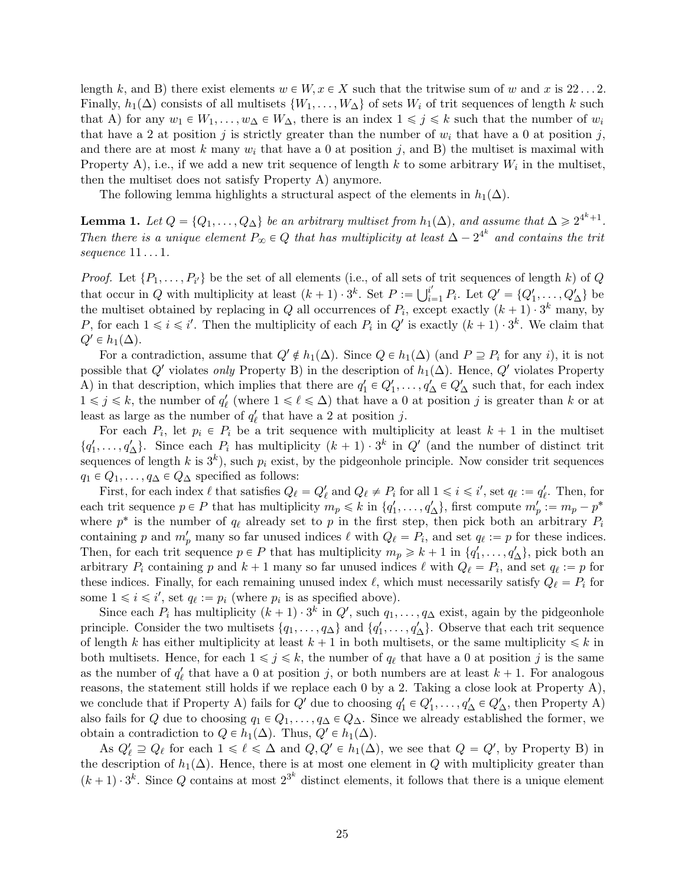length $k$, and B) there exist elements $w \in W, x \in X$ such that the tritwise sum of $w$ and $x$ is $22\ldots2$. Finally, $h_1(\Delta)$ consists of all multisets $\{W_1, \ldots, W_\Delta\}$ of sets $W_i$ of trit sequences of length $k$ such that A) for any $w_1 \in W_1, \ldots, w_\Delta \in W_\Delta$, there is an index $1 \leqslant j \leqslant k$ such that the number of $w_i$ that have a 2 at position $j$ is strictly greater than the number of $w_i$ that have a 0 at position $j$, and there are at most $k$ many $w_i$ that have a 0 at position $j$, and B) the multiset is maximal with Property A), i.e., if we add a new trit sequence of length $k$ to some arbitrary $W_i$ in the multiset, then the multiset does not satisfy Property A) anymore.

The following lemma highlights a structural aspect of the elements in $h_1(\Delta)$.

**Lemma 1.** *Let $Q = \{Q_1, \ldots, Q_\Delta\}$ be an arbitrary multiset from $h_1(\Delta)$, and assume that $\Delta \geqslant 2^{4^k+1}$. Then there is a unique element $P_\infty \in Q$ that has multiplicity at least $\Delta - 2^{4^k}$ and contains the trit sequence $11\ldots1$.*

*Proof.* Let $\{P_1, \ldots, P_{i'}\}$ be the set of all elements (i.e., of all sets of trit sequences of length $k$) of $Q$ that occur in $Q$ with multiplicity at least $(k+1)\cdot 3^k$. Set $P := \bigcup_{i=1}^{i'} P_i$. Let $Q' = \{Q'_1, \ldots, Q'_\Delta\}$ be the multiset obtained by replacing in $Q$ all occurrences of $P_i$, except exactly $(k+1)\cdot 3^k$ many, by $P$, for each $1 \leqslant i \leqslant i'$. Then the multiplicity of each $P_i$ in $Q'$ is exactly $(k+1)\cdot 3^k$. We claim that $Q' \in h_1(\Delta)$.

For a contradiction, assume that $Q' \notin h_1(\Delta)$. Since $Q \in h_1(\Delta)$ (and $P \supseteq P_i$ for any $i$), it is not possible that $Q'$ violates *only* Property B) in the description of $h_1(\Delta)$. Hence, $Q'$ violates Property A) in that description, which implies that there are $q'_1 \in Q'_1, \ldots, q'_\Delta \in Q'_\Delta$ such that, for each index $1 \leqslant j \leqslant k$, the number of $q'_\ell$ (where $1 \leqslant \ell \leqslant \Delta$) that have a 0 at position $j$ is greater than $k$ or at least as large as the number of $q'_\ell$ that have a 2 at position $j$.

For each $P_i$, let $p_i \in P_i$ be a trit sequence with multiplicity at least $k+1$ in the multiset $\{q'_1, \ldots, q'_\Delta\}$. Since each $P_i$ has multiplicity $(k+1)\cdot 3^k$ in $Q'$ (and the number of distinct trit sequences of length $k$ is $3^k$), such $p_i$ exist, by the pidgeonhole principle. Now consider trit sequences $q_1 \in Q_1, \ldots, q_\Delta \in Q_\Delta$ specified as follows:

First, for each index $\ell$ that satisfies $Q_\ell = Q'_\ell$ and $Q_\ell \neq P_i$ for all $1 \leqslant i \leqslant i'$, set $q_\ell := q'_\ell$. Then, for each trit sequence $p \in P$ that has multiplicity $m_p \leqslant k$ in $\{q'_1, \ldots, q'_\Delta\}$, first compute $m'_p := m_p - p^*$ where $p^*$ is the number of $q_\ell$ already set to $p$ in the first step, then pick both an arbitrary $P_i$ containing $p$ and $m'_p$ many so far unused indices $\ell$ with $Q_\ell = P_i$, and set $q_\ell := p$ for these indices. Then, for each trit sequence $p \in P$ that has multiplicity $m_p \geqslant k+1$ in $\{q'_1, \ldots, q'_\Delta\}$, pick both an arbitrary $P_i$ containing $p$ and $k+1$ many so far unused indices $\ell$ with $Q_\ell = P_i$, and set $q_\ell := p$ for these indices. Finally, for each remaining unused index $\ell$, which must necessarily satisfy $Q_\ell = P_i$ for some $1 \leqslant i \leqslant i'$, set $q_\ell := p_i$ (where $p_i$ is as specified above).

Since each $P_i$ has multiplicity $(k+1)\cdot 3^k$ in $Q'$, such $q_1, \ldots, q_\Delta$ exist, again by the pidgeonhole principle. Consider the two multisets $\{q_1, \ldots, q_\Delta\}$ and $\{q'_1, \ldots, q'_\Delta\}$. Observe that each trit sequence of length $k$ has either multiplicity at least $k+1$ in both multisets, or the same multiplicity $\leqslant k$ in both multisets. Hence, for each $1 \leqslant j \leqslant k$, the number of $q_\ell$ that have a 0 at position $j$ is the same as the number of $q'_\ell$ that have a 0 at position $j$, or both numbers are at least $k+1$. For analogous reasons, the statement still holds if we replace each 0 by a 2. Taking a close look at Property A), we conclude that if Property A) fails for $Q'$ due to choosing $q'_1 \in Q'_1, \ldots, q'_\Delta \in Q'_\Delta$, then Property A) also fails for $Q$ due to choosing $q_1 \in Q_1, \ldots, q_\Delta \in Q_\Delta$. Since we already established the former, we obtain a contradiction to $Q \in h_1(\Delta)$. Thus, $Q' \in h_1(\Delta)$.

As $Q'_\ell \supseteq Q_\ell$ for each $1 \leqslant \ell \leqslant \Delta$ and $Q, Q' \in h_1(\Delta)$, we see that $Q = Q'$, by Property B) in the description of $h_1(\Delta)$. Hence, there is at most one element in $Q$ with multiplicity greater than $(k+1)\cdot 3^k$. Since $Q$ contains at most $2^{3^k}$ distinct elements, it follows that there is a unique element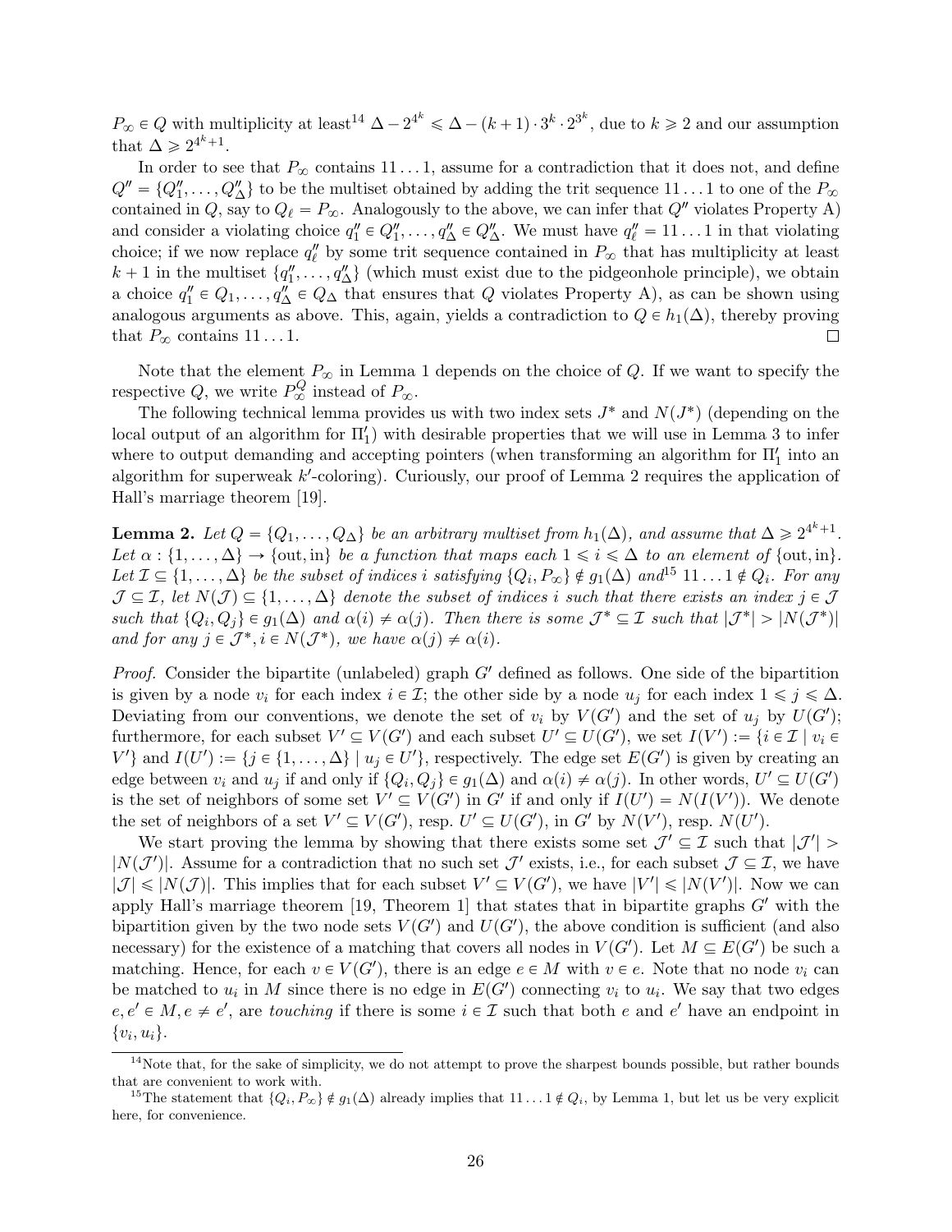$P_\infty \in Q$ with multiplicity at least[14] $\Delta - 2^{4^k} \leqslant \Delta - (k+1) \cdot 3^k \cdot 2^{3^k}$, due to $k \geqslant 2$ and our assumption that $\Delta \geqslant 2^{4^k+1}$.

In order to see that $P_\infty$ contains $11\dots1$, assume for a contradiction that it does not, and define $Q'' = \{Q''_1, \dots, Q''_\Delta\}$ to be the multiset obtained by adding the trit sequence $11\dots1$ to one of the $P_\infty$ contained in $Q$, say to $Q_\ell = P_\infty$. Analogously to the above, we can infer that $Q''$ violates Property A) and consider a violating choice $q''_1 \in Q''_1, \dots, q''_\Delta \in Q''_\Delta$. We must have $q''_\ell = 11\dots1$ in that violating choice; if we now replace $q''_\ell$ by some trit sequence contained in $P_\infty$ that has multiplicity at least $k+1$ in the multiset $\{q''_1, \dots, q''_\Delta\}$ (which must exist due to the pigeonhole principle), we obtain a choice $q''_1 \in Q_1, \dots, q''_\Delta \in Q_\Delta$ that ensures that $Q$ violates Property A), as can be shown using analogous arguments as above. This, again, yields a contradiction to $Q \in h_1(\Delta)$, thereby proving that $P_\infty$ contains $11\dots1$. $\square$

Note that the element $P_\infty$ in Lemma 1 depends on the choice of $Q$. If we want to specify the respective $Q$, we write $P_\infty^Q$ instead of $P_\infty$.

The following technical lemma provides us with two index sets $J^*$ and $N(J^*)$ (depending on the local output of an algorithm for $\Pi'_1$) with desirable properties that we will use in Lemma 3 to infer where to output demanding and accepting pointers (when transforming an algorithm for $\Pi'_1$ into an algorithm for superweak $k'$-coloring). Curiously, our proof of Lemma 2 requires the application of Hall's marriage theorem [19].

**Lemma 2.** *Let $Q = \{Q_1, \dots, Q_\Delta\}$ be an arbitrary multiset from $h_1(\Delta)$, and assume that $\Delta \geqslant 2^{4^k+1}$. Let $\alpha : \{1, \dots, \Delta\} \to \{\text{out}, \text{in}\}$ be a function that maps each $1 \leqslant i \leqslant \Delta$ to an element of $\{\text{out}, \text{in}\}$. Let $\mathcal{I} \subseteq \{1, \dots, \Delta\}$ be the subset of indices $i$ satisfying $\{Q_i, P_\infty\} \notin g_1(\Delta)$ and*[15] *$11\dots1 \notin Q_i$. For any $\mathcal{J} \subseteq \mathcal{I}$, let $N(\mathcal{J}) \subseteq \{1, \dots, \Delta\}$ denote the subset of indices $i$ such that there exists an index $j \in \mathcal{J}$ such that $\{Q_i, Q_j\} \in g_1(\Delta)$ and $\alpha(i) \neq \alpha(j)$. Then there is some $\mathcal{J}^* \subseteq \mathcal{I}$ such that $|\mathcal{J}^*| > |N(\mathcal{J}^*)|$ and for any $j \in \mathcal{J}^*, i \in N(\mathcal{J}^*)$, we have $\alpha(j) \neq \alpha(i)$.*

*Proof.* Consider the bipartite (unlabeled) graph $G'$ defined as follows. One side of the bipartition is given by a node $v_i$ for each index $i \in \mathcal{I}$; the other side by a node $u_j$ for each index $1 \leqslant j \leqslant \Delta$. Deviating from our conventions, we denote the set of $v_i$ by $V(G')$ and the set of $u_j$ by $U(G')$; furthermore, for each subset $V' \subseteq V(G')$ and each subset $U' \subseteq U(G')$, we set $I(V') := \{i \in \mathcal{I} \mid v_i \in V'\}$ and $I(U') := \{j \in \{1, \dots, \Delta\} \mid u_j \in U'\}$, respectively. The edge set $E(G')$ is given by creating an edge between $v_i$ and $u_j$ if and only if $\{Q_i, Q_j\} \in g_1(\Delta)$ and $\alpha(i) \neq \alpha(j)$. In other words, $U' \subseteq U(G')$ is the set of neighbors of some set $V' \subseteq V(G')$ in $G'$ if and only if $I(U') = N(I(V'))$. We denote the set of neighbors of a set $V' \subseteq V(G')$, resp. $U' \subseteq U(G')$, in $G'$ by $N(V')$, resp. $N(U')$.

We start proving the lemma by showing that there exists some set $\mathcal{J}' \subseteq \mathcal{I}$ such that $|\mathcal{J}'| > |N(\mathcal{J}')|$. Assume for a contradiction that no such set $\mathcal{J}'$ exists, i.e., for each subset $\mathcal{J} \subseteq \mathcal{I}$, we have $|\mathcal{J}| \leqslant |N(\mathcal{J})|$. This implies that for each subset $V' \subseteq V(G')$, we have $|V'| \leqslant |N(V')|$. Now we can apply Hall's marriage theorem [19, Theorem 1] that states that in bipartite graphs $G'$ with the bipartition given by the two node sets $V(G')$ and $U(G')$, the above condition is sufficient (and also necessary) for the existence of a matching that covers all nodes in $V(G')$. Let $M \subseteq E(G')$ be such a matching. Hence, for each $v \in V(G')$, there is an edge $e \in M$ with $v \in e$. Note that no node $v_i$ can be matched to $u_i$ in $M$ since there is no edge in $E(G')$ connecting $v_i$ to $u_i$. We say that two edges $e, e' \in M, e \neq e'$, are *touching* if there is some $i \in \mathcal{I}$ such that both $e$ and $e'$ have an endpoint in $\{v_i, u_i\}$.

[14] Note that, for the sake of simplicity, we do not attempt to prove the sharpest bounds possible, but rather bounds that are convenient to work with.

[15] The statement that $\{Q_i, P_\infty\} \notin g_1(\Delta)$ already implies that $11\dots1 \notin Q_i$, by Lemma 1, but let us be very explicit here, for convenience.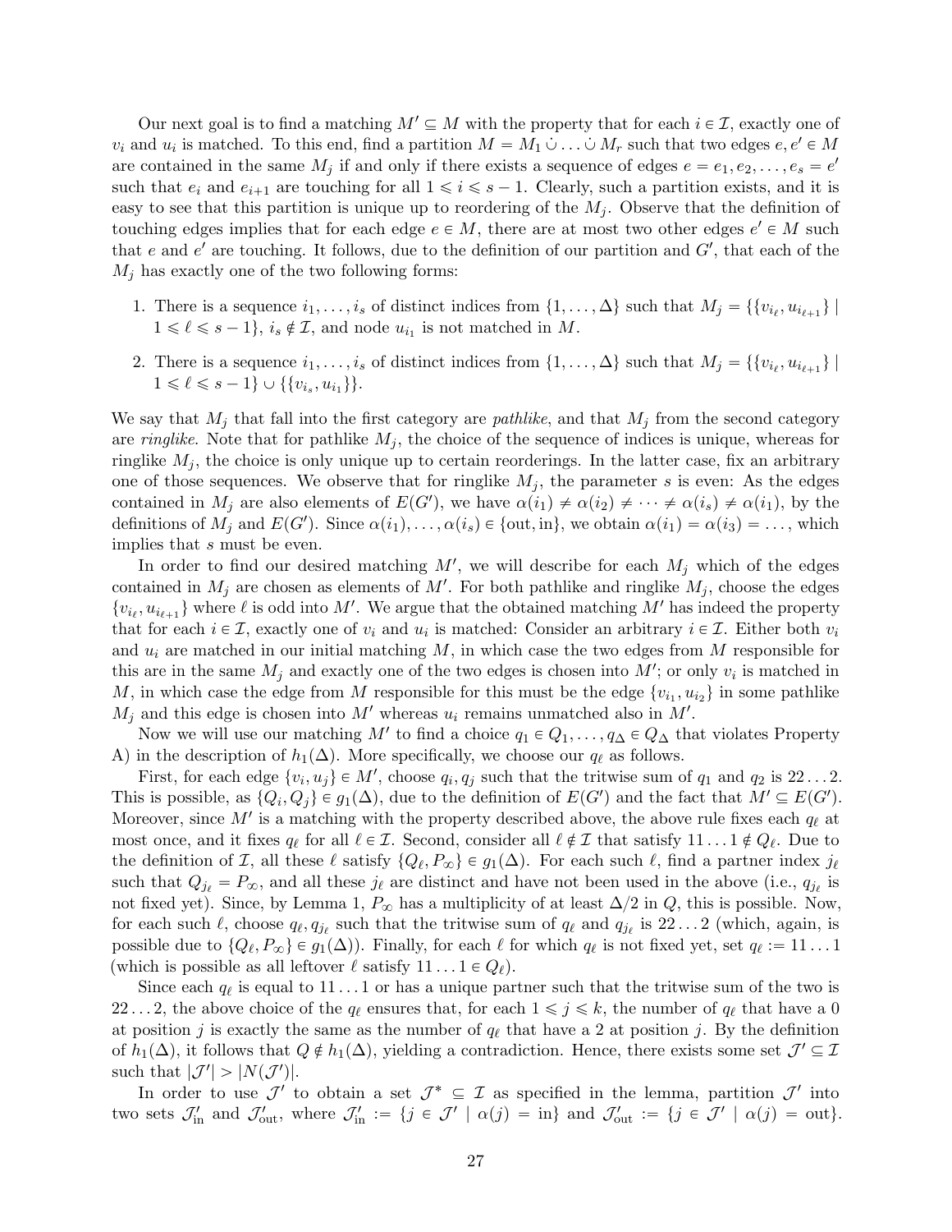Our next goal is to find a matching $M' \subseteq M$ with the property that for each $i \in \mathcal{I}$, exactly one of $v_i$ and $u_i$ is matched. To this end, find a partition $M = M_1 \dot\cup \ldots \dot\cup M_r$ such that two edges $e, e' \in M$ are contained in the same $M_j$ if and only if there exists a sequence of edges $e = e_1, e_2, \ldots, e_s = e'$ such that $e_i$ and $e_{i+1}$ are touching for all $1 \leqslant i \leqslant s-1$. Clearly, such a partition exists, and it is easy to see that this partition is unique up to reordering of the $M_j$. Observe that the definition of touching edges implies that for each edge $e \in M$, there are at most two other edges $e' \in M$ such that $e$ and $e'$ are touching. It follows, due to the definition of our partition and $G'$, that each of the $M_j$ has exactly one of the two following forms:

1. There is a sequence $i_1, \ldots, i_s$ of distinct indices from $\{1, \ldots, \Delta\}$ such that $M_j = \{\{v_{i_\ell}, u_{i_{\ell+1}}\} \mid 1 \leqslant \ell \leqslant s-1\}$, $i_s \notin \mathcal{I}$, and node $u_{i_1}$ is not matched in $M$.
2. There is a sequence $i_1, \ldots, i_s$ of distinct indices from $\{1, \ldots, \Delta\}$ such that $M_j = \{\{v_{i_\ell}, u_{i_{\ell+1}}\} \mid 1 \leqslant \ell \leqslant s-1\} \cup \{\{v_{i_s}, u_{i_1}\}\}$.

We say that $M_j$ that fall into the first category are *pathlike*, and that $M_j$ from the second category are *ringlike*. Note that for pathlike $M_j$, the choice of the sequence of indices is unique, whereas for ringlike $M_j$, the choice is only unique up to certain reorderings. In the latter case, fix an arbitrary one of those sequences. We observe that for ringlike $M_j$, the parameter $s$ is even: As the edges contained in $M_j$ are also elements of $E(G')$, we have $\alpha(i_1) \neq \alpha(i_2) \neq \cdots \neq \alpha(i_s) \neq \alpha(i_1)$, by the definitions of $M_j$ and $E(G')$. Since $\alpha(i_1), \ldots, \alpha(i_s) \in \{\text{out}, \text{in}\}$, we obtain $\alpha(i_1) = \alpha(i_3) = \ldots$, which implies that $s$ must be even.

In order to find our desired matching $M'$, we will describe for each $M_j$ which of the edges contained in $M_j$ are chosen as elements of $M'$. For both pathlike and ringlike $M_j$, choose the edges $\{v_{i_\ell}, u_{i_{\ell+1}}\}$ where $\ell$ is odd into $M'$. We argue that the obtained matching $M'$ has indeed the property that for each $i \in \mathcal{I}$, exactly one of $v_i$ and $u_i$ is matched: Consider an arbitrary $i \in \mathcal{I}$. Either both $v_i$ and $u_i$ are matched in our initial matching $M$, in which case the two edges from $M$ responsible for this are in the same $M_j$ and exactly one of the two edges is chosen into $M'$; or only $v_i$ is matched in $M$, in which case the edge from $M$ responsible for this must be the edge $\{v_{i_1}, u_{i_2}\}$ in some pathlike $M_j$ and this edge is chosen into $M'$ whereas $u_i$ remains unmatched also in $M'$.

Now we will use our matching $M'$ to find a choice $q_1 \in Q_1, \ldots, q_\Delta \in Q_\Delta$ that violates Property A) in the description of $h_1(\Delta)$. More specifically, we choose our $q_\ell$ as follows.

First, for each edge $\{v_i, u_j\} \in M'$, choose $q_i, q_j$ such that the tritwise sum of $q_1$ and $q_2$ is $22\ldots2$. This is possible, as $\{Q_i, Q_j\} \in g_1(\Delta)$, due to the definition of $E(G')$ and the fact that $M' \subseteq E(G')$. Moreover, since $M'$ is a matching with the property described above, the above rule fixes each $q_\ell$ at most once, and it fixes $q_\ell$ for all $\ell \in \mathcal{I}$. Second, consider all $\ell \notin \mathcal{I}$ that satisfy $11\ldots1 \notin Q_\ell$. Due to the definition of $\mathcal{I}$, all these $\ell$ satisfy $\{Q_\ell, P_\infty\} \in g_1(\Delta)$. For each such $\ell$, find a partner index $j_\ell$ such that $Q_{j_\ell} = P_\infty$, and all these $j_\ell$ are distinct and have not been used in the above (i.e., $q_{j_\ell}$ is not fixed yet). Since, by Lemma 1, $P_\infty$ has a multiplicity of at least $\Delta/2$ in $Q$, this is possible. Now, for each such $\ell$, choose $q_\ell, q_{j_\ell}$ such that the tritwise sum of $q_\ell$ and $q_{j_\ell}$ is $22\ldots2$ (which, again, is possible due to $\{Q_\ell, P_\infty\} \in g_1(\Delta)$). Finally, for each $\ell$ for which $q_\ell$ is not fixed yet, set $q_\ell := 11\ldots1$ (which is possible as all leftover $\ell$ satisfy $11\ldots1 \in Q_\ell$).

Since each $q_\ell$ is equal to $11\ldots1$ or has a unique partner such that the tritwise sum of the two is $22\ldots2$, the above choice of the $q_\ell$ ensures that, for each $1 \leqslant j \leqslant k$, the number of $q_\ell$ that have a $0$ at position $j$ is exactly the same as the number of $q_\ell$ that have a $2$ at position $j$. By the definition of $h_1(\Delta)$, it follows that $Q \notin h_1(\Delta)$, yielding a contradiction. Hence, there exists some set $\mathcal{J}' \subseteq \mathcal{I}$ such that $|\mathcal{J}'| > |N(\mathcal{J}')|$.

In order to use $\mathcal{J}'$ to obtain a set $\mathcal{J}^* \subseteq \mathcal{I}$ as specified in the lemma, partition $\mathcal{J}'$ into two sets $\mathcal{J}'_{\text{in}}$ and $\mathcal{J}'_{\text{out}}$, where $\mathcal{J}'_{\text{in}} := \{j \in \mathcal{J}' \mid \alpha(j) = \text{in}\}$ and $\mathcal{J}'_{\text{out}} := \{j \in \mathcal{J}' \mid \alpha(j) = \text{out}\}$.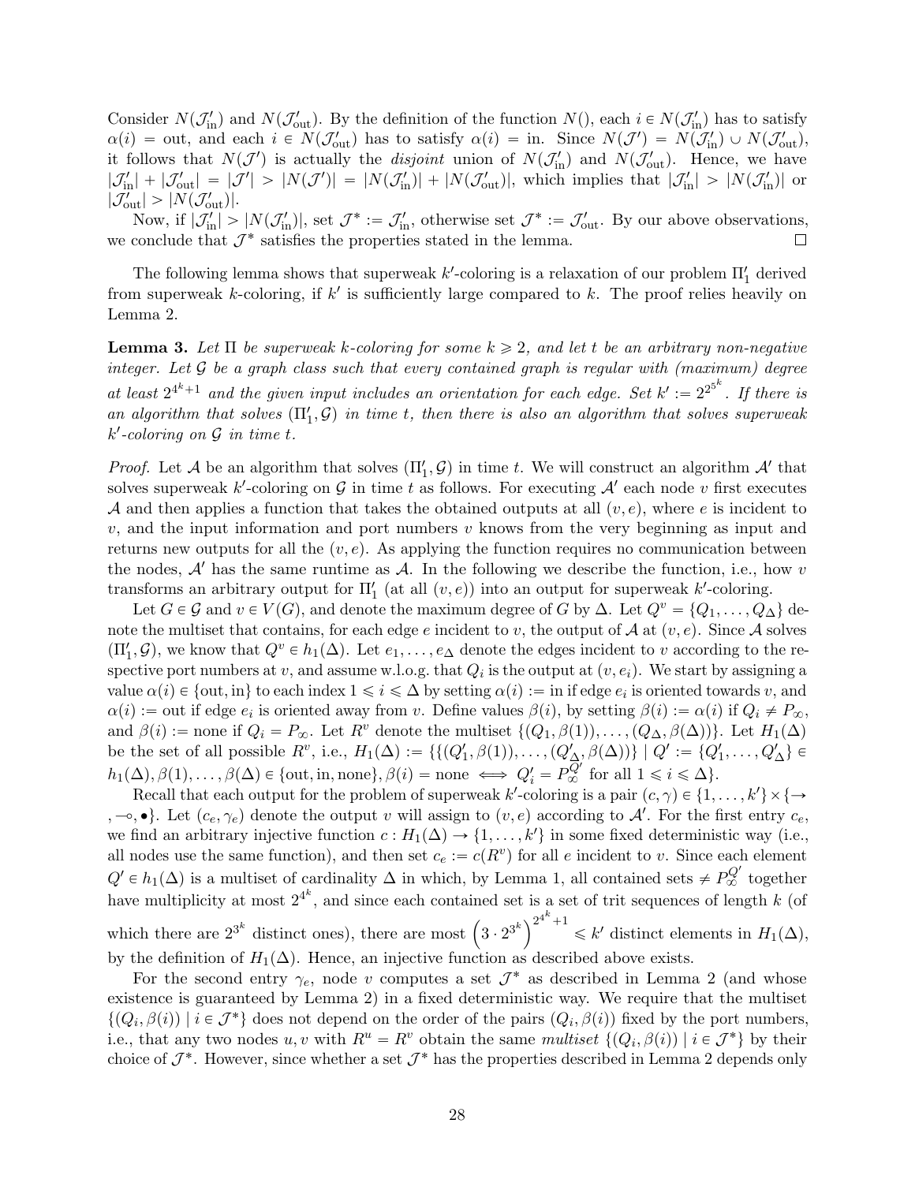Consider $N(\mathcal{J}'_{\text{in}})$ and $N(\mathcal{J}'_{\text{out}})$. By the definition of the function $N()$, each $i \in N(\mathcal{J}'_{\text{in}})$ has to satisfy $\alpha(i) = \text{out}$, and each $i \in N(\mathcal{J}'_{\text{out}})$ has to satisfy $\alpha(i) = \text{in}$. Since $N(\mathcal{J}') = N(\mathcal{J}'_{\text{in}}) \cup N(\mathcal{J}'_{\text{out}})$, it follows that $N(\mathcal{J}')$ is actually the *disjoint* union of $N(\mathcal{J}'_{\text{in}})$ and $N(\mathcal{J}'_{\text{out}})$. Hence, we have $|\mathcal{J}'_{\text{in}}| + |\mathcal{J}'_{\text{out}}| = |\mathcal{J}'| > |N(\mathcal{J}')| = |N(\mathcal{J}'_{\text{in}})| + |N(\mathcal{J}'_{\text{out}})|$, which implies that $|\mathcal{J}'_{\text{in}}| > |N(\mathcal{J}'_{\text{in}})|$ or $|\mathcal{J}'_{\text{out}}| > |N(\mathcal{J}'_{\text{out}})|$.

Now, if $|\mathcal{J}'_{\text{in}}| > |N(\mathcal{J}'_{\text{in}})|$, set $\mathcal{J}^* := \mathcal{J}'_{\text{in}}$, otherwise set $\mathcal{J}^* := \mathcal{J}'_{\text{out}}$. By our above observations, we conclude that $\mathcal{J}^*$ satisfies the properties stated in the lemma. □

The following lemma shows that superweak $k'$-coloring is a relaxation of our problem $\Pi'_1$ derived from superweak $k$-coloring, if $k'$ is sufficiently large compared to $k$. The proof relies heavily on Lemma 2.

**Lemma 3.** *Let $\Pi$ be superweak $k$-coloring for some $k \geqslant 2$, and let $t$ be an arbitrary non-negative integer. Let $\mathcal{G}$ be a graph class such that every contained graph is regular with (maximum) degree at least $2^{4^k+1}$ and the given input includes an orientation for each edge. Set $k' := 2^{2^{5^k}}$. If there is an algorithm that solves $(\Pi'_1, \mathcal{G})$ in time $t$, then there is also an algorithm that solves superweak $k'$-coloring on $\mathcal{G}$ in time $t$.*

*Proof.* Let $\mathcal{A}$ be an algorithm that solves $(\Pi'_1, \mathcal{G})$ in time $t$. We will construct an algorithm $\mathcal{A}'$ that solves superweak $k'$-coloring on $\mathcal{G}$ in time $t$ as follows. For executing $\mathcal{A}'$ each node $v$ first executes $\mathcal{A}$ and then applies a function that takes the obtained outputs at all $(v, e)$, where $e$ is incident to $v$, and the input information and port numbers $v$ knows from the very beginning as input and returns new outputs for all the $(v, e)$. As applying the function requires no communication between the nodes, $\mathcal{A}'$ has the same runtime as $\mathcal{A}$. In the following we describe the function, i.e., how $v$ transforms an arbitrary output for $\Pi'_1$ (at all $(v, e)$) into an output for superweak $k'$-coloring.

Let $G \in \mathcal{G}$ and $v \in V(G)$, and denote the maximum degree of $G$ by $\Delta$. Let $Q^v = \{Q_1, \dots, Q_\Delta\}$ denote the multiset that contains, for each edge $e$ incident to $v$, the output of $\mathcal{A}$ at $(v, e)$. Since $\mathcal{A}$ solves $(\Pi'_1, \mathcal{G})$, we know that $Q^v \in h_1(\Delta)$. Let $e_1, \dots, e_\Delta$ denote the edges incident to $v$ according to the respective port numbers at $v$, and assume w.l.o.g. that $Q_i$ is the output at $(v, e_i)$. We start by assigning a value $\alpha(i) \in \{\text{out}, \text{in}\}$ to each index $1 \leqslant i \leqslant \Delta$ by setting $\alpha(i) := \text{in}$ if edge $e_i$ is oriented towards $v$, and $\alpha(i) := \text{out}$ if edge $e_i$ is oriented away from $v$. Define values $\beta(i)$, by setting $\beta(i) := \alpha(i)$ if $Q_i \neq P_\infty$, and $\beta(i) := \text{none}$ if $Q_i = P_\infty$. Let $R^v$ denote the multiset $\{(Q_1, \beta(1)), \dots, (Q_\Delta, \beta(\Delta))\}$. Let $H_1(\Delta)$ be the set of all possible $R^v$, i.e., $H_1(\Delta) := \{\{(Q'_1, \beta(1)), \dots, (Q'_\Delta, \beta(\Delta))\} \mid Q' := \{Q'_1, \dots, Q'_\Delta\} \in h_1(\Delta), \beta(1), \dots, \beta(\Delta) \in \{\text{out}, \text{in}, \text{none}\}, \beta(i) = \text{none} \iff Q'_i = P_\infty^{Q'} \text{ for all } 1 \leqslant i \leqslant \Delta\}$.

Recall that each output for the problem of superweak $k'$-coloring is a pair $(c, \gamma) \in \{1, \dots, k'\} \times \{\rightarrow, \multimap, \bullet\}$. Let $(c_e, \gamma_e)$ denote the output $v$ will assign to $(v, e)$ according to $\mathcal{A}'$. For the first entry $c_e$, we find an arbitrary injective function $c : H_1(\Delta) \to \{1, \dots, k'\}$ in some fixed deterministic way (i.e., all nodes use the same function), and then set $c_e := c(R^v)$ for all $e$ incident to $v$. Since each element $Q' \in h_1(\Delta)$ is a multiset of cardinality $\Delta$ in which, by Lemma 1, all contained sets $\neq P_\infty^{Q'}$ together have multiplicity at most $2^{4^k}$, and since each contained set is a set of trit sequences of length $k$ (of which there are $2^{3^k}$ distinct ones), there are most $\left(3 \cdot 2^{3^k}\right)^{2^{4^k}+1} \leqslant k'$ distinct elements in $H_1(\Delta)$, by the definition of $H_1(\Delta)$. Hence, an injective function as described above exists.

For the second entry $\gamma_e$, node $v$ computes a set $\mathcal{J}^*$ as described in Lemma 2 (and whose existence is guaranteed by Lemma 2) in a fixed deterministic way. We require that the multiset $\{(Q_i, \beta(i)) \mid i \in \mathcal{J}^*\}$ does not depend on the order of the pairs $(Q_i, \beta(i))$ fixed by the port numbers, i.e., that any two nodes $u, v$ with $R^u = R^v$ obtain the same *multiset* $\{(Q_i, \beta(i)) \mid i \in \mathcal{J}^*\}$ by their choice of $\mathcal{J}^*$. However, since whether a set $\mathcal{J}^*$ has the properties described in Lemma 2 depends only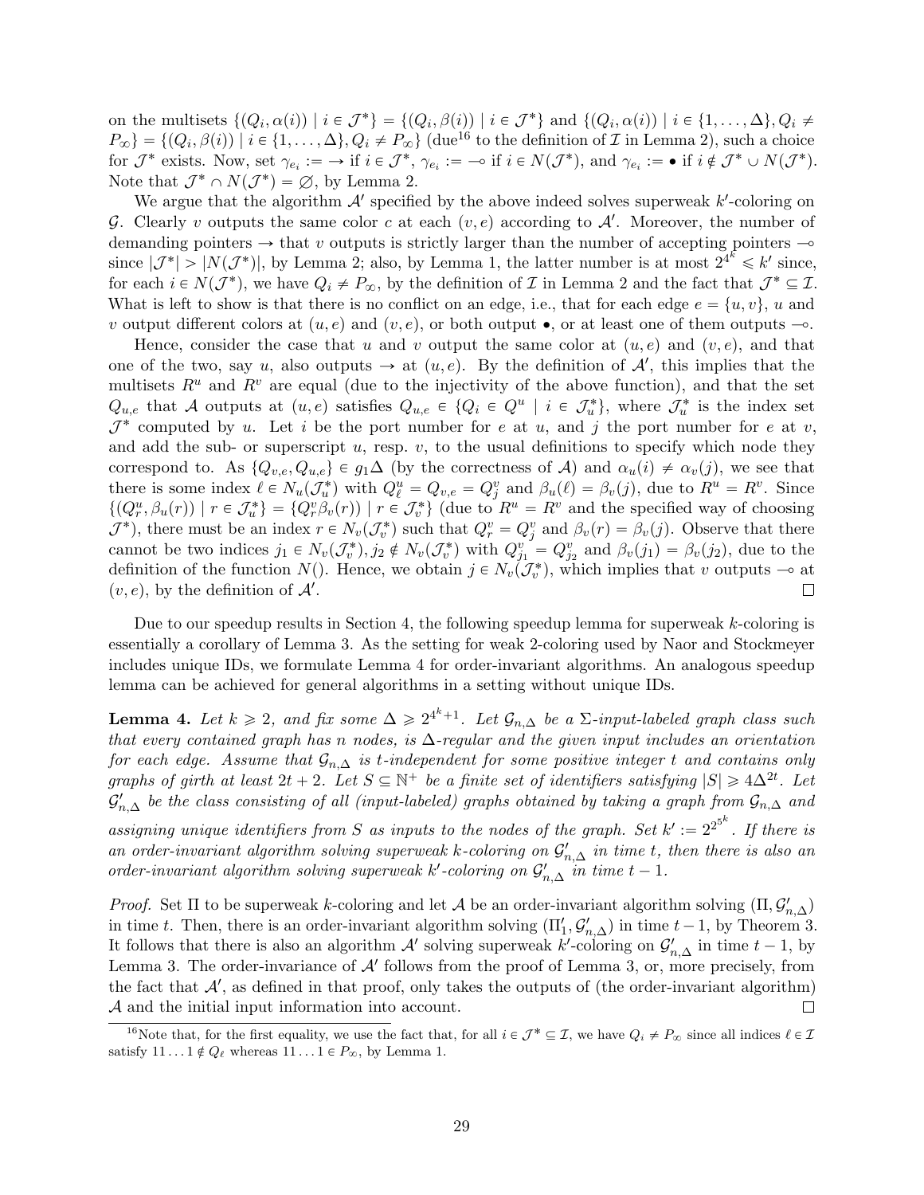on the multisets $\{(Q_i, \alpha(i)) \mid i \in \mathcal{J}^*\} = \{(Q_i, \beta(i)) \mid i \in \mathcal{J}^*\}$ and $\{(Q_i, \alpha(i)) \mid i \in \{1, \ldots, \Delta\}, Q_i \neq P_\infty\} = \{(Q_i, \beta(i)) \mid i \in \{1, \ldots, \Delta\}, Q_i \neq P_\infty\}$ (due[16] to the definition of $\mathcal{I}$ in Lemma 2), such a choice for $\mathcal{J}^*$ exists. Now, set $\gamma_{e_i} := \rightarrow$ if $i \in \mathcal{J}^*$, $\gamma_{e_i} := \multimap$ if $i \in N(\mathcal{J}^*)$, and $\gamma_{e_i} := \bullet$ if $i \notin \mathcal{J}^* \cup N(\mathcal{J}^*)$. Note that $\mathcal{J}^* \cap N(\mathcal{J}^*) = \varnothing$, by Lemma 2.

We argue that the algorithm $\mathcal{A}'$ specified by the above indeed solves superweak $k'$-coloring on $\mathcal{G}$. Clearly $v$ outputs the same color $c$ at each $(v, e)$ according to $\mathcal{A}'$. Moreover, the number of demanding pointers $\rightarrow$ that $v$ outputs is strictly larger than the number of accepting pointers $\multimap$ since $|\mathcal{J}^*| > |N(\mathcal{J}^*)|$, by Lemma 2; also, by Lemma 1, the latter number is at most $2^{4^k} \leqslant k'$ since, for each $i \in N(\mathcal{J}^*)$, we have $Q_i \neq P_\infty$, by the definition of $\mathcal{I}$ in Lemma 2 and the fact that $\mathcal{J}^* \subseteq \mathcal{I}$. What is left to show is that there is no conflict on an edge, i.e., that for each edge $e = \{u, v\}$, $u$ and $v$ output different colors at $(u, e)$ and $(v, e)$, or both output $\bullet$, or at least one of them outputs $\multimap$.

Hence, consider the case that $u$ and $v$ output the same color at $(u, e)$ and $(v, e)$, and that one of the two, say $u$, also outputs $\rightarrow$ at $(u, e)$. By the definition of $\mathcal{A}'$, this implies that the multisets $R^u$ and $R^v$ are equal (due to the injectivity of the above function), and that the set $Q_{u,e}$ that $\mathcal{A}$ outputs at $(u, e)$ satisfies $Q_{u,e} \in \{Q_i \in Q^u \mid i \in \mathcal{J}^*_u\}$, where $\mathcal{J}^*_u$ is the index set $\mathcal{J}^*$ computed by $u$. Let $i$ be the port number for $e$ at $u$, and $j$ the port number for $e$ at $v$, and add the sub- or superscript $u$, resp. $v$, to the usual definitions to specify which node they correspond to. As $\{Q_{v,e}, Q_{u,e}\} \in g_1 \Delta$ (by the correctness of $\mathcal{A}$) and $\alpha_u(i) \neq \alpha_v(j)$, we see that there is some index $\ell \in N_u(\mathcal{J}^*_u)$ with $Q^u_\ell = Q_{v,e} = Q^v_j$ and $\beta_u(\ell) = \beta_v(j)$, due to $R^u = R^v$. Since $\{(Q^u_r, \beta_u(r)) \mid r \in \mathcal{J}^*_u\} = \{Q^v_r \beta_v(r)) \mid r \in \mathcal{J}^*_v\}$ (due to $R^u = R^v$ and the specified way of choosing $\mathcal{J}^*$), there must be an index $r \in N_v(\mathcal{J}^*_v)$ such that $Q^v_r = Q^v_j$ and $\beta_v(r) = \beta_v(j)$. Observe that there cannot be two indices $j_1 \in N_v(\mathcal{J}^*_v), j_2 \notin N_v(\mathcal{J}^*_v)$ with $Q^v_{j_1} = Q^v_{j_2}$ and $\beta_v(j_1) = \beta_v(j_2)$, due to the definition of the function $N()$. Hence, we obtain $j \in N_v(\mathcal{J}^*_v)$, which implies that $v$ outputs $\multimap$ at $(v, e)$, by the definition of $\mathcal{A}'$. $\square$

Due to our speedup results in Section 4, the following speedup lemma for superweak $k$-coloring is essentially a corollary of Lemma 3. As the setting for weak 2-coloring used by Naor and Stockmeyer includes unique IDs, we formulate Lemma 4 for order-invariant algorithms. An analogous speedup lemma can be achieved for general algorithms in a setting without unique IDs.

**Lemma 4.** *Let $k \geqslant 2$, and fix some $\Delta \geqslant 2^{4^k+1}$. Let $\mathcal{G}_{n,\Delta}$ be a $\Sigma$-input-labeled graph class such that every contained graph has $n$ nodes, is $\Delta$-regular and the given input includes an orientation for each edge. Assume that $\mathcal{G}_{n,\Delta}$ is $t$-independent for some positive integer $t$ and contains only graphs of girth at least $2t + 2$. Let $S \subseteq \mathbb{N}^+$ be a finite set of identifiers satisfying $|S| \geqslant 4\Delta^{2t}$. Let $\mathcal{G}'_{n,\Delta}$ be the class consisting of all (input-labeled) graphs obtained by taking a graph from $\mathcal{G}_{n,\Delta}$ and assigning unique identifiers from $S$ as inputs to the nodes of the graph. Set $k' := 2^{2^{5^k}}$. If there is an order-invariant algorithm solving superweak $k$-coloring on $\mathcal{G}'_{n,\Delta}$ in time $t$, then there is also an order-invariant algorithm solving superweak $k'$-coloring on $\mathcal{G}'_{n,\Delta}$ in time $t - 1$.*

*Proof.* Set $\Pi$ to be superweak $k$-coloring and let $\mathcal{A}$ be an order-invariant algorithm solving $(\Pi, \mathcal{G}'_{n,\Delta})$ in time $t$. Then, there is an order-invariant algorithm solving $(\Pi'_1, \mathcal{G}'_{n,\Delta})$ in time $t-1$, by Theorem 3. It follows that there is also an algorithm $\mathcal{A}'$ solving superweak $k'$-coloring on $\mathcal{G}'_{n,\Delta}$ in time $t - 1$, by Lemma 3. The order-invariance of $\mathcal{A}'$ follows from the proof of Lemma 3, or, more precisely, from the fact that $\mathcal{A}'$, as defined in that proof, only takes the outputs of (the order-invariant algorithm) $\mathcal{A}$ and the initial input information into account. $\square$

[16] Note that, for the first equality, we use the fact that, for all $i \in \mathcal{J}^* \subseteq \mathcal{I}$, we have $Q_i \neq P_\infty$ since all indices $\ell \in \mathcal{I}$ satisfy $11\ldots1 \notin Q_\ell$ whereas $11\ldots1 \in P_\infty$, by Lemma 1.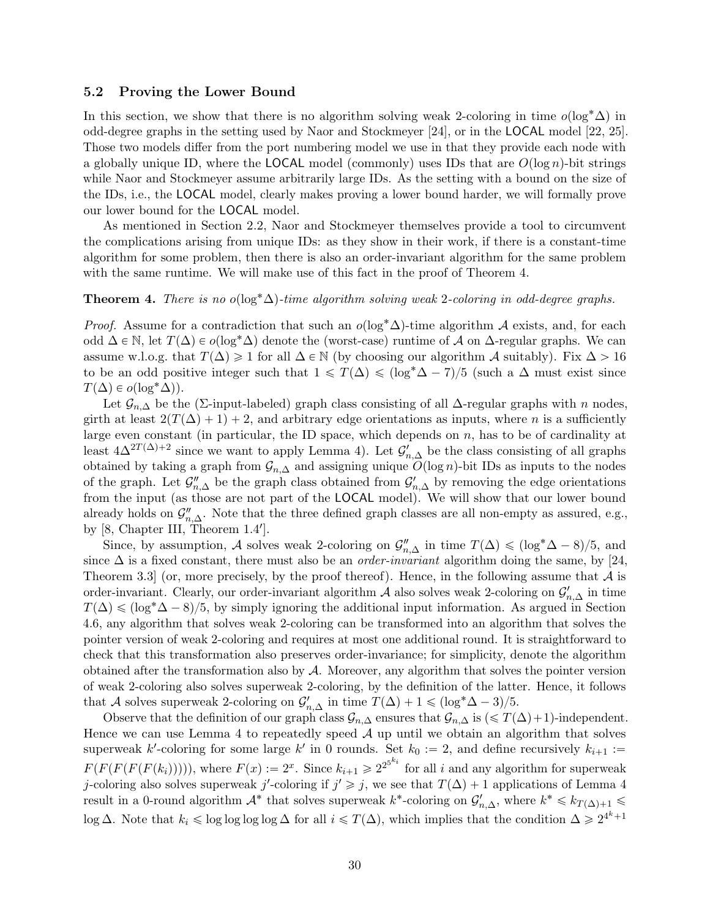### 5.2 Proving the Lower Bound

In this section, we show that there is no algorithm solving weak 2-coloring in time $o(\log^* \Delta)$ in odd-degree graphs in the setting used by Naor and Stockmeyer [24], or in the LOCAL model [22, 25]. Those two models differ from the port numbering model we use in that they provide each node with a globally unique ID, where the LOCAL model (commonly) uses IDs that are $O(\log n)$-bit strings while Naor and Stockmeyer assume arbitrarily large IDs. As the setting with a bound on the size of the IDs, i.e., the LOCAL model, clearly makes proving a lower bound harder, we will formally prove our lower bound for the LOCAL model.

As mentioned in Section 2.2, Naor and Stockmeyer themselves provide a tool to circumvent the complications arising from unique IDs: as they show in their work, if there is a constant-time algorithm for some problem, then there is also an order-invariant algorithm for the same problem with the same runtime. We will make use of this fact in the proof of Theorem 4.

**Theorem 4.** *There is no $o(\log^* \Delta)$-time algorithm solving weak 2-coloring in odd-degree graphs.*

*Proof.* Assume for a contradiction that such an $o(\log^* \Delta)$-time algorithm $\mathcal{A}$ exists, and, for each odd $\Delta \in \mathbb{N}$, let $T(\Delta) \in o(\log^* \Delta)$ denote the (worst-case) runtime of $\mathcal{A}$ on $\Delta$-regular graphs. We can assume w.l.o.g. that $T(\Delta) \geqslant 1$ for all $\Delta \in \mathbb{N}$ (by choosing our algorithm $\mathcal{A}$ suitably). Fix $\Delta > 16$ to be an odd positive integer such that $1 \leqslant T(\Delta) \leqslant (\log^* \Delta - 7)/5$ (such a $\Delta$ must exist since $T(\Delta) \in o(\log^* \Delta)$).

Let $\mathcal{G}_{n,\Delta}$ be the ($\Sigma$-input-labeled) graph class consisting of all $\Delta$-regular graphs with $n$ nodes, girth at least $2(T(\Delta) + 1) + 2$, and arbitrary edge orientations as inputs, where $n$ is a sufficiently large even constant (in particular, the ID space, which depends on $n$, has to be of cardinality at least $4\Delta^{2T(\Delta)+2}$ since we want to apply Lemma 4). Let $\mathcal{G}'_{n,\Delta}$ be the class consisting of all graphs obtained by taking a graph from $\mathcal{G}_{n,\Delta}$ and assigning unique $O(\log n)$-bit IDs as inputs to the nodes of the graph. Let $\mathcal{G}''_{n,\Delta}$ be the graph class obtained from $\mathcal{G}'_{n,\Delta}$ by removing the edge orientations from the input (as those are not part of the LOCAL model). We will show that our lower bound already holds on $\mathcal{G}''_{n,\Delta}$. Note that the three defined graph classes are all non-empty as assured, e.g., by [8, Chapter III, Theorem 1.4′].

Since, by assumption, $\mathcal{A}$ solves weak 2-coloring on $\mathcal{G}''_{n,\Delta}$ in time $T(\Delta) \leqslant (\log^* \Delta - 8)/5$, and since $\Delta$ is a fixed constant, there must also be an *order-invariant* algorithm doing the same, by [24, Theorem 3.3] (or, more precisely, by the proof thereof). Hence, in the following assume that $\mathcal{A}$ is order-invariant. Clearly, our order-invariant algorithm $\mathcal{A}$ also solves weak 2-coloring on $\mathcal{G}'_{n,\Delta}$ in time $T(\Delta) \leqslant (\log^* \Delta - 8)/5$, by simply ignoring the additional input information. As argued in Section 4.6, any algorithm that solves weak 2-coloring can be transformed into an algorithm that solves the pointer version of weak 2-coloring and requires at most one additional round. It is straightforward to check that this transformation also preserves order-invariance; for simplicity, denote the algorithm obtained after the transformation also by $\mathcal{A}$. Moreover, any algorithm that solves the pointer version of weak 2-coloring also solves superweak 2-coloring, by the definition of the latter. Hence, it follows that $\mathcal{A}$ solves superweak 2-coloring on $\mathcal{G}'_{n,\Delta}$ in time $T(\Delta) + 1 \leqslant (\log^* \Delta - 3)/5$.

Observe that the definition of our graph class $\mathcal{G}_{n,\Delta}$ ensures that $\mathcal{G}_{n,\Delta}$ is ($\leqslant T(\Delta)+1$)-independent. Hence we can use Lemma 4 to repeatedly speed $\mathcal{A}$ up until we obtain an algorithm that solves superweak $k'$-coloring for some large $k'$ in 0 rounds. Set $k_0 := 2$, and define recursively $k_{i+1} := F(F(F(F(F(k_i)))))$, where $F(x) := 2^x$. Since $k_{i+1} \geqslant 2^{2^{5^{k_i}}}$ for all $i$ and any algorithm for superweak $j$-coloring also solves superweak $j'$-coloring if $j' \geqslant j$, we see that $T(\Delta) + 1$ applications of Lemma 4 result in a 0-round algorithm $\mathcal{A}^*$ that solves superweak $k^*$-coloring on $\mathcal{G}'_{n,\Delta}$, where $k^* \leqslant k_{T(\Delta)+1} \leqslant \log \Delta$. Note that $k_i \leqslant \log\log\log\log \Delta$ for all $i \leqslant T(\Delta)$, which implies that the condition $\Delta \geqslant 2^{4^k+1}$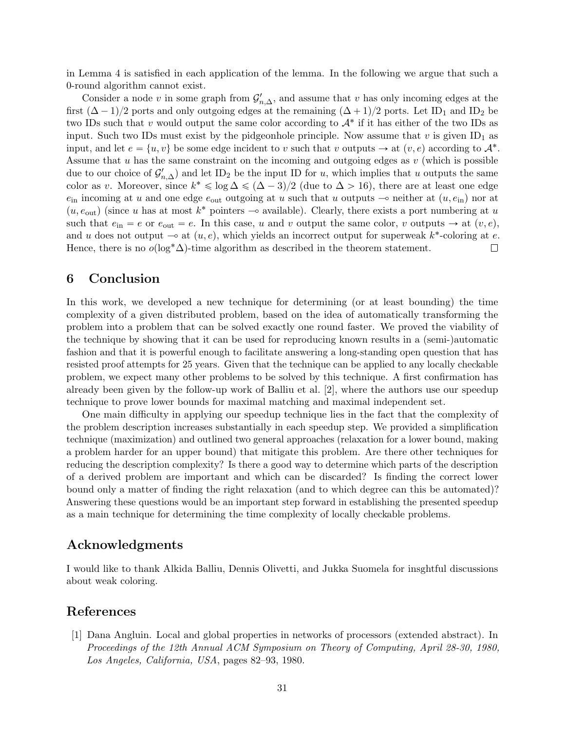in Lemma 4 is satisfied in each application of the lemma. In the following we argue that such a 0-round algorithm cannot exist.

Consider a node $v$ in some graph from $\mathcal{G}'_{n,\Delta}$, and assume that $v$ has only incoming edges at the first $(\Delta - 1)/2$ ports and only outgoing edges at the remaining $(\Delta + 1)/2$ ports. Let $\mathrm{ID}_1$ and $\mathrm{ID}_2$ be two IDs such that $v$ would output the same color according to $\mathcal{A}^*$ if it has either of the two IDs as input. Such two IDs must exist by the pigeonhole principle. Now assume that $v$ is given $\mathrm{ID}_1$ as input, and let $e = \{u, v\}$ be some edge incident to $v$ such that $v$ outputs $\rightarrow$ at $(v, e)$ according to $\mathcal{A}^*$. Assume that $u$ has the same constraint on the incoming and outgoing edges as $v$ (which is possible due to our choice of $\mathcal{G}'_{n,\Delta}$) and let $\mathrm{ID}_2$ be the input ID for $u$, which implies that $u$ outputs the same color as $v$. Moreover, since $k^* \leqslant \log \Delta \leqslant (\Delta - 3)/2$ (due to $\Delta > 16$), there are at least one edge $e_{\text{in}}$ incoming at $u$ and one edge $e_{\text{out}}$ outgoing at $u$ such that $u$ outputs $\multimap$ neither at $(u, e_{\text{in}})$ nor at $(u, e_{\text{out}})$ (since $u$ has at most $k^*$ pointers $\multimap$ available). Clearly, there exists a port numbering at $u$ such that $e_{\text{in}} = e$ or $e_{\text{out}} = e$. In this case, $u$ and $v$ output the same color, $v$ outputs $\rightarrow$ at $(v, e)$, and $u$ does not output $\multimap$ at $(u, e)$, which yields an incorrect output for superweak $k^*$-coloring at $e$. Hence, there is no $o(\log^* \Delta)$-time algorithm as described in the theorem statement. $\square$

## 6 Conclusion

In this work, we developed a new technique for determining (or at least bounding) the time complexity of a given distributed problem, based on the idea of automatically transforming the problem into a problem that can be solved exactly one round faster. We proved the viability of the technique by showing that it can be used for reproducing known results in a (semi-)automatic fashion and that it is powerful enough to facilitate answering a long-standing open question that has resisted proof attempts for 25 years. Given that the technique can be applied to any locally checkable problem, we expect many other problems to be solved by this technique. A first confirmation has already been given by the follow-up work of Balliu et al. [2], where the authors use our speedup technique to prove lower bounds for maximal matching and maximal independent set.

One main difficulty in applying our speedup technique lies in the fact that the complexity of the problem description increases substantially in each speedup step. We provided a simplification technique (maximization) and outlined two general approaches (relaxation for a lower bound, making a problem harder for an upper bound) that mitigate this problem. Are there other techniques for reducing the description complexity? Is there a good way to determine which parts of the description of a derived problem are important and which can be discarded? Is finding the correct lower bound only a matter of finding the right relaxation (and to which degree can this be automated)? Answering these questions would be an important step forward in establishing the presented speedup as a main technique for determining the time complexity of locally checkable problems.

## Acknowledgments

I would like to thank Alkida Balliu, Dennis Olivetti, and Jukka Suomela for insghtful discussions about weak coloring.

## References

[1] Dana Angluin. Local and global properties in networks of processors (extended abstract). In *Proceedings of the 12th Annual ACM Symposium on Theory of Computing, April 28-30, 1980, Los Angeles, California, USA*, pages 82–93, 1980.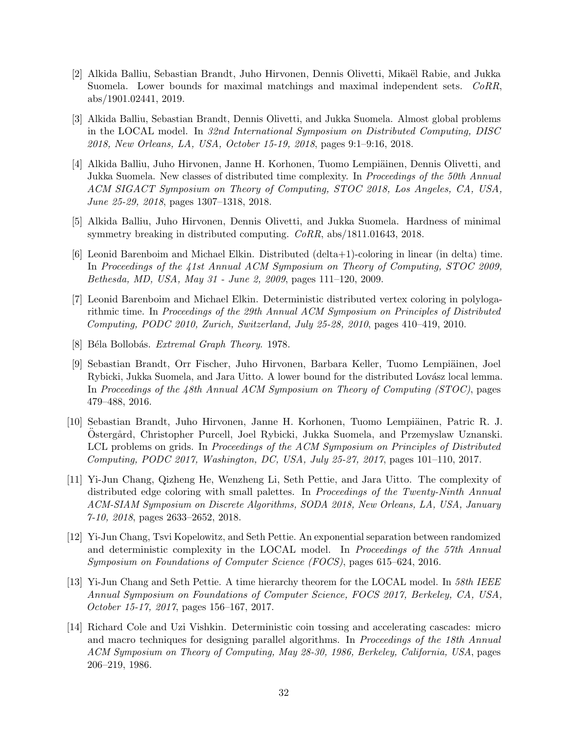[2] Alkida Balliu, Sebastian Brandt, Juho Hirvonen, Dennis Olivetti, Mikaël Rabie, and Jukka Suomela. Lower bounds for maximal matchings and maximal independent sets. *CoRR*, abs/1901.02441, 2019.

[3] Alkida Balliu, Sebastian Brandt, Dennis Olivetti, and Jukka Suomela. Almost global problems in the LOCAL model. In *32nd International Symposium on Distributed Computing, DISC 2018, New Orleans, LA, USA, October 15-19, 2018*, pages 9:1–9:16, 2018.

[4] Alkida Balliu, Juho Hirvonen, Janne H. Korhonen, Tuomo Lempiäinen, Dennis Olivetti, and Jukka Suomela. New classes of distributed time complexity. In *Proceedings of the 50th Annual ACM SIGACT Symposium on Theory of Computing, STOC 2018, Los Angeles, CA, USA, June 25-29, 2018*, pages 1307–1318, 2018.

[5] Alkida Balliu, Juho Hirvonen, Dennis Olivetti, and Jukka Suomela. Hardness of minimal symmetry breaking in distributed computing. *CoRR*, abs/1811.01643, 2018.

[6] Leonid Barenboim and Michael Elkin. Distributed (delta+1)-coloring in linear (in delta) time. In *Proceedings of the 41st Annual ACM Symposium on Theory of Computing, STOC 2009, Bethesda, MD, USA, May 31 - June 2, 2009*, pages 111–120, 2009.

[7] Leonid Barenboim and Michael Elkin. Deterministic distributed vertex coloring in polylogarithmic time. In *Proceedings of the 29th Annual ACM Symposium on Principles of Distributed Computing, PODC 2010, Zurich, Switzerland, July 25-28, 2010*, pages 410–419, 2010.

[8] Béla Bollobás. *Extremal Graph Theory*. 1978.

[9] Sebastian Brandt, Orr Fischer, Juho Hirvonen, Barbara Keller, Tuomo Lempiäinen, Joel Rybicki, Jukka Suomela, and Jara Uitto. A lower bound for the distributed Lovász local lemma. In *Proceedings of the 48th Annual ACM Symposium on Theory of Computing (STOC)*, pages 479–488, 2016.

[10] Sebastian Brandt, Juho Hirvonen, Janne H. Korhonen, Tuomo Lempiäinen, Patric R. J. Östergård, Christopher Purcell, Joel Rybicki, Jukka Suomela, and Przemyslaw Uznanski. LCL problems on grids. In *Proceedings of the ACM Symposium on Principles of Distributed Computing, PODC 2017, Washington, DC, USA, July 25-27, 2017*, pages 101–110, 2017.

[11] Yi-Jun Chang, Qizheng He, Wenzheng Li, Seth Pettie, and Jara Uitto. The complexity of distributed edge coloring with small palettes. In *Proceedings of the Twenty-Ninth Annual ACM-SIAM Symposium on Discrete Algorithms, SODA 2018, New Orleans, LA, USA, January 7-10, 2018*, pages 2633–2652, 2018.

[12] Yi-Jun Chang, Tsvi Kopelowitz, and Seth Pettie. An exponential separation between randomized and deterministic complexity in the LOCAL model. In *Proceedings of the 57th Annual Symposium on Foundations of Computer Science (FOCS)*, pages 615–624, 2016.

[13] Yi-Jun Chang and Seth Pettie. A time hierarchy theorem for the LOCAL model. In *58th IEEE Annual Symposium on Foundations of Computer Science, FOCS 2017, Berkeley, CA, USA, October 15-17, 2017*, pages 156–167, 2017.

[14] Richard Cole and Uzi Vishkin. Deterministic coin tossing and accelerating cascades: micro and macro techniques for designing parallel algorithms. In *Proceedings of the 18th Annual ACM Symposium on Theory of Computing, May 28-30, 1986, Berkeley, California, USA*, pages 206–219, 1986.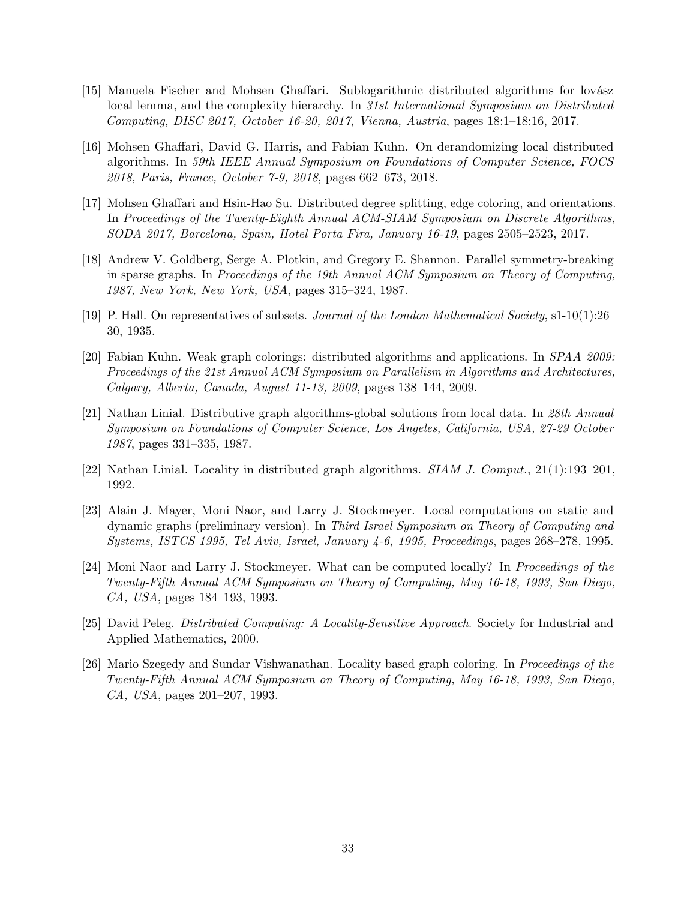[15] Manuela Fischer and Mohsen Ghaffari. Sublogarithmic distributed algorithms for lovász local lemma, and the complexity hierarchy. In *31st International Symposium on Distributed Computing, DISC 2017, October 16-20, 2017, Vienna, Austria*, pages 18:1–18:16, 2017.

[16] Mohsen Ghaffari, David G. Harris, and Fabian Kuhn. On derandomizing local distributed algorithms. In *59th IEEE Annual Symposium on Foundations of Computer Science, FOCS 2018, Paris, France, October 7-9, 2018*, pages 662–673, 2018.

[17] Mohsen Ghaffari and Hsin-Hao Su. Distributed degree splitting, edge coloring, and orientations. In *Proceedings of the Twenty-Eighth Annual ACM-SIAM Symposium on Discrete Algorithms, SODA 2017, Barcelona, Spain, Hotel Porta Fira, January 16-19*, pages 2505–2523, 2017.

[18] Andrew V. Goldberg, Serge A. Plotkin, and Gregory E. Shannon. Parallel symmetry-breaking in sparse graphs. In *Proceedings of the 19th Annual ACM Symposium on Theory of Computing, 1987, New York, New York, USA*, pages 315–324, 1987.

[19] P. Hall. On representatives of subsets. *Journal of the London Mathematical Society*, s1-10(1):26–30, 1935.

[20] Fabian Kuhn. Weak graph colorings: distributed algorithms and applications. In *SPAA 2009: Proceedings of the 21st Annual ACM Symposium on Parallelism in Algorithms and Architectures, Calgary, Alberta, Canada, August 11-13, 2009*, pages 138–144, 2009.

[21] Nathan Linial. Distributive graph algorithms-global solutions from local data. In *28th Annual Symposium on Foundations of Computer Science, Los Angeles, California, USA, 27-29 October 1987*, pages 331–335, 1987.

[22] Nathan Linial. Locality in distributed graph algorithms. *SIAM J. Comput.*, 21(1):193–201, 1992.

[23] Alain J. Mayer, Moni Naor, and Larry J. Stockmeyer. Local computations on static and dynamic graphs (preliminary version). In *Third Israel Symposium on Theory of Computing and Systems, ISTCS 1995, Tel Aviv, Israel, January 4-6, 1995, Proceedings*, pages 268–278, 1995.

[24] Moni Naor and Larry J. Stockmeyer. What can be computed locally? In *Proceedings of the Twenty-Fifth Annual ACM Symposium on Theory of Computing, May 16-18, 1993, San Diego, CA, USA*, pages 184–193, 1993.

[25] David Peleg. *Distributed Computing: A Locality-Sensitive Approach*. Society for Industrial and Applied Mathematics, 2000.

[26] Mario Szegedy and Sundar Vishwanathan. Locality based graph coloring. In *Proceedings of the Twenty-Fifth Annual ACM Symposium on Theory of Computing, May 16-18, 1993, San Diego, CA, USA*, pages 201–207, 1993.